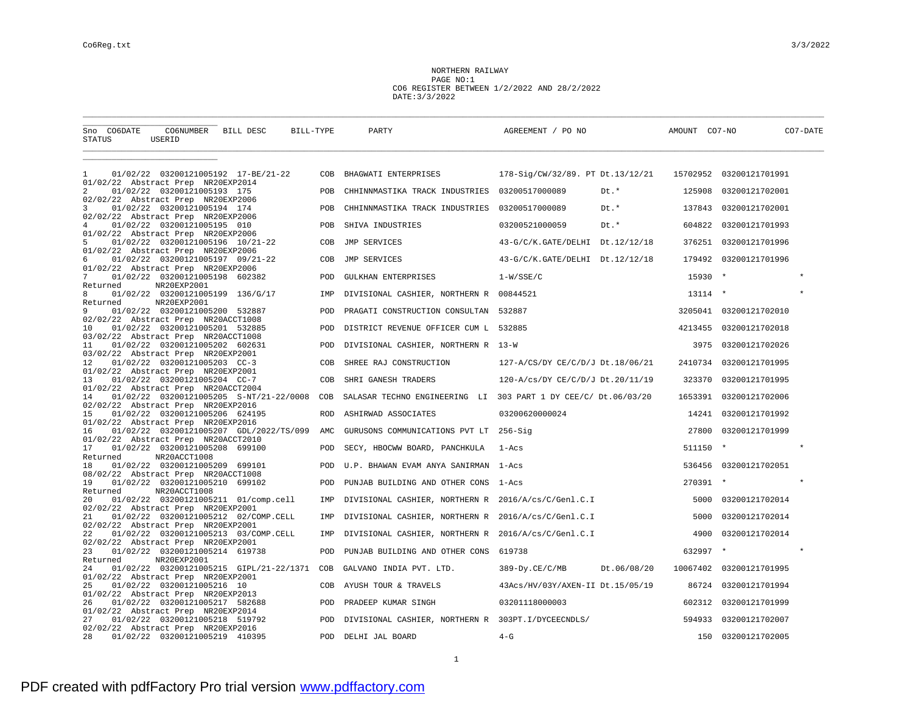NORTHERN RAILWAY
PAGE NO:1
CO6 REGISTER BETWEEN 1/2/2022 AND 28/2/2022
DATE:3/3/2022

| Sno | CO6DATE | CO6NUMBER | BILL DESC | BILL-TYPE | PARTY | AGREEMENT / PO NO | | AMOUNT | CO7-NO | CO7-DATE | STATUS | USERID |
|---|---|---|---|---|---|---|---|---|---|---|---|---|
| 1 | 01/02/22 | 03200121005192 | 17-BE/21-22 | COB | BHAGWATI ENTERPRISES | 178-Sig/CW/32/89. PT | Dt.13/12/21 | 15702952 | 03200121701991 | 01/02/22 | Abstract Prep | NR20EXP2014 |
| 2 | 01/02/22 | 03200121005193 | 175 | POB | CHHINNMASTIKA TRACK INDUSTRIES | 03200517000089 | Dt.* | 125908 | 03200121702001 | 02/02/22 | Abstract Prep | NR20EXP2006 |
| 3 | 01/02/22 | 03200121005194 | 174 | POB | CHHINNMASTIKA TRACK INDUSTRIES | 03200517000089 | Dt.* | 137843 | 03200121702001 | 02/02/22 | Abstract Prep | NR20EXP2006 |
| 4 | 01/02/22 | 03200121005195 | 010 | POB | SHIVA INDUSTRIES | 03200521000059 | Dt.* | 604822 | 03200121701993 | 01/02/22 | Abstract Prep | NR20EXP2006 |
| 5 | 01/02/22 | 03200121005196 | 10/21-22 | COB | JMP SERVICES | 43-G/C/K.GATE/DELHI | Dt.12/12/18 | 376251 | 03200121701996 | 01/02/22 | Abstract Prep | NR20EXP2006 |
| 6 | 01/02/22 | 03200121005197 | 09/21-22 | COB | JMP SERVICES | 43-G/C/K.GATE/DELHI | Dt.12/12/18 | 179492 | 03200121701996 | 01/02/22 | Abstract Prep | NR20EXP2006 |
| 7 | 01/02/22 | 03200121005198 | 602382 | POD | GULKHAN ENTERPRISES | 1-W/SSE/C | | 15930 | * | * | Returned | NR20EXP2001 |
| 8 | 01/02/22 | 03200121005199 | 136/G/17 | IMP | DIVISIONAL CASHIER, NORTHERN R | 00844521 | | 13114 | * | * | Returned | NR20EXP2001 |
| 9 | 01/02/22 | 03200121005200 | 532887 | POD | PRAGATI CONSTRUCTION CONSULTAN | 532887 | | 3205041 | 03200121702010 | 02/02/22 | Abstract Prep | NR20ACCT1008 |
| 10 | 01/02/22 | 03200121005201 | 532885 | POD | DISTRICT REVENUE OFFICER CUM L | 532885 | | 4213455 | 03200121702018 | 03/02/22 | Abstract Prep | NR20ACCT1008 |
| 11 | 01/02/22 | 03200121005202 | 602631 | POD | DIVISIONAL CASHIER, NORTHERN R | 13-W | | 3975 | 03200121702026 | 03/02/22 | Abstract Prep | NR20EXP2001 |
| 12 | 01/02/22 | 03200121005203 | CC-3 | COB | SHREE RAJ CONSTRUCTION | 127-A/CS/DY CE/C/D/J | Dt.18/06/21 | 2410734 | 03200121701995 | 01/02/22 | Abstract Prep | NR20EXP2001 |
| 13 | 01/02/22 | 03200121005204 | CC-7 | COB | SHRI GANESH TRADERS | 120-A/cs/DY CE/C/D/J | Dt.20/11/19 | 323370 | 03200121701995 | 01/02/22 | Abstract Prep | NR20ACCT2004 |
| 14 | 01/02/22 | 03200121005205 | S-NT/21-22/0008 | COB | SALASAR TECHNO ENGINEERING LI | 303 PART 1 DY CEE/C/ | Dt.06/03/20 | 1653391 | 03200121702006 | 02/02/22 | Abstract Prep | NR20EXP2016 |
| 15 | 01/02/22 | 03200121005206 | 624195 | ROD | ASHIRWAD ASSOCIATES | 03200620000024 | | 14241 | 03200121701992 | 01/02/22 | Abstract Prep | NR20EXP2016 |
| 16 | 01/02/22 | 03200121005207 | GDL/2022/TS/099 | AMC | GURUSONS COMMUNICATIONS PVT LT | 256-Sig | | 27800 | 03200121701999 | 01/02/22 | Abstract Prep | NR20ACCT2010 |
| 17 | 01/02/22 | 03200121005208 | 699100 | POD | SECY, HBOCWW BOARD, PANCHKULA | 1-Acs | | 511150 | * | * | Returned | NR20ACCT1008 |
| 18 | 01/02/22 | 03200121005209 | 699101 | POD | U.P. BHAWAN EVAM ANYA SANIRMAN | 1-Acs | | 536456 | 03200121702051 | 08/02/22 | Abstract Prep | NR20ACCT1008 |
| 19 | 01/02/22 | 03200121005210 | 699102 | POD | PUNJAB BUILDING AND OTHER CONS | 1-Acs | | 270391 | * | * | Returned | NR20ACCT1008 |
| 20 | 01/02/22 | 03200121005211 | 01/comp.cell | IMP | DIVISIONAL CASHIER, NORTHERN R | 2016/A/cs/C/Genl.C.I | | 5000 | 03200121702014 | 02/02/22 | Abstract Prep | NR20EXP2001 |
| 21 | 01/02/22 | 03200121005212 | 02/COMP.CELL | IMP | DIVISIONAL CASHIER, NORTHERN R | 2016/A/cs/C/Genl.C.I | | 5000 | 03200121702014 | 02/02/22 | Abstract Prep | NR20EXP2001 |
| 22 | 01/02/22 | 03200121005213 | 03/COMP.CELL | IMP | DIVISIONAL CASHIER, NORTHERN R | 2016/A/cs/C/Genl.C.I | | 4900 | 03200121702014 | 02/02/22 | Abstract Prep | NR20EXP2001 |
| 23 | 01/02/22 | 03200121005214 | 619738 | POD | PUNJAB BUILDING AND OTHER CONS | 619738 | | 632997 | * | * | Returned | NR20EXP2001 |
| 24 | 01/02/22 | 03200121005215 | GIPL/21-22/1371 | COB | GALVANO INDIA PVT. LTD. | 389-Dy.CE/C/MB | Dt.06/08/20 | 10067402 | 03200121701995 | 01/02/22 | Abstract Prep | NR20EXP2001 |
| 25 | 01/02/22 | 03200121005216 | 10 | COB | AYUSH TOUR & TRAVELS | 43Acs/HV/03Y/AXEN-II | Dt.15/05/19 | 86724 | 03200121701994 | 01/02/22 | Abstract Prep | NR20EXP2013 |
| 26 | 01/02/22 | 03200121005217 | 582688 | POD | PRADEEP KUMAR SINGH | 03201118000003 | | 602312 | 03200121701999 | 01/02/22 | Abstract Prep | NR20EXP2014 |
| 27 | 01/02/22 | 03200121005218 | 519792 | POD | DIVISIONAL CASHIER, NORTHERN R | 303PT.I/DYCEECNDLS/ | | 594933 | 03200121702007 | 02/02/22 | Abstract Prep | NR20EXP2016 |
| 28 | 01/02/22 | 03200121005219 | 410395 | POD | DELHI JAL BOARD | 4-G | | 150 | 03200121702005 | | | |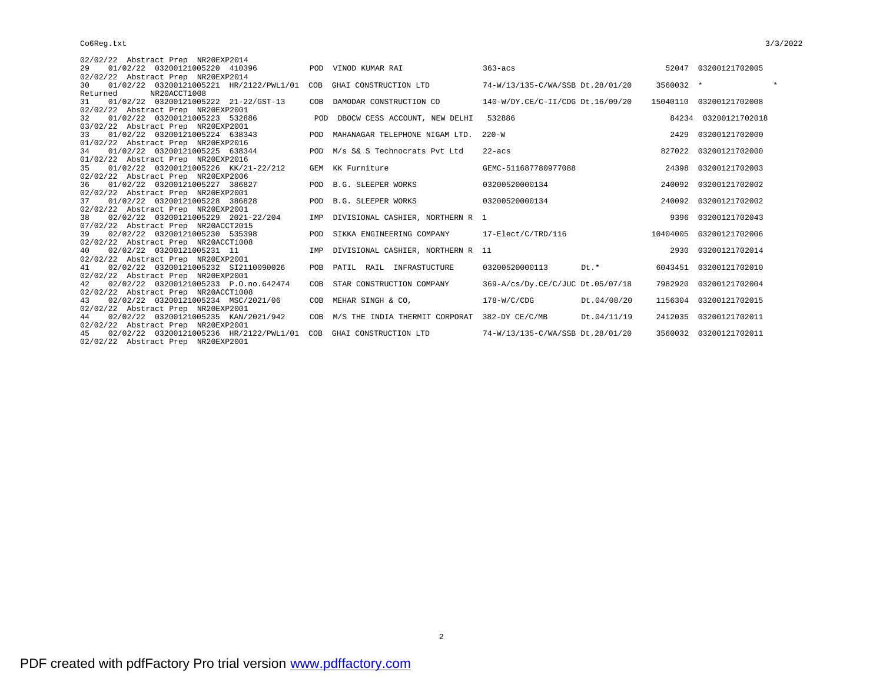```
02/02/22  Abstract Prep  NR20EXP2014
29    01/02/22  03200121005220  410396            POD  VINOD KUMAR RAI                  363-acs                                     52047  03200121702005
02/02/22  Abstract Prep  NR20EXP2014
30    01/02/22  03200121005221  HR/2122/PWL1/01   COB  GHAI CONSTRUCTION LTD            74-W/13/135-C/WA/SSB Dt.28/01/20          3560032  *                    *
Returned          NR20ACCT1008
31    01/02/22  03200121005222  21-22/GST-13      COB  DAMODAR CONSTRUCTION CO          140-W/DY.CE/C-II/CDG Dt.16/09/20         15040110  03200121702008
02/02/22  Abstract Prep  NR20EXP2001
32    01/02/22  03200121005223  532886             POD  DBOCW CESS ACCOUNT, NEW DELHI    532886                                      84234  03200121702018
03/02/22  Abstract Prep  NR20EXP2001
33    01/02/22  03200121005224  638343            POD  MAHANAGAR TELEPHONE NIGAM LTD.   220-W                                        2429  03200121702000
01/02/22  Abstract Prep  NR20EXP2016
34    01/02/22  03200121005225  638344            POD  M/s S& S Technocrats Pvt Ltd     22-acs                                     827022  03200121702000
01/02/22  Abstract Prep  NR20EXP2016
35    01/02/22  03200121005226  KK/21-22/212      GEM  KK Furniture                     GEMC-511687780977088                        24398  03200121702003
02/02/22  Abstract Prep  NR20EXP2006
36    01/02/22  03200121005227  386827            POD  B.G. SLEEPER WORKS               03200520000134                             240092  03200121702002
02/02/22  Abstract Prep  NR20EXP2001
37    01/02/22  03200121005228  386828            POD  B.G. SLEEPER WORKS               03200520000134                             240092  03200121702002
02/02/22  Abstract Prep  NR20EXP2001
38    02/02/22  03200121005229  2021-22/204       IMP  DIVISIONAL CASHIER, NORTHERN R  1                                             9396  03200121702043
07/02/22  Abstract Prep  NR20ACCT2015
39    02/02/22  03200121005230  535398            POD  SIKKA ENGINEERING COMPANY        17-Elect/C/TRD/116                       10404005  03200121702006
02/02/22  Abstract Prep  NR20ACCT1008
40    02/02/22  03200121005231  11                IMP  DIVISIONAL CASHIER, NORTHERN R  11                                            2930  03200121702014
02/02/22  Abstract Prep  NR20EXP2001
41    02/02/22  03200121005232  SI2110090026      POB  PATIL  RAIL  INFRASTUCTURE       03200520000113        Dt.*                6043451  03200121702010
02/02/22  Abstract Prep  NR20EXP2001
42    02/02/22  03200121005233  P.O.no.642474     COB  STAR CONSTRUCTION COMPANY        369-A/cs/Dy.CE/C/JUC Dt.05/07/18          7982920  03200121702004
02/02/22  Abstract Prep  NR20ACCT1008
43    02/02/22  03200121005234  MSC/2021/06       COB  MEHAR SINGH & CO,                178-W/C/CDG           Dt.04/08/20         1156304  03200121702015
02/02/22  Abstract Prep  NR20EXP2001
44    02/02/22  03200121005235  KAN/2021/942      COB  M/S THE INDIA THERMIT CORPORAT   382-DY CE/C/MB        Dt.04/11/19         2412035  03200121702011
02/02/22  Abstract Prep  NR20EXP2001
45    02/02/22  03200121005236  HR/2122/PWL1/01   COB  GHAI CONSTRUCTION LTD            74-W/13/135-C/WA/SSB Dt.28/01/20          3560032  03200121702011
02/02/22  Abstract Prep  NR20EXP2001
```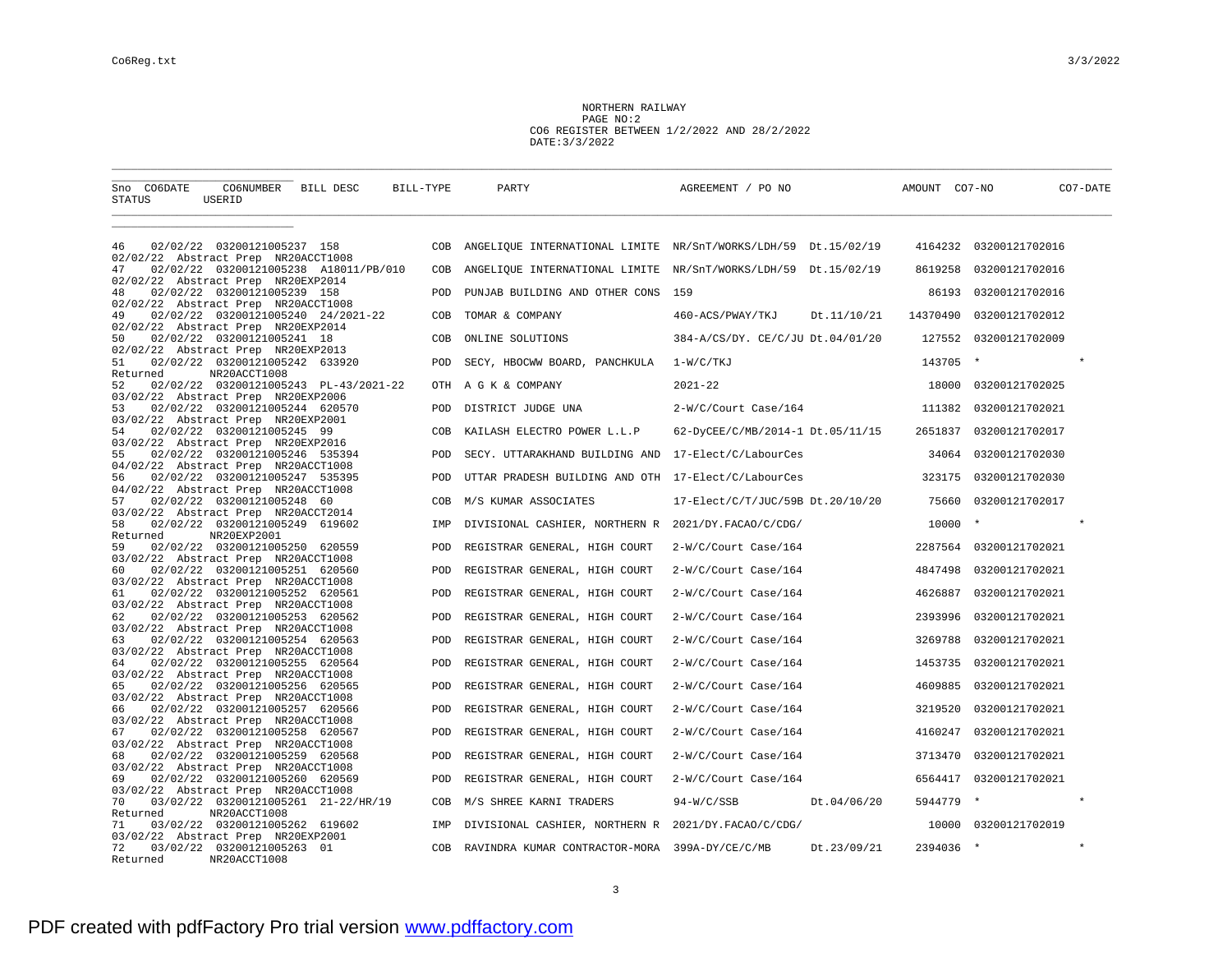NORTHERN RAILWAY
PAGE NO:2
CO6 REGISTER BETWEEN 1/2/2022 AND 28/2/2022
DATE:3/3/2022

| Sno | CO6DATE | CO6NUMBER | BILL DESC | BILL-TYPE | PARTY | AGREEMENT / PO NO | | AMOUNT | CO7-NO | CO7-DATE |
|---|---|---|---|---|---|---|---|---|---|---|
| STATUS | | USERID | | | | | | | | |
| 46 | 02/02/22 | 03200121005237 | 158 | COB | ANGELIQUE INTERNATIONAL LIMITE | NR/SnT/WORKS/LDH/59 | Dt.15/02/19 | 4164232 | 03200121702016 | |
| 02/02/22 Abstract Prep | | NR20ACCT1008 | | | | | | | | |
| 47 | 02/02/22 | 03200121005238 | A18011/PB/010 | COB | ANGELIQUE INTERNATIONAL LIMITE | NR/SnT/WORKS/LDH/59 | Dt.15/02/19 | 8619258 | 03200121702016 | |
| 02/02/22 Abstract Prep | | NR20EXP2014 | | | | | | | | |
| 48 | 02/02/22 | 03200121005239 | 158 | POD | PUNJAB BUILDING AND OTHER CONS | 159 | | 86193 | 03200121702016 | |
| 02/02/22 Abstract Prep | | NR20ACCT1008 | | | | | | | | |
| 49 | 02/02/22 | 03200121005240 | 24/2021-22 | COB | TOMAR & COMPANY | 460-ACS/PWAY/TKJ | Dt.11/10/21 | 14370490 | 03200121702012 | |
| 02/02/22 Abstract Prep | | NR20EXP2014 | | | | | | | | |
| 50 | 02/02/22 | 03200121005241 | 18 | COB | ONLINE SOLUTIONS | 384-A/CS/DY. CE/C/JU | Dt.04/01/20 | 127552 | 03200121702009 | |
| 02/02/22 Abstract Prep | | NR20EXP2013 | | | | | | | | |
| 51 | 02/02/22 | 03200121005242 | 633920 | POD | SECY, HBOCWW BOARD, PANCHKULA | 1-W/C/TKJ | | 143705 | * | * |
| Returned | | NR20ACCT1008 | | | | | | | | |
| 52 | 02/02/22 | 03200121005243 | PL-43/2021-22 | OTH | A G K & COMPANY | 2021-22 | | 18000 | 03200121702025 | |
| 03/02/22 Abstract Prep | | NR20EXP2006 | | | | | | | | |
| 53 | 02/02/22 | 03200121005244 | 620570 | POD | DISTRICT JUDGE UNA | 2-W/C/Court Case/164 | | 111382 | 03200121702021 | |
| 03/02/22 Abstract Prep | | NR20EXP2001 | | | | | | | | |
| 54 | 02/02/22 | 03200121005245 | 99 | COB | KAILASH ELECTRO POWER L.L.P | 62-DyCEE/C/MB/2014-1 | Dt.05/11/15 | 2651837 | 03200121702017 | |
| 03/02/22 Abstract Prep | | NR20EXP2016 | | | | | | | | |
| 55 | 02/02/22 | 03200121005246 | 535394 | POD | SECY. UTTARAKHAND BUILDING AND | 17-Elect/C/LabourCes | | 34064 | 03200121702030 | |
| 04/02/22 Abstract Prep | | NR20ACCT1008 | | | | | | | | |
| 56 | 02/02/22 | 03200121005247 | 535395 | POD | UTTAR PRADESH BUILDING AND OTH | 17-Elect/C/LabourCes | | 323175 | 03200121702030 | |
| 04/02/22 Abstract Prep | | NR20ACCT1008 | | | | | | | | |
| 57 | 02/02/22 | 03200121005248 | 60 | COB | M/S KUMAR ASSOCIATES | 17-Elect/C/T/JUC/59B | Dt.20/10/20 | 75660 | 03200121702017 | |
| 03/02/22 Abstract Prep | | NR20ACCT2014 | | | | | | | | |
| 58 | 02/02/22 | 03200121005249 | 619602 | IMP | DIVISIONAL CASHIER, NORTHERN R | 2021/DY.FACAO/C/CDG/ | | 10000 | * | * |
| Returned | | NR20EXP2001 | | | | | | | | |
| 59 | 02/02/22 | 03200121005250 | 620559 | POD | REGISTRAR GENERAL, HIGH COURT | 2-W/C/Court Case/164 | | 2287564 | 03200121702021 | |
| 03/02/22 Abstract Prep | | NR20ACCT1008 | | | | | | | | |
| 60 | 02/02/22 | 03200121005251 | 620560 | POD | REGISTRAR GENERAL, HIGH COURT | 2-W/C/Court Case/164 | | 4847498 | 03200121702021 | |
| 03/02/22 Abstract Prep | | NR20ACCT1008 | | | | | | | | |
| 61 | 02/02/22 | 03200121005252 | 620561 | POD | REGISTRAR GENERAL, HIGH COURT | 2-W/C/Court Case/164 | | 4626887 | 03200121702021 | |
| 03/02/22 Abstract Prep | | NR20ACCT1008 | | | | | | | | |
| 62 | 02/02/22 | 03200121005253 | 620562 | POD | REGISTRAR GENERAL, HIGH COURT | 2-W/C/Court Case/164 | | 2393996 | 03200121702021 | |
| 03/02/22 Abstract Prep | | NR20ACCT1008 | | | | | | | | |
| 63 | 02/02/22 | 03200121005254 | 620563 | POD | REGISTRAR GENERAL, HIGH COURT | 2-W/C/Court Case/164 | | 3269788 | 03200121702021 | |
| 03/02/22 Abstract Prep | | NR20ACCT1008 | | | | | | | | |
| 64 | 02/02/22 | 03200121005255 | 620564 | POD | REGISTRAR GENERAL, HIGH COURT | 2-W/C/Court Case/164 | | 1453735 | 03200121702021 | |
| 03/02/22 Abstract Prep | | NR20ACCT1008 | | | | | | | | |
| 65 | 02/02/22 | 03200121005256 | 620565 | POD | REGISTRAR GENERAL, HIGH COURT | 2-W/C/Court Case/164 | | 4609885 | 03200121702021 | |
| 03/02/22 Abstract Prep | | NR20ACCT1008 | | | | | | | | |
| 66 | 02/02/22 | 03200121005257 | 620566 | POD | REGISTRAR GENERAL, HIGH COURT | 2-W/C/Court Case/164 | | 3219520 | 03200121702021 | |
| 03/02/22 Abstract Prep | | NR20ACCT1008 | | | | | | | | |
| 67 | 02/02/22 | 03200121005258 | 620567 | POD | REGISTRAR GENERAL, HIGH COURT | 2-W/C/Court Case/164 | | 4160247 | 03200121702021 | |
| 03/02/22 Abstract Prep | | NR20ACCT1008 | | | | | | | | |
| 68 | 02/02/22 | 03200121005259 | 620568 | POD | REGISTRAR GENERAL, HIGH COURT | 2-W/C/Court Case/164 | | 3713470 | 03200121702021 | |
| 03/02/22 Abstract Prep | | NR20ACCT1008 | | | | | | | | |
| 69 | 02/02/22 | 03200121005260 | 620569 | POD | REGISTRAR GENERAL, HIGH COURT | 2-W/C/Court Case/164 | | 6564417 | 03200121702021 | |
| 03/02/22 Abstract Prep | | NR20ACCT1008 | | | | | | | | |
| 70 | 03/02/22 | 03200121005261 | 21-22/HR/19 | COB | M/S SHREE KARNI TRADERS | 94-W/C/SSB | Dt.04/06/20 | 5944779 | * | * |
| Returned | | NR20ACCT1008 | | | | | | | | |
| 71 | 03/02/22 | 03200121005262 | 619602 | IMP | DIVISIONAL CASHIER, NORTHERN R | 2021/DY.FACAO/C/CDG/ | | 10000 | 03200121702019 | |
| 03/02/22 Abstract Prep | | NR20EXP2001 | | | | | | | | |
| 72 | 03/02/22 | 03200121005263 | 01 | COB | RAVINDRA KUMAR CONTRACTOR-MORA | 399A-DY/CE/C/MB | Dt.23/09/21 | 2394036 | * | * |
| Returned | | NR20ACCT1008 | | | | | | | | |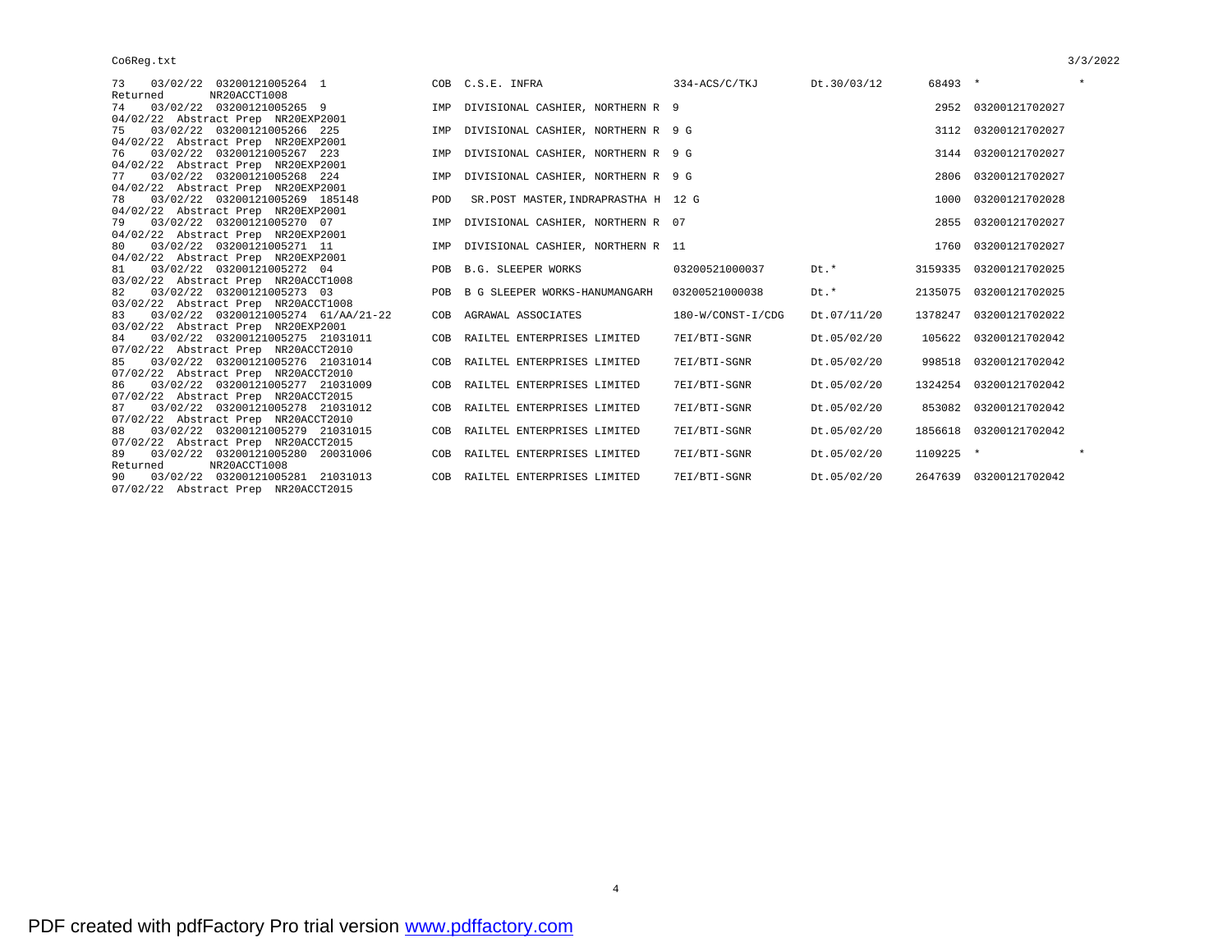```
73    03/02/22  03200121005264  1              COB  C.S.E. INFRA                      334-ACS/C/TKJ       Dt.30/03/12      68493  *               *
Returned        NR20ACCT1008
74    03/02/22  03200121005265  9              IMP  DIVISIONAL CASHIER, NORTHERN R  9                                      2952  03200121702027
04/02/22  Abstract Prep  NR20EXP2001
75    03/02/22  03200121005266  225            IMP  DIVISIONAL CASHIER, NORTHERN R  9 G                                    3112  03200121702027
04/02/22  Abstract Prep  NR20EXP2001
76    03/02/22  03200121005267  223            IMP  DIVISIONAL CASHIER, NORTHERN R  9 G                                    3144  03200121702027
04/02/22  Abstract Prep  NR20EXP2001
77    03/02/22  03200121005268  224            IMP  DIVISIONAL CASHIER, NORTHERN R  9 G                                    2806  03200121702027
04/02/22  Abstract Prep  NR20EXP2001
78    03/02/22  03200121005269  185148         POD   SR.POST MASTER,INDRAPRASTHA H  12 G                                   1000  03200121702028
04/02/22  Abstract Prep  NR20EXP2001
79    03/02/22  03200121005270  07             IMP  DIVISIONAL CASHIER, NORTHERN R  07                                     2855  03200121702027
04/02/22  Abstract Prep  NR20EXP2001
80    03/02/22  03200121005271  11             IMP  DIVISIONAL CASHIER, NORTHERN R  11                                     1760  03200121702027
04/02/22  Abstract Prep  NR20EXP2001
81    03/02/22  03200121005272  04             POB  B.G. SLEEPER WORKS              03200521000037      Dt.*            3159335  03200121702025
03/02/22  Abstract Prep  NR20ACCT1008
82    03/02/22  03200121005273  03             POB  B G SLEEPER WORKS-HANUMANGARH   03200521000038      Dt.*            2135075  03200121702025
03/02/22  Abstract Prep  NR20ACCT1008
83    03/02/22  03200121005274  61/AA/21-22    COB  AGRAWAL ASSOCIATES              180-W/CONST-I/CDG   Dt.07/11/20     1378247  03200121702022
03/02/22  Abstract Prep  NR20EXP2001
84    03/02/22  03200121005275  21031011       COB  RAILTEL ENTERPRISES LIMITED     7EI/BTI-SGNR        Dt.05/02/20      105622  03200121702042
07/02/22  Abstract Prep  NR20ACCT2010
85    03/02/22  03200121005276  21031014       COB  RAILTEL ENTERPRISES LIMITED     7EI/BTI-SGNR        Dt.05/02/20      998518  03200121702042
07/02/22  Abstract Prep  NR20ACCT2010
86    03/02/22  03200121005277  21031009       COB  RAILTEL ENTERPRISES LIMITED     7EI/BTI-SGNR        Dt.05/02/20     1324254  03200121702042
07/02/22  Abstract Prep  NR20ACCT2015
87    03/02/22  03200121005278  21031012       COB  RAILTEL ENTERPRISES LIMITED     7EI/BTI-SGNR        Dt.05/02/20      853082  03200121702042
07/02/22  Abstract Prep  NR20ACCT2010
88    03/02/22  03200121005279  21031015       COB  RAILTEL ENTERPRISES LIMITED     7EI/BTI-SGNR        Dt.05/02/20     1856618  03200121702042
07/02/22  Abstract Prep  NR20ACCT2015
89    03/02/22  03200121005280  20031006       COB  RAILTEL ENTERPRISES LIMITED     7EI/BTI-SGNR        Dt.05/02/20     1109225  *               *
Returned        NR20ACCT1008
90    03/02/22  03200121005281  21031013       COB  RAILTEL ENTERPRISES LIMITED     7EI/BTI-SGNR        Dt.05/02/20     2647639  03200121702042
07/02/22  Abstract Prep  NR20ACCT2015
```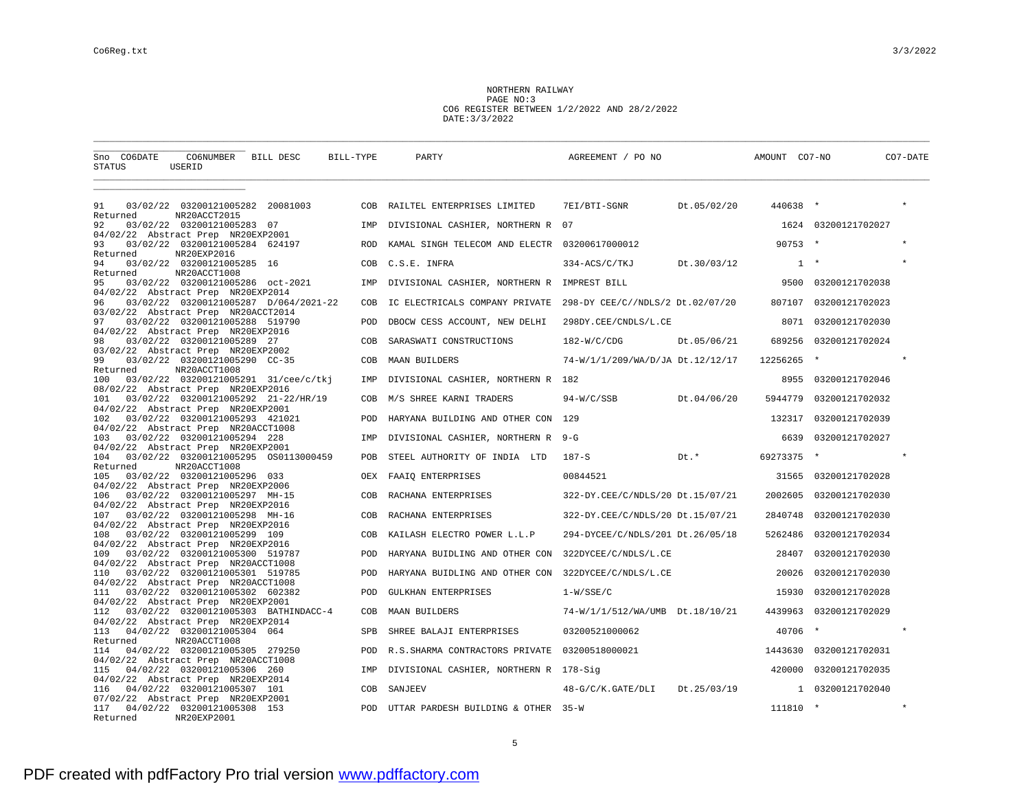NORTHERN RAILWAY
PAGE NO:3
CO6 REGISTER BETWEEN 1/2/2022 AND 28/2/2022
DATE:3/3/2022

| Sno | CO6DATE | CO6NUMBER | BILL DESC | BILL-TYPE | PARTY | AGREEMENT / PO NO | | AMOUNT | CO7-NO | CO7-DATE |
|---|---|---|---|---|---|---|---|---|---|---|
| STATUS | | USERID | | | | | | | | |
| 91 | 03/02/22 | 03200121005282 | 20081003 | COB | RAILTEL ENTERPRISES LIMITED | 7EI/BTI-SGNR | Dt.05/02/20 | 440638 | * | * |
| Returned | | NR20ACCT2015 | | | | | | | | |
| 92 | 03/02/22 | 03200121005283 | 07 | IMP | DIVISIONAL CASHIER, NORTHERN R | 07 | | 1624 | 03200121702027 | |
| 04/02/22 Abstract Prep | | NR20EXP2001 | | | | | | | | |
| 93 | 03/02/22 | 03200121005284 | 624197 | ROD | KAMAL SINGH TELECOM AND ELECTR | 03200617000012 | | 90753 | * | * |
| Returned | | NR20EXP2016 | | | | | | | | |
| 94 | 03/02/22 | 03200121005285 | 16 | COB | C.S.E. INFRA | 334-ACS/C/TKJ | Dt.30/03/12 | 1 | * | * |
| Returned | | NR20ACCT1008 | | | | | | | | |
| 95 | 03/02/22 | 03200121005286 | oct-2021 | IMP | DIVISIONAL CASHIER, NORTHERN R | IMPREST BILL | | 9500 | 03200121702038 | |
| 04/02/22 Abstract Prep | | NR20EXP2014 | | | | | | | | |
| 96 | 03/02/22 | 03200121005287 | D/064/2021-22 | COB | IC ELECTRICALS COMPANY PRIVATE | 298-DY CEE/C//NDLS/2 | Dt.02/07/20 | 807107 | 03200121702023 | |
| 03/02/22 Abstract Prep | | NR20ACCT2014 | | | | | | | | |
| 97 | 03/02/22 | 03200121005288 | 519790 | POD | DBOCW CESS ACCOUNT, NEW DELHI | 298DY.CEE/CNDLS/L.CE | | 8071 | 03200121702030 | |
| 04/02/22 Abstract Prep | | NR20EXP2016 | | | | | | | | |
| 98 | 03/02/22 | 03200121005289 | 27 | COB | SARASWATI CONSTRUCTIONS | 182-W/C/CDG | Dt.05/06/21 | 689256 | 03200121702024 | |
| 03/02/22 Abstract Prep | | NR20EXP2002 | | | | | | | | |
| 99 | 03/02/22 | 03200121005290 | CC-35 | COB | MAAN BUILDERS | 74-W/1/1/209/WA/D/JA | Dt.12/12/17 | 12256265 | * | * |
| Returned | | NR20ACCT1008 | | | | | | | | |
| 100 | 03/02/22 | 03200121005291 | 31/cee/c/tkj | IMP | DIVISIONAL CASHIER, NORTHERN R | 182 | | 8955 | 03200121702046 | |
| 08/02/22 Abstract Prep | | NR20EXP2016 | | | | | | | | |
| 101 | 03/02/22 | 03200121005292 | 21-22/HR/19 | COB | M/S SHREE KARNI TRADERS | 94-W/C/SSB | Dt.04/06/20 | 5944779 | 03200121702032 | |
| 04/02/22 Abstract Prep | | NR20EXP2001 | | | | | | | | |
| 102 | 03/02/22 | 03200121005293 | 421021 | POD | HARYANA BUILDING AND OTHER CON | 129 | | 132317 | 03200121702039 | |
| 04/02/22 Abstract Prep | | NR20ACCT1008 | | | | | | | | |
| 103 | 03/02/22 | 03200121005294 | 228 | IMP | DIVISIONAL CASHIER, NORTHERN R | 9-G | | 6639 | 03200121702027 | |
| 04/02/22 Abstract Prep | | NR20EXP2001 | | | | | | | | |
| 104 | 03/02/22 | 03200121005295 | OS0113000459 | POB | STEEL AUTHORITY OF INDIA LTD | 187-S | Dt.* | 69273375 | * | * |
| Returned | | NR20ACCT1008 | | | | | | | | |
| 105 | 03/02/22 | 03200121005296 | 033 | OEX | FAAIQ ENTERPRISES | 00844521 | | 31565 | 03200121702028 | |
| 04/02/22 Abstract Prep | | NR20EXP2006 | | | | | | | | |
| 106 | 03/02/22 | 03200121005297 | MH-15 | COB | RACHANA ENTERPRISES | 322-DY.CEE/C/NDLS/20 | Dt.15/07/21 | 2002605 | 03200121702030 | |
| 04/02/22 Abstract Prep | | NR20EXP2016 | | | | | | | | |
| 107 | 03/02/22 | 03200121005298 | MH-16 | COB | RACHANA ENTERPRISES | 322-DY.CEE/C/NDLS/20 | Dt.15/07/21 | 2840748 | 03200121702030 | |
| 04/02/22 Abstract Prep | | NR20EXP2016 | | | | | | | | |
| 108 | 03/02/22 | 03200121005299 | 109 | COB | KAILASH ELECTRO POWER L.L.P | 294-DYCEE/C/NDLS/201 | Dt.26/05/18 | 5262486 | 03200121702034 | |
| 04/02/22 Abstract Prep | | NR20EXP2016 | | | | | | | | |
| 109 | 03/02/22 | 03200121005300 | 519787 | POD | HARYANA BUIDLING AND OTHER CON | 322DYCEE/C/NDLS/L.CE | | 28407 | 03200121702030 | |
| 04/02/22 Abstract Prep | | NR20ACCT1008 | | | | | | | | |
| 110 | 03/02/22 | 03200121005301 | 519785 | POD | HARYANA BUIDLING AND OTHER CON | 322DYCEE/C/NDLS/L.CE | | 20026 | 03200121702030 | |
| 04/02/22 Abstract Prep | | NR20ACCT1008 | | | | | | | | |
| 111 | 03/02/22 | 03200121005302 | 602382 | POD | GULKHAN ENTERPRISES | 1-W/SSE/C | | 15930 | 03200121702028 | |
| 04/02/22 Abstract Prep | | NR20EXP2001 | | | | | | | | |
| 112 | 03/02/22 | 03200121005303 | BATHINDACC-4 | COB | MAAN BUILDERS | 74-W/1/1/512/WA/UMB | Dt.18/10/21 | 4439963 | 03200121702029 | |
| 04/02/22 Abstract Prep | | NR20EXP2014 | | | | | | | | |
| 113 | 04/02/22 | 03200121005304 | 064 | SPB | SHREE BALAJI ENTERPRISES | 03200521000062 | | 40706 | * | * |
| Returned | | NR20ACCT1008 | | | | | | | | |
| 114 | 04/02/22 | 03200121005305 | 279250 | POD | R.S.SHARMA CONTRACTORS PRIVATE | 03200518000021 | | 1443630 | 03200121702031 | |
| 04/02/22 Abstract Prep | | NR20ACCT1008 | | | | | | | | |
| 115 | 04/02/22 | 03200121005306 | 260 | IMP | DIVISIONAL CASHIER, NORTHERN R | 178-Sig | | 420000 | 03200121702035 | |
| 04/02/22 Abstract Prep | | NR20EXP2014 | | | | | | | | |
| 116 | 04/02/22 | 03200121005307 | 101 | COB | SANJEEV | 48-G/C/K.GATE/DLI | Dt.25/03/19 | 1 | 03200121702040 | |
| 07/02/22 Abstract Prep | | NR20EXP2001 | | | | | | | | |
| 117 | 04/02/22 | 03200121005308 | 153 | POD | UTTAR PARDESH BUILDING & OTHER | 35-W | | 111810 | * | * |
| Returned | | NR20EXP2001 | | | | | | | | |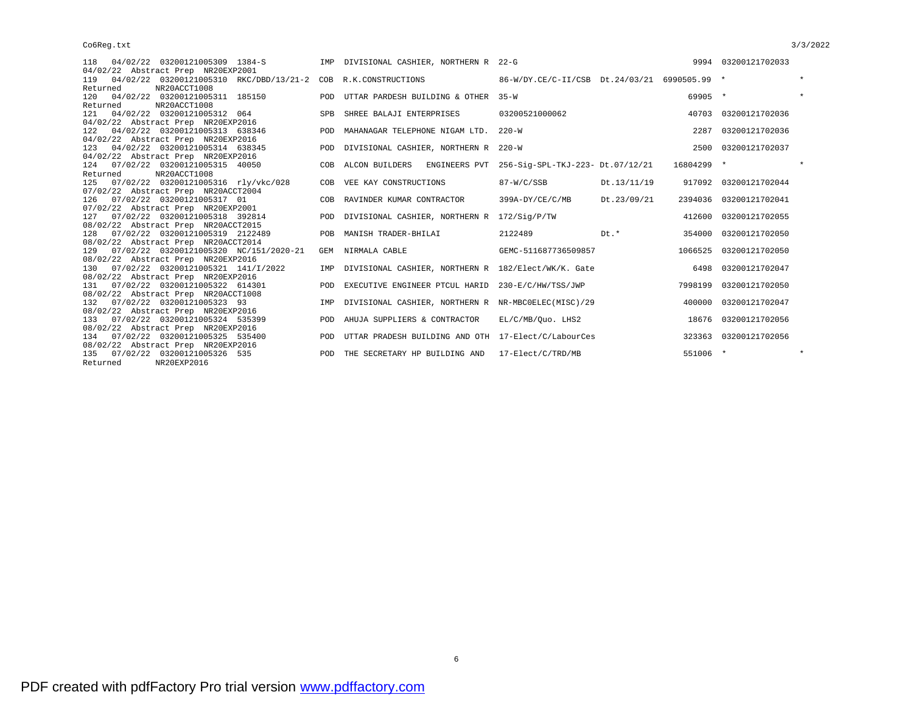```
118  04/02/22 03200121005309 1384-S             IMP  DIVISIONAL CASHIER, NORTHERN R  22-G                                            9994  03200121702033
04/02/22  Abstract Prep  NR20EXP2001
119  04/02/22 03200121005310 RKC/DBD/13/21-2  COB  R.K.CONSTRUCTIONS               86-W/DY.CE/C-II/CSB  Dt.24/03/21  6990505.99  *                  *
Returned        NR20ACCT1008
120  04/02/22 03200121005311 185150             POD  UTTAR PARDESH BUILDING & OTHER  35-W                                           69905  *                  *
Returned        NR20ACCT1008
121  04/02/22 03200121005312 064                SPB  SHREE BALAJI ENTERPRISES        03200521000062                                 40703  03200121702036
04/02/22  Abstract Prep  NR20EXP2016
122  04/02/22 03200121005313 638346             POD  MAHANAGAR TELEPHONE NIGAM LTD.  220-W                                           2287  03200121702036
04/02/22  Abstract Prep  NR20EXP2016
123  04/02/22 03200121005314 638345             POD  DIVISIONAL CASHIER, NORTHERN R  220-W                                           2500  03200121702037
04/02/22  Abstract Prep  NR20EXP2016
124  07/02/22 03200121005315 40050              COB  ALCON BUILDERS   ENGINEERS PVT  256-Sig-SPL-TKJ-223- Dt.07/12/21         16804299  *                  *
Returned        NR20ACCT1008
125  07/02/22 03200121005316 rly/vkc/028        COB  VEE KAY CONSTRUCTIONS           87-W/C/SSB           Dt.13/11/19         917092  03200121702044
07/02/22  Abstract Prep  NR20ACCT2004
126  07/02/22 03200121005317 01                 COB  RAVINDER KUMAR CONTRACTOR       399A-DY/CE/C/MB      Dt.23/09/21        2394036  03200121702041
07/02/22  Abstract Prep  NR20EXP2001
127  07/02/22 03200121005318 392814             POD  DIVISIONAL CASHIER, NORTHERN R  172/Sig/P/TW                                  412600  03200121702055
08/02/22  Abstract Prep  NR20ACCT2015
128  07/02/22 03200121005319 2122489            POB  MANISH TRADER-BHILAI            2122489              Dt.*                354000  03200121702050
08/02/22  Abstract Prep  NR20ACCT2014
129  07/02/22 03200121005320 NC/151/2020-21    GEM  NIRMALA CABLE                   GEMC-511687736509857                     1066525  03200121702050
08/02/22  Abstract Prep  NR20EXP2016
130  07/02/22 03200121005321 141/I/2022         IMP  DIVISIONAL CASHIER, NORTHERN R  182/Elect/WK/K. Gate                         6498  03200121702047
08/02/22  Abstract Prep  NR20EXP2016
131  07/02/22 03200121005322 614301             POD  EXECUTIVE ENGINEER PTCUL HARID  230-E/C/HW/TSS/JWP                        7998199  03200121702050
08/02/22  Abstract Prep  NR20ACCT1008
132  07/02/22 03200121005323 93                 IMP  DIVISIONAL CASHIER, NORTHERN R  NR-MBC0ELEC(MISC)/29                       400000  03200121702047
08/02/22  Abstract Prep  NR20EXP2016
133  07/02/22 03200121005324 535399             POD  AHUJA SUPPLIERS & CONTRACTOR    EL/C/MB/Quo. LHS2                           18676  03200121702056
08/02/22  Abstract Prep  NR20EXP2016
134  07/02/22 03200121005325 535400             POD  UTTAR PRADESH BUILDING AND OTH  17-Elect/C/LabourCes                       323363  03200121702056
08/02/22  Abstract Prep  NR20EXP2016
135  07/02/22 03200121005326 535                POD  THE SECRETARY HP BUILDING AND   17-Elect/C/TRD/MB                          551006  *                  *
Returned        NR20EXP2016
```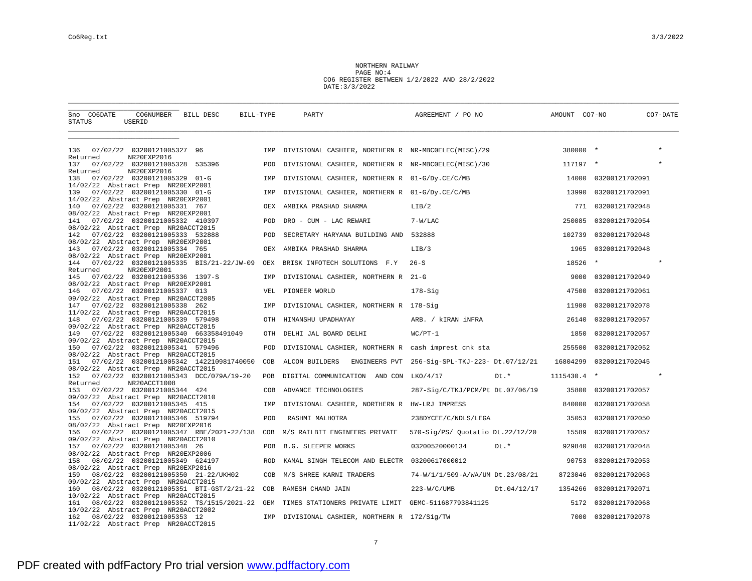NORTHERN RAILWAY
PAGE NO:4
CO6 REGISTER BETWEEN 1/2/2022 AND 28/2/2022
DATE:3/3/2022

| Sno | CO6DATE | CO6NUMBER | BILL DESC | BILL-TYPE | PARTY | AGREEMENT / PO NO | | AMOUNT | CO7-NO | CO7-DATE |
|---|---|---|---|---|---|---|---|---|---|---|
| STATUS | | USERID | | | | | | | | |
| 136 | 07/02/22 | 03200121005327 | 96 | IMP | DIVISIONAL CASHIER, NORTHERN R | NR-MBC0ELEC(MISC)/29 | | 380000 | * | * |
| Returned | | NR20EXP2016 | | | | | | | | |
| 137 | 07/02/22 | 03200121005328 | 535396 | POD | DIVISIONAL CASHIER, NORTHERN R | NR-MBC0ELEC(MISC)/30 | | 117197 | * | * |
| Returned | | NR20EXP2016 | | | | | | | | |
| 138 | 07/02/22 | 03200121005329 | 01-G | IMP | DIVISIONAL CASHIER, NORTHERN R | 01-G/Dy.CE/C/MB | | 14000 | 03200121702091 | |
| 14/02/22 | Abstract Prep | NR20EXP2001 | | | | | | | | |
| 139 | 07/02/22 | 03200121005330 | 01-G | IMP | DIVISIONAL CASHIER, NORTHERN R | 01-G/Dy.CE/C/MB | | 13990 | 03200121702091 | |
| 14/02/22 | Abstract Prep | NR20EXP2001 | | | | | | | | |
| 140 | 07/02/22 | 03200121005331 | 767 | OEX | AMBIKA PRASHAD SHARMA | LIB/2 | | 771 | 03200121702048 | |
| 08/02/22 | Abstract Prep | NR20EXP2001 | | | | | | | | |
| 141 | 07/02/22 | 03200121005332 | 410397 | POD | DRO - CUM - LAC REWARI | 7-W/LAC | | 250085 | 03200121702054 | |
| 08/02/22 | Abstract Prep | NR20ACCT2015 | | | | | | | | |
| 142 | 07/02/22 | 03200121005333 | 532888 | POD | SECRETARY HARYANA BUILDING AND | 532888 | | 102739 | 03200121702048 | |
| 08/02/22 | Abstract Prep | NR20EXP2001 | | | | | | | | |
| 143 | 07/02/22 | 03200121005334 | 765 | OEX | AMBIKA PRASHAD SHARMA | LIB/3 | | 1965 | 03200121702048 | |
| 08/02/22 | Abstract Prep | NR20EXP2001 | | | | | | | | |
| 144 | 07/02/22 | 03200121005335 | BIS/21-22/JW-09 | OEX | BRISK INFOTECH SOLUTIONS F.Y | 26-S | | 18526 | * | * |
| Returned | | NR20EXP2001 | | | | | | | | |
| 145 | 07/02/22 | 03200121005336 | 1397-S | IMP | DIVISIONAL CASHIER, NORTHERN R | 21-G | | 9000 | 03200121702049 | |
| 08/02/22 | Abstract Prep | NR20EXP2001 | | | | | | | | |
| 146 | 07/02/22 | 03200121005337 | 013 | VEL | PIONEER WORLD | 178-Sig | | 47500 | 03200121702061 | |
| 09/02/22 | Abstract Prep | NR20ACCT2005 | | | | | | | | |
| 147 | 07/02/22 | 03200121005338 | 262 | IMP | DIVISIONAL CASHIER, NORTHERN R | 178-Sig | | 11980 | 03200121702078 | |
| 11/02/22 | Abstract Prep | NR20ACCT2015 | | | | | | | | |
| 148 | 07/02/22 | 03200121005339 | 579498 | OTH | HIMANSHU UPADHAYAY | ARB. / kIRAN iNFRA | | 26140 | 03200121702057 | |
| 09/02/22 | Abstract Prep | NR20ACCT2015 | | | | | | | | |
| 149 | 07/02/22 | 03200121005340 | 663358491049 | OTH | DELHI JAL BOARD DELHI | WC/PT-1 | | 1850 | 03200121702057 | |
| 09/02/22 | Abstract Prep | NR20ACCT2015 | | | | | | | | |
| 150 | 07/02/22 | 03200121005341 | 579496 | POD | DIVISIONAL CASHIER, NORTHERN R | cash imprest cnk sta | | 255500 | 03200121702052 | |
| 08/02/22 | Abstract Prep | NR20ACCT2015 | | | | | | | | |
| 151 | 07/02/22 | 03200121005342 | 142210981740050 | COB | ALCON BUILDERS ENGINEERS PVT | 256-Sig-SPL-TKJ-223- | Dt.07/12/21 | 16804299 | 03200121702045 | |
| 08/02/22 | Abstract Prep | NR20ACCT2015 | | | | | | | | |
| 152 | 07/02/22 | 03200121005343 | DCC/079A/19-20 | POB | DIGITAL COMMUNICATION AND CON | LKO/4/17 | Dt.* | 1115430.4 | * | * |
| Returned | | NR20ACCT1008 | | | | | | | | |
| 153 | 07/02/22 | 03200121005344 | 424 | COB | ADVANCE TECHNOLOGIES | 287-Sig/C/TKJ/PCM/Pt | Dt.07/06/19 | 35800 | 03200121702057 | |
| 09/02/22 | Abstract Prep | NR20ACCT2010 | | | | | | | | |
| 154 | 07/02/22 | 03200121005345 | 415 | IMP | DIVISIONAL CASHIER, NORTHERN R | HW-LRJ IMPRESS | | 840000 | 03200121702058 | |
| 09/02/22 | Abstract Prep | NR20ACCT2015 | | | | | | | | |
| 155 | 07/02/22 | 03200121005346 | 519794 | POD | RASHMI MALHOTRA | 238DYCEE/C/NDLS/LEGA | | 35053 | 03200121702050 | |
| 08/02/22 | Abstract Prep | NR20EXP2016 | | | | | | | | |
| 156 | 07/02/22 | 03200121005347 | RBE/2021-22/138 | COB | M/S RAILBIT ENGINEERS PRIVATE | 570-Sig/PS/ Quotatio | Dt.22/12/20 | 15589 | 03200121702057 | |
| 09/02/22 | Abstract Prep | NR20ACCT2010 | | | | | | | | |
| 157 | 07/02/22 | 03200121005348 | 26 | POB | B.G. SLEEPER WORKS | 03200520000134 | Dt.* | 929840 | 03200121702048 | |
| 08/02/22 | Abstract Prep | NR20EXP2006 | | | | | | | | |
| 158 | 08/02/22 | 03200121005349 | 624197 | ROD | KAMAL SINGH TELECOM AND ELECTR | 03200617000012 | | 90753 | 03200121702053 | |
| 08/02/22 | Abstract Prep | NR20EXP2016 | | | | | | | | |
| 159 | 08/02/22 | 03200121005350 | 21-22/UKH02 | COB | M/S SHREE KARNI TRADERS | 74-W/1/1/509-A/WA/UM | Dt.23/08/21 | 8723046 | 03200121702063 | |
| 09/02/22 | Abstract Prep | NR20ACCT2015 | | | | | | | | |
| 160 | 08/02/22 | 03200121005351 | BTI-GST/2/21-22 | COB | RAMESH CHAND JAIN | 223-W/C/UMB | Dt.04/12/17 | 1354266 | 03200121702071 | |
| 10/02/22 | Abstract Prep | NR20ACCT2015 | | | | | | | | |
| 161 | 08/02/22 | 03200121005352 | TS/1515/2021-22 | GEM | TIMES STATIONERS PRIVATE LIMIT | GEMC-511687793841125 | | 5172 | 03200121702068 | |
| 10/02/22 | Abstract Prep | NR20ACCT2002 | | | | | | | | |
| 162 | 08/02/22 | 03200121005353 | 12 | IMP | DIVISIONAL CASHIER, NORTHERN R | 172/Sig/TW | | 7000 | 03200121702078 | |
| 11/02/22 | Abstract Prep | NR20ACCT2015 | | | | | | | | |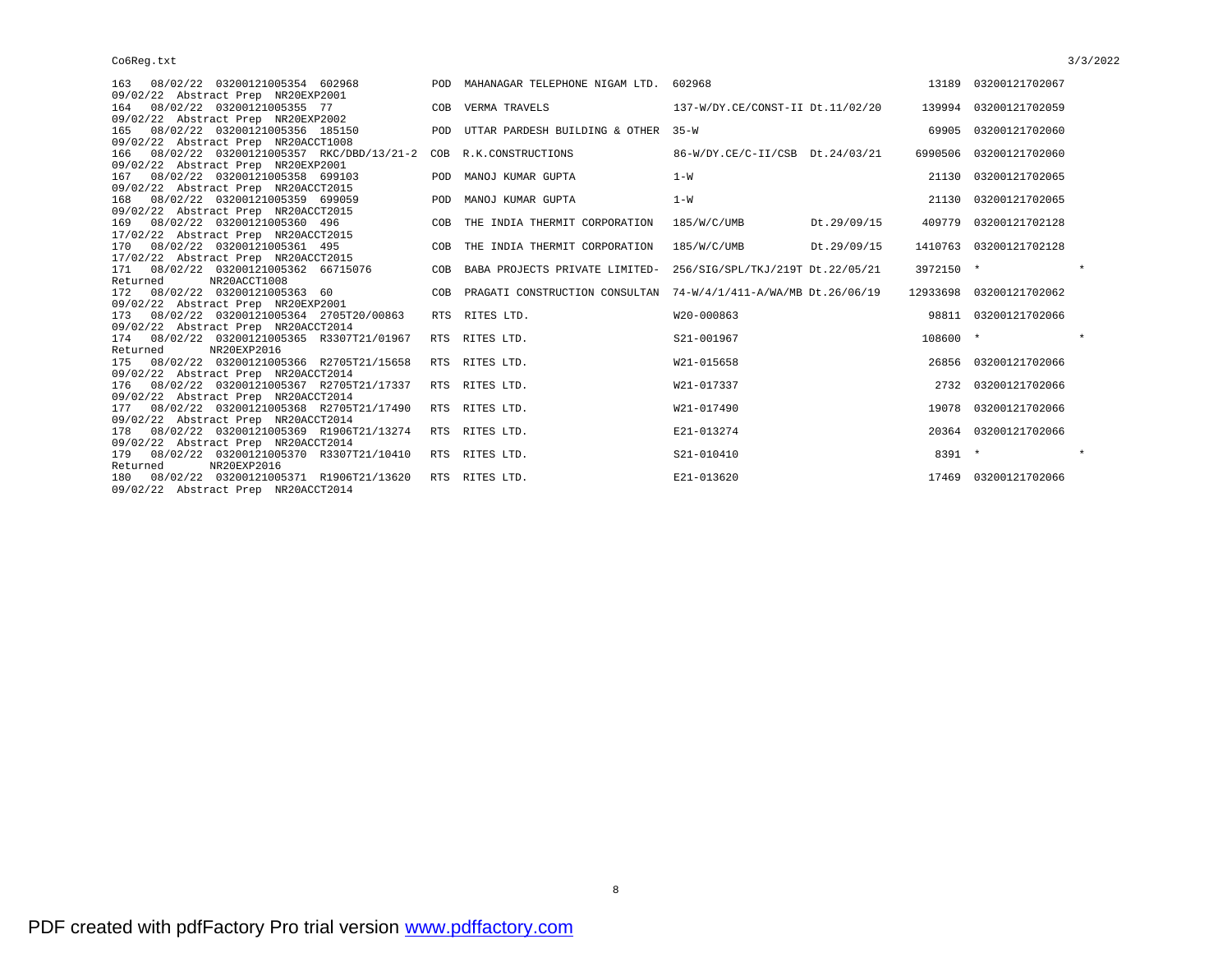| No. | Date | Reg No. | Ref | Type | Party | Letter No. | Date | Amount | Voucher |  |
|---|---|---|---|---|---|---|---|---|---|---|
| 163 | 08/02/22 | 03200121005354 | 602968 | POD | MAHANAGAR TELEPHONE NIGAM LTD. | 602968 |  | 13189 | 03200121702067 |  |
| 09/02/22 Abstract Prep NR20EXP2001 | | | | | | | | | | |
| 164 | 08/02/22 | 03200121005355 | 77 | COB | VERMA TRAVELS | 137-W/DY.CE/CONST-II | Dt.11/02/20 | 139994 | 03200121702059 |  |
| 09/02/22 Abstract Prep NR20EXP2002 | | | | | | | | | | |
| 165 | 08/02/22 | 03200121005356 | 185150 | POD | UTTAR PARDESH BUILDING & OTHER | 35-W |  | 69905 | 03200121702060 |  |
| 09/02/22 Abstract Prep NR20ACCT1008 | | | | | | | | | | |
| 166 | 08/02/22 | 03200121005357 | RKC/DBD/13/21-2 | COB | R.K.CONSTRUCTIONS | 86-W/DY.CE/C-II/CSB | Dt.24/03/21 | 6990506 | 03200121702060 |  |
| 09/02/22 Abstract Prep NR20EXP2001 | | | | | | | | | | |
| 167 | 08/02/22 | 03200121005358 | 699103 | POD | MANOJ KUMAR GUPTA | 1-W |  | 21130 | 03200121702065 |  |
| 09/02/22 Abstract Prep NR20ACCT2015 | | | | | | | | | | |
| 168 | 08/02/22 | 03200121005359 | 699059 | POD | MANOJ KUMAR GUPTA | 1-W |  | 21130 | 03200121702065 |  |
| 09/02/22 Abstract Prep NR20ACCT2015 | | | | | | | | | | |
| 169 | 08/02/22 | 03200121005360 | 496 | COB | THE INDIA THERMIT CORPORATION | 185/W/C/UMB | Dt.29/09/15 | 409779 | 03200121702128 |  |
| 17/02/22 Abstract Prep NR20ACCT2015 | | | | | | | | | | |
| 170 | 08/02/22 | 03200121005361 | 495 | COB | THE INDIA THERMIT CORPORATION | 185/W/C/UMB | Dt.29/09/15 | 1410763 | 03200121702128 |  |
| 17/02/22 Abstract Prep NR20ACCT2015 | | | | | | | | | | |
| 171 | 08/02/22 | 03200121005362 | 66715076 | COB | BABA PROJECTS PRIVATE LIMITED- | 256/SIG/SPL/TKJ/219T | Dt.22/05/21 | 3972150 | * | * |
| Returned NR20ACCT1008 | | | | | | | | | | |
| 172 | 08/02/22 | 03200121005363 | 60 | COB | PRAGATI CONSTRUCTION CONSULTAN | 74-W/4/1/411-A/WA/MB | Dt.26/06/19 | 12933698 | 03200121702062 |  |
| 09/02/22 Abstract Prep NR20EXP2001 | | | | | | | | | | |
| 173 | 08/02/22 | 03200121005364 | 2705T20/00863 | RTS | RITES LTD. | W20-000863 |  | 98811 | 03200121702066 |  |
| 09/02/22 Abstract Prep NR20ACCT2014 | | | | | | | | | | |
| 174 | 08/02/22 | 03200121005365 | R3307T21/01967 | RTS | RITES LTD. | S21-001967 |  | 108600 | * | * |
| Returned NR20EXP2016 | | | | | | | | | | |
| 175 | 08/02/22 | 03200121005366 | R2705T21/15658 | RTS | RITES LTD. | W21-015658 |  | 26856 | 03200121702066 |  |
| 09/02/22 Abstract Prep NR20ACCT2014 | | | | | | | | | | |
| 176 | 08/02/22 | 03200121005367 | R2705T21/17337 | RTS | RITES LTD. | W21-017337 |  | 2732 | 03200121702066 |  |
| 09/02/22 Abstract Prep NR20ACCT2014 | | | | | | | | | | |
| 177 | 08/02/22 | 03200121005368 | R2705T21/17490 | RTS | RITES LTD. | W21-017490 |  | 19078 | 03200121702066 |  |
| 09/02/22 Abstract Prep NR20ACCT2014 | | | | | | | | | | |
| 178 | 08/02/22 | 03200121005369 | R1906T21/13274 | RTS | RITES LTD. | E21-013274 |  | 20364 | 03200121702066 |  |
| 09/02/22 Abstract Prep NR20ACCT2014 | | | | | | | | | | |
| 179 | 08/02/22 | 03200121005370 | R3307T21/10410 | RTS | RITES LTD. | S21-010410 |  | 8391 | * | * |
| Returned NR20EXP2016 | | | | | | | | | | |
| 180 | 08/02/22 | 03200121005371 | R1906T21/13620 | RTS | RITES LTD. | E21-013620 |  | 17469 | 03200121702066 |  |
| 09/02/22 Abstract Prep NR20ACCT2014 | | | | | | | | | | |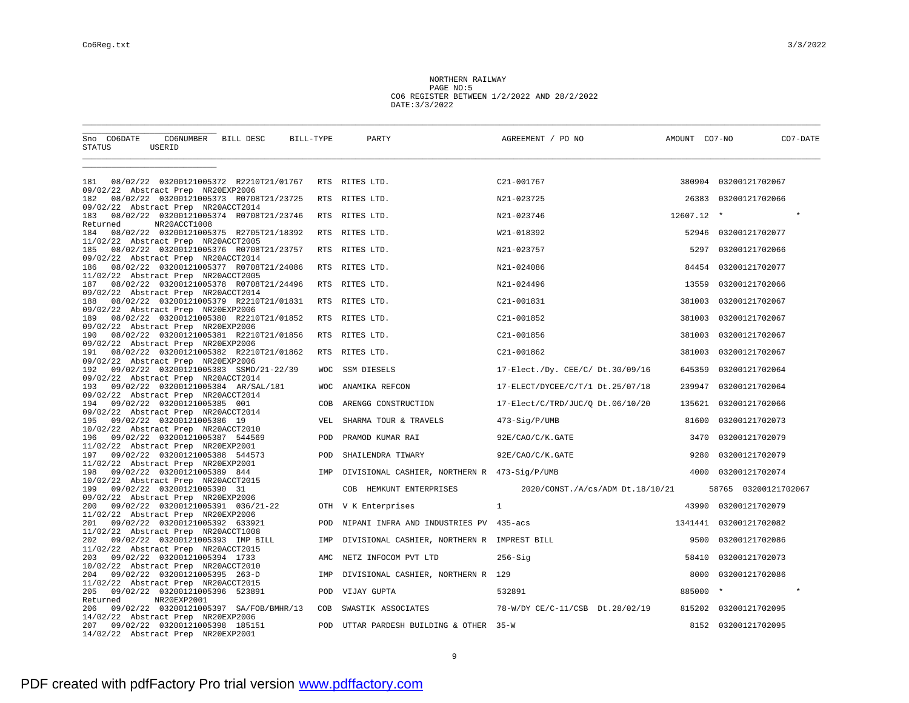NORTHERN RAILWAY
PAGE NO:5
CO6 REGISTER BETWEEN 1/2/2022 AND 28/2/2022
DATE:3/3/2022

| Sno | CO6DATE | CO6NUMBER | BILL DESC | BILL-TYPE | PARTY | AGREEMENT / PO NO | AMOUNT | CO7-NO | CO7-DATE | STATUS | USERID |
|---|---|---|---|---|---|---|---|---|---|---|---|
| 181 | 08/02/22 | 03200121005372 | R2210T21/01767 | RTS | RITES LTD. | C21-001767 | 380904 | 03200121702067 | 09/02/22 | Abstract Prep | NR20EXP2006 |
| 182 | 08/02/22 | 03200121005373 | R0708T21/23725 | RTS | RITES LTD. | N21-023725 | 26383 | 03200121702066 | 09/02/22 | Abstract Prep | NR20ACCT2014 |
| 183 | 08/02/22 | 03200121005374 | R0708T21/23746 | RTS | RITES LTD. | N21-023746 | 12607.12 | * | * | Returned | NR20ACCT1008 |
| 184 | 08/02/22 | 03200121005375 | R2705T21/18392 | RTS | RITES LTD. | W21-018392 | 52946 | 03200121702077 | 11/02/22 | Abstract Prep | NR20ACCT2005 |
| 185 | 08/02/22 | 03200121005376 | R0708T21/23757 | RTS | RITES LTD. | N21-023757 | 5297 | 03200121702066 | 09/02/22 | Abstract Prep | NR20ACCT2014 |
| 186 | 08/02/22 | 03200121005377 | R0708T21/24086 | RTS | RITES LTD. | N21-024086 | 84454 | 03200121702077 | 11/02/22 | Abstract Prep | NR20ACCT2005 |
| 187 | 08/02/22 | 03200121005378 | R0708T21/24496 | RTS | RITES LTD. | N21-024496 | 13559 | 03200121702066 | 09/02/22 | Abstract Prep | NR20ACCT2014 |
| 188 | 08/02/22 | 03200121005379 | R2210T21/01831 | RTS | RITES LTD. | C21-001831 | 381003 | 03200121702067 | 09/02/22 | Abstract Prep | NR20EXP2006 |
| 189 | 08/02/22 | 03200121005380 | R2210T21/01852 | RTS | RITES LTD. | C21-001852 | 381003 | 03200121702067 | 09/02/22 | Abstract Prep | NR20EXP2006 |
| 190 | 08/02/22 | 03200121005381 | R2210T21/01856 | RTS | RITES LTD. | C21-001856 | 381003 | 03200121702067 | 09/02/22 | Abstract Prep | NR20EXP2006 |
| 191 | 08/02/22 | 03200121005382 | R2210T21/01862 | RTS | RITES LTD. | C21-001862 | 381003 | 03200121702067 | 09/02/22 | Abstract Prep | NR20EXP2006 |
| 192 | 09/02/22 | 03200121005383 | SSMD/21-22/39 | WOC | SSM DIESELS | 17-Elect./Dy. CEE/C/ Dt.30/09/16 | 645359 | 03200121702064 | 09/02/22 | Abstract Prep | NR20ACCT2014 |
| 193 | 09/02/22 | 03200121005384 | AR/SAL/181 | WOC | ANAMIKA REFCON | 17-ELECT/DYCEE/C/T/1 Dt.25/07/18 | 239947 | 03200121702064 | 09/02/22 | Abstract Prep | NR20ACCT2014 |
| 194 | 09/02/22 | 03200121005385 | 001 | COB | ARENGG CONSTRUCTION | 17-Elect/C/TRD/JUC/Q Dt.06/10/20 | 135621 | 03200121702066 | 09/02/22 | Abstract Prep | NR20ACCT2014 |
| 195 | 09/02/22 | 03200121005386 | 19 | VEL | SHARMA TOUR & TRAVELS | 473-Sig/P/UMB | 81600 | 03200121702073 | 10/02/22 | Abstract Prep | NR20ACCT2010 |
| 196 | 09/02/22 | 03200121005387 | 544569 | POD | PRAMOD KUMAR RAI | 92E/CAO/C/K.GATE | 3470 | 03200121702079 | 11/02/22 | Abstract Prep | NR20EXP2001 |
| 197 | 09/02/22 | 03200121005388 | 544573 | POD | SHAILENDRA TIWARY | 92E/CAO/C/K.GATE | 9280 | 03200121702079 | 11/02/22 | Abstract Prep | NR20EXP2001 |
| 198 | 09/02/22 | 03200121005389 | 844 | IMP | DIVISIONAL CASHIER, NORTHERN R | 473-Sig/P/UMB | 4000 | 03200121702074 | 10/02/22 | Abstract Prep | NR20ACCT2015 |
| 199 | 09/02/22 | 03200121005390 | 31 | COB | HEMKUNT ENTERPRISES | 2020/CONST./A/cs/ADM Dt.18/10/21 | 58765 | 03200121702067 | 09/02/22 | Abstract Prep | NR20EXP2006 |
| 200 | 09/02/22 | 03200121005391 | 036/21-22 | OTH | V K Enterprises | 1 | 43990 | 03200121702079 | 11/02/22 | Abstract Prep | NR20EXP2006 |
| 201 | 09/02/22 | 03200121005392 | 633921 | POD | NIPANI INFRA AND INDUSTRIES PV | 435-acs | 1341441 | 03200121702082 | 11/02/22 | Abstract Prep | NR20ACCT1008 |
| 202 | 09/02/22 | 03200121005393 | IMP BILL | IMP | DIVISIONAL CASHIER, NORTHERN R | IMPREST BILL | 9500 | 03200121702086 | 11/02/22 | Abstract Prep | NR20ACCT2015 |
| 203 | 09/02/22 | 03200121005394 | 1733 | AMC | NETZ INFOCOM PVT LTD | 256-Sig | 58410 | 03200121702073 | 10/02/22 | Abstract Prep | NR20ACCT2010 |
| 204 | 09/02/22 | 03200121005395 | 263-D | IMP | DIVISIONAL CASHIER, NORTHERN R | 129 | 8000 | 03200121702086 | 11/02/22 | Abstract Prep | NR20ACCT2015 |
| 205 | 09/02/22 | 03200121005396 | 523891 | POD | VIJAY GUPTA | 532891 | 885000 | * | * | Returned | NR20EXP2001 |
| 206 | 09/02/22 | 03200121005397 | SA/FOB/BMHR/13 | COB | SWASTIK ASSOCIATES | 78-W/DY CE/C-11/CSB Dt.28/02/19 | 815202 | 03200121702095 | 14/02/22 | Abstract Prep | NR20EXP2006 |
| 207 | 09/02/22 | 03200121005398 | 185151 | POD | UTTAR PARDESH BUILDING & OTHER | 35-W | 8152 | 03200121702095 | 14/02/22 | Abstract Prep | NR20EXP2001 |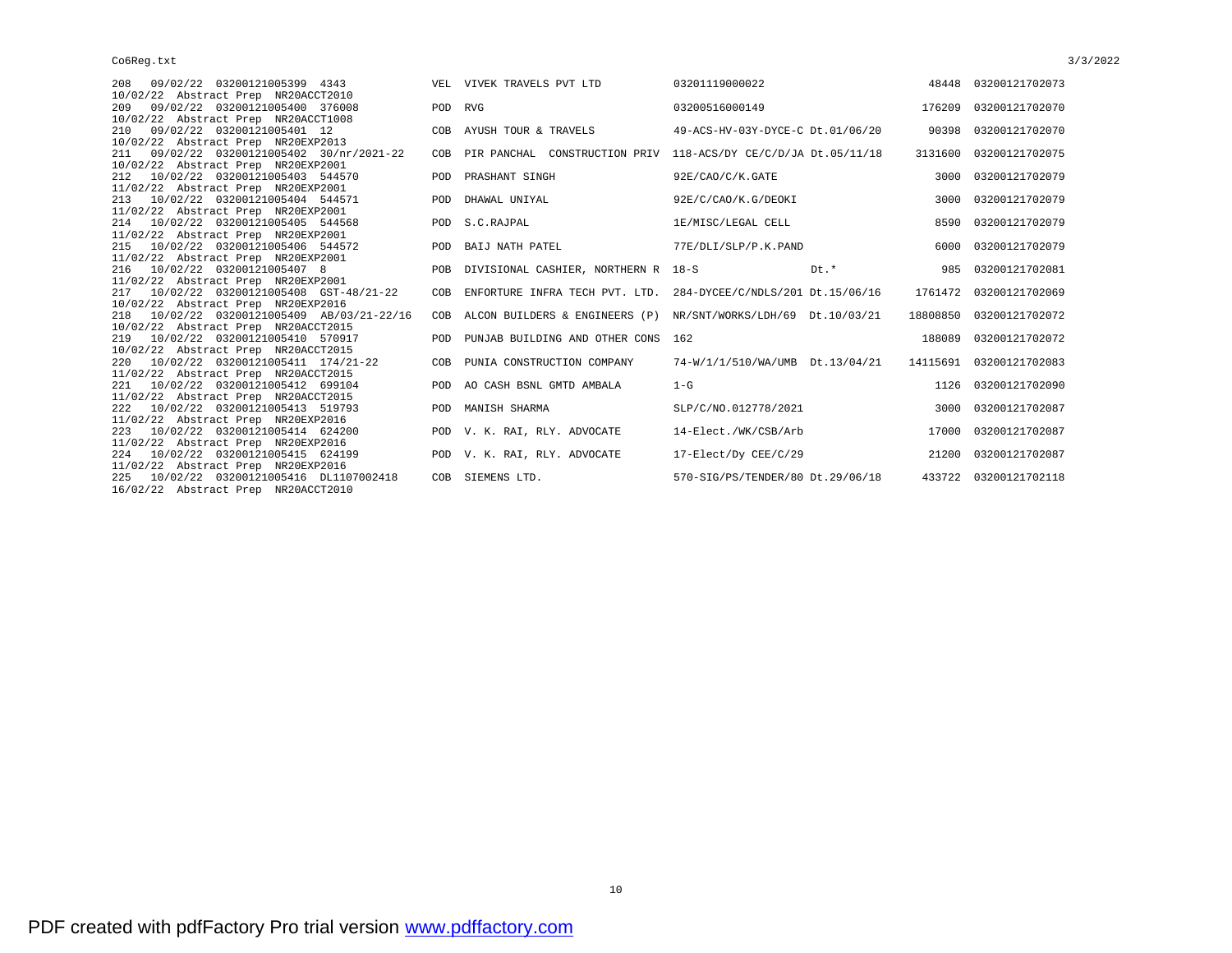| | | | | | | | | |
|---|---|---|---|---|---|---|---|---|
| 208 | 09/02/22 | 03200121005399 | 4343 | VEL | VIVEK TRAVELS PVT LTD | 03201119000022 | 48448 | 03200121702073 |
| | 10/02/22 | Abstract Prep | NR20ACCT2010 | | | | | |
| 209 | 09/02/22 | 03200121005400 | 376008 | POD | RVG | 03200516000149 | 176209 | 03200121702070 |
| | 10/02/22 | Abstract Prep | NR20ACCT1008 | | | | | |
| 210 | 09/02/22 | 03200121005401 | 12 | COB | AYUSH TOUR & TRAVELS | 49-ACS-HV-03Y-DYCE-C Dt.01/06/20 | 90398 | 03200121702070 |
| | 10/02/22 | Abstract Prep | NR20EXP2013 | | | | | |
| 211 | 09/02/22 | 03200121005402 | 30/nr/2021-22 | COB | PIR PANCHAL CONSTRUCTION PRIV | 118-ACS/DY CE/C/D/JA Dt.05/11/18 | 3131600 | 03200121702075 |
| | 10/02/22 | Abstract Prep | NR20EXP2001 | | | | | |
| 212 | 10/02/22 | 03200121005403 | 544570 | POD | PRASHANT SINGH | 92E/CAO/C/K.GATE | 3000 | 03200121702079 |
| | 11/02/22 | Abstract Prep | NR20EXP2001 | | | | | |
| 213 | 10/02/22 | 03200121005404 | 544571 | POD | DHAWAL UNIYAL | 92E/C/CAO/K.G/DEOKI | 3000 | 03200121702079 |
| | 11/02/22 | Abstract Prep | NR20EXP2001 | | | | | |
| 214 | 10/02/22 | 03200121005405 | 544568 | POD | S.C.RAJPAL | 1E/MISC/LEGAL CELL | 8590 | 03200121702079 |
| | 11/02/22 | Abstract Prep | NR20EXP2001 | | | | | |
| 215 | 10/02/22 | 03200121005406 | 544572 | POD | BAIJ NATH PATEL | 77E/DLI/SLP/P.K.PAND | 6000 | 03200121702079 |
| | 11/02/22 | Abstract Prep | NR20EXP2001 | | | | | |
| 216 | 10/02/22 | 03200121005407 | 8 | POB | DIVISIONAL CASHIER, NORTHERN R | 18-S Dt.* | 985 | 03200121702081 |
| | 11/02/22 | Abstract Prep | NR20EXP2001 | | | | | |
| 217 | 10/02/22 | 03200121005408 | GST-48/21-22 | COB | ENFORTURE INFRA TECH PVT. LTD. | 284-DYCEE/C/NDLS/201 Dt.15/06/16 | 1761472 | 03200121702069 |
| | 10/02/22 | Abstract Prep | NR20EXP2016 | | | | | |
| 218 | 10/02/22 | 03200121005409 | AB/03/21-22/16 | COB | ALCON BUILDERS & ENGINEERS (P) | NR/SNT/WORKS/LDH/69 Dt.10/03/21 | 18808850 | 03200121702072 |
| | 10/02/22 | Abstract Prep | NR20ACCT2015 | | | | | |
| 219 | 10/02/22 | 03200121005410 | 570917 | POD | PUNJAB BUILDING AND OTHER CONS | 162 | 188089 | 03200121702072 |
| | 10/02/22 | Abstract Prep | NR20ACCT2015 | | | | | |
| 220 | 10/02/22 | 03200121005411 | 174/21-22 | COB | PUNIA CONSTRUCTION COMPANY | 74-W/1/1/510/WA/UMB Dt.13/04/21 | 14115691 | 03200121702083 |
| | 11/02/22 | Abstract Prep | NR20ACCT2015 | | | | | |
| 221 | 10/02/22 | 03200121005412 | 699104 | POD | AO CASH BSNL GMTD AMBALA | 1-G | 1126 | 03200121702090 |
| | 11/02/22 | Abstract Prep | NR20ACCT2015 | | | | | |
| 222 | 10/02/22 | 03200121005413 | 519793 | POD | MANISH SHARMA | SLP/C/NO.012778/2021 | 3000 | 03200121702087 |
| | 11/02/22 | Abstract Prep | NR20EXP2016 | | | | | |
| 223 | 10/02/22 | 03200121005414 | 624200 | POD | V. K. RAI, RLY. ADVOCATE | 14-Elect./WK/CSB/Arb | 17000 | 03200121702087 |
| | 11/02/22 | Abstract Prep | NR20EXP2016 | | | | | |
| 224 | 10/02/22 | 03200121005415 | 624199 | POD | V. K. RAI, RLY. ADVOCATE | 17-Elect/Dy CEE/C/29 | 21200 | 03200121702087 |
| | 11/02/22 | Abstract Prep | NR20EXP2016 | | | | | |
| 225 | 10/02/22 | 03200121005416 | DL1107002418 | COB | SIEMENS LTD. | 570-SIG/PS/TENDER/80 Dt.29/06/18 | 433722 | 03200121702118 |
| | 16/02/22 | Abstract Prep | NR20ACCT2010 | | | | | |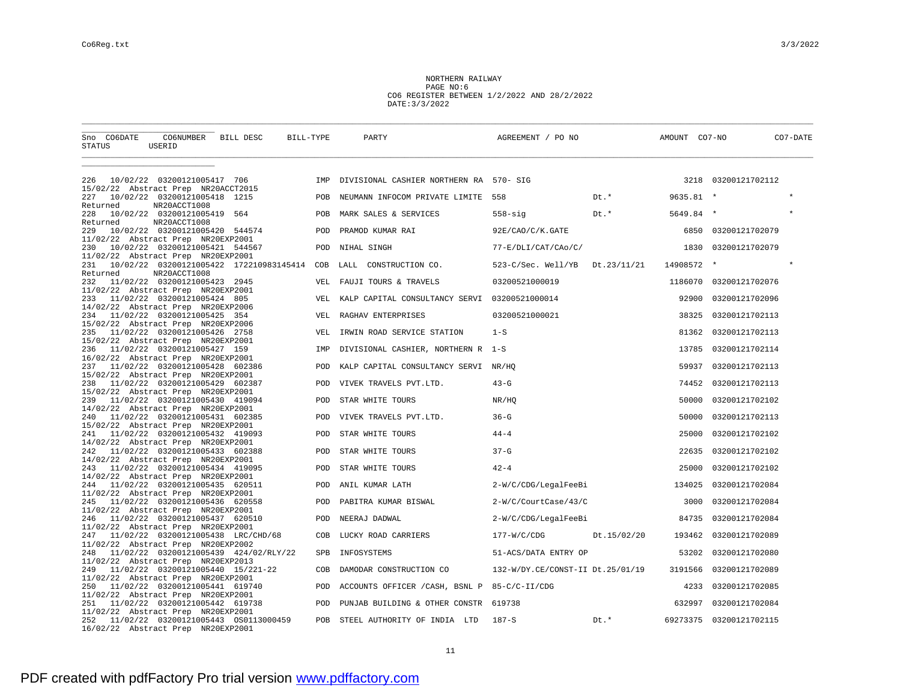NORTHERN RAILWAY
PAGE NO:6
CO6 REGISTER BETWEEN 1/2/2022 AND 28/2/2022
DATE:3/3/2022

| Sno | CO6DATE | CO6NUMBER | BILL DESC | BILL-TYPE | PARTY | AGREEMENT / PO NO | | AMOUNT | CO7-NO | CO7-DATE |
|---|---|---|---|---|---|---|---|---|---|---|
| STATUS | | USERID | | | | | | | | |
| 226 | 10/02/22 | 03200121005417 | 706 | IMP | DIVISIONAL CASHIER NORTHERN RA | 570- SIG | | 3218 | 03200121702112 | |
| 15/02/22 Abstract Prep | | NR20ACCT2015 | | | | | | | | |
| 227 | 10/02/22 | 03200121005418 | 1215 | POB | NEUMANN INFOCOM PRIVATE LIMITE | 558 | Dt.* | 9635.81 | * | * |
| Returned | | NR20ACCT1008 | | | | | | | | |
| 228 | 10/02/22 | 03200121005419 | 564 | POB | MARK SALES & SERVICES | 558-sig | Dt.* | 5649.84 | * | * |
| Returned | | NR20ACCT1008 | | | | | | | | |
| 229 | 10/02/22 | 03200121005420 | 544574 | POD | PRAMOD KUMAR RAI | 92E/CAO/C/K.GATE | | 6850 | 03200121702079 | |
| 11/02/22 Abstract Prep | | NR20EXP2001 | | | | | | | | |
| 230 | 10/02/22 | 03200121005421 | 544567 | POD | NIHAL SINGH | 77-E/DLI/CAT/CAo/C/ | | 1830 | 03200121702079 | |
| 11/02/22 Abstract Prep | | NR20EXP2001 | | | | | | | | |
| 231 | 10/02/22 | 03200121005422 | 172210983145414 | COB | LALL CONSTRUCTION CO. | 523-C/Sec. Well/YB | Dt.23/11/21 | 14908572 | * | * |
| Returned | | NR20ACCT1008 | | | | | | | | |
| 232 | 11/02/22 | 03200121005423 | 2945 | VEL | FAUJI TOURS & TRAVELS | 03200521000019 | | 1186070 | 03200121702076 | |
| 11/02/22 Abstract Prep | | NR20EXP2001 | | | | | | | | |
| 233 | 11/02/22 | 03200121005424 | 805 | VEL | KALP CAPITAL CONSULTANCY SERVI | 03200521000014 | | 92900 | 03200121702096 | |
| 14/02/22 Abstract Prep | | NR20EXP2006 | | | | | | | | |
| 234 | 11/02/22 | 03200121005425 | 354 | VEL | RAGHAV ENTERPRISES | 03200521000021 | | 38325 | 03200121702113 | |
| 15/02/22 Abstract Prep | | NR20EXP2006 | | | | | | | | |
| 235 | 11/02/22 | 03200121005426 | 2758 | VEL | IRWIN ROAD SERVICE STATION | 1-S | | 81362 | 03200121702113 | |
| 15/02/22 Abstract Prep | | NR20EXP2001 | | | | | | | | |
| 236 | 11/02/22 | 03200121005427 | 159 | IMP | DIVISIONAL CASHIER, NORTHERN R | 1-S | | 13785 | 03200121702114 | |
| 16/02/22 Abstract Prep | | NR20EXP2001 | | | | | | | | |
| 237 | 11/02/22 | 03200121005428 | 602386 | POD | KALP CAPITAL CONSULTANCY SERVI | NR/HQ | | 59937 | 03200121702113 | |
| 15/02/22 Abstract Prep | | NR20EXP2001 | | | | | | | | |
| 238 | 11/02/22 | 03200121005429 | 602387 | POD | VIVEK TRAVELS PVT.LTD. | 43-G | | 74452 | 03200121702113 | |
| 15/02/22 Abstract Prep | | NR20EXP2001 | | | | | | | | |
| 239 | 11/02/22 | 03200121005430 | 419094 | POD | STAR WHITE TOURS | NR/HQ | | 50000 | 03200121702102 | |
| 14/02/22 Abstract Prep | | NR20EXP2001 | | | | | | | | |
| 240 | 11/02/22 | 03200121005431 | 602385 | POD | VIVEK TRAVELS PVT.LTD. | 36-G | | 50000 | 03200121702113 | |
| 15/02/22 Abstract Prep | | NR20EXP2001 | | | | | | | | |
| 241 | 11/02/22 | 03200121005432 | 419093 | POD | STAR WHITE TOURS | 44-4 | | 25000 | 03200121702102 | |
| 14/02/22 Abstract Prep | | NR20EXP2001 | | | | | | | | |
| 242 | 11/02/22 | 03200121005433 | 602388 | POD | STAR WHITE TOURS | 37-G | | 22635 | 03200121702102 | |
| 14/02/22 Abstract Prep | | NR20EXP2001 | | | | | | | | |
| 243 | 11/02/22 | 03200121005434 | 419095 | POD | STAR WHITE TOURS | 42-4 | | 25000 | 03200121702102 | |
| 14/02/22 Abstract Prep | | NR20EXP2001 | | | | | | | | |
| 244 | 11/02/22 | 03200121005435 | 620511 | POD | ANIL KUMAR LATH | 2-W/C/CDG/LegalFeeBi | | 134025 | 03200121702084 | |
| 11/02/22 Abstract Prep | | NR20EXP2001 | | | | | | | | |
| 245 | 11/02/22 | 03200121005436 | 620558 | POD | PABITRA KUMAR BISWAL | 2-W/C/CourtCase/43/C | | 3000 | 03200121702084 | |
| 11/02/22 Abstract Prep | | NR20EXP2001 | | | | | | | | |
| 246 | 11/02/22 | 03200121005437 | 620510 | POD | NEERAJ DADWAL | 2-W/C/CDG/LegalFeeBi | | 84735 | 03200121702084 | |
| 11/02/22 Abstract Prep | | NR20EXP2001 | | | | | | | | |
| 247 | 11/02/22 | 03200121005438 | LRC/CHD/68 | COB | LUCKY ROAD CARRIERS | 177-W/C/CDG | Dt.15/02/20 | 193462 | 03200121702089 | |
| 11/02/22 Abstract Prep | | NR20EXP2002 | | | | | | | | |
| 248 | 11/02/22 | 03200121005439 | 424/02/RLY/22 | SPB | INFOSYSTEMS | 51-ACS/DATA ENTRY OP | | 53202 | 03200121702080 | |
| 11/02/22 Abstract Prep | | NR20EXP2013 | | | | | | | | |
| 249 | 11/02/22 | 03200121005440 | 15/221-22 | COB | DAMODAR CONSTRUCTION CO | 132-W/DY.CE/CONST-II | Dt.25/01/19 | 3191566 | 03200121702089 | |
| 11/02/22 Abstract Prep | | NR20EXP2001 | | | | | | | | |
| 250 | 11/02/22 | 03200121005441 | 619740 | POD | ACCOUNTS OFFICER /CASH, BSNL P | 85-C/C-II/CDG | | 4233 | 03200121702085 | |
| 11/02/22 Abstract Prep | | NR20EXP2001 | | | | | | | | |
| 251 | 11/02/22 | 03200121005442 | 619738 | POD | PUNJAB BUILDING & OTHER CONSTR | 619738 | | 632997 | 03200121702084 | |
| 11/02/22 Abstract Prep | | NR20EXP2001 | | | | | | | | |
| 252 | 11/02/22 | 03200121005443 | OS0113000459 | POB | STEEL AUTHORITY OF INDIA LTD | 187-S | Dt.* | 69273375 | 03200121702115 | |
| 16/02/22 Abstract Prep | | NR20EXP2001 | | | | | | | | |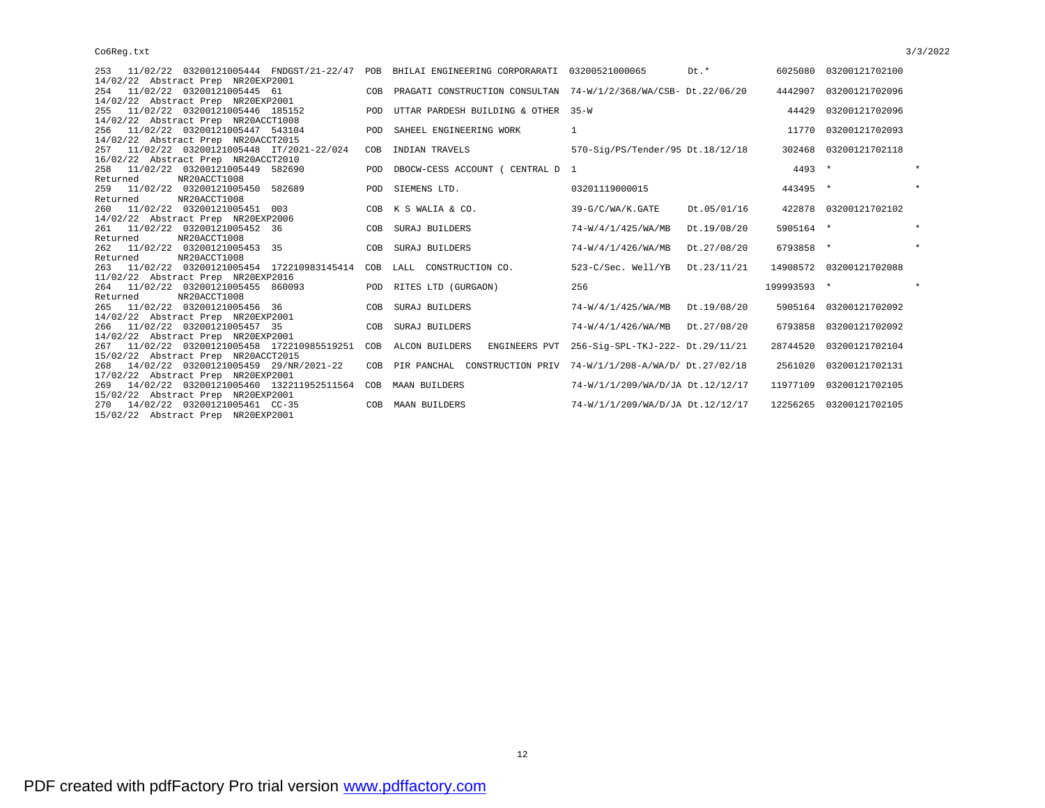| No. | Date | Number | Ref No. | Type | Party | Reference | Ref Date | Amount | Voucher No. | |
|---|---|---|---|---|---|---|---|---|---|---|
| 253 | 11/02/22 | 03200121005444 | FNDGST/21-22/47 | POB | BHILAI ENGINEERING CORPORARATI | 03200521000065 | Dt.* | 6025080 | 03200121702100 | |
| 14/02/22 Abstract Prep NR20EXP2001 | | | | | | | | | | |
| 254 | 11/02/22 | 03200121005445 | 61 | COB | PRAGATI CONSTRUCTION CONSULTAN | 74-W/1/2/368/WA/CSB- | Dt.22/06/20 | 4442907 | 03200121702096 | |
| 14/02/22 Abstract Prep NR20EXP2001 | | | | | | | | | | |
| 255 | 11/02/22 | 03200121005446 | 185152 | POD | UTTAR PARDESH BUILDING & OTHER | 35-W | | 44429 | 03200121702096 | |
| 14/02/22 Abstract Prep NR20ACCT1008 | | | | | | | | | | |
| 256 | 11/02/22 | 03200121005447 | 543104 | POD | SAHEEL ENGINEERING WORK | 1 | | 11770 | 03200121702093 | |
| 14/02/22 Abstract Prep NR20ACCT2015 | | | | | | | | | | |
| 257 | 11/02/22 | 03200121005448 | IT/2021-22/024 | COB | INDIAN TRAVELS | 570-Sig/PS/Tender/95 | Dt.18/12/18 | 302468 | 03200121702118 | |
| 16/02/22 Abstract Prep NR20ACCT2010 | | | | | | | | | | |
| 258 | 11/02/22 | 03200121005449 | 582690 | POD | DBOCW-CESS ACCOUNT ( CENTRAL D | 1 | | 4493 | * | * |
| Returned NR20ACCT1008 | | | | | | | | | | |
| 259 | 11/02/22 | 03200121005450 | 582689 | POD | SIEMENS LTD. | 03201119000015 | | 443495 | * | * |
| Returned NR20ACCT1008 | | | | | | | | | | |
| 260 | 11/02/22 | 03200121005451 | 003 | COB | K S WALIA & CO. | 39-G/C/WA/K.GATE | Dt.05/01/16 | 422878 | 03200121702102 | |
| 14/02/22 Abstract Prep NR20EXP2006 | | | | | | | | | | |
| 261 | 11/02/22 | 03200121005452 | 36 | COB | SURAJ BUILDERS | 74-W/4/1/425/WA/MB | Dt.19/08/20 | 5905164 | * | * |
| Returned NR20ACCT1008 | | | | | | | | | | |
| 262 | 11/02/22 | 03200121005453 | 35 | COB | SURAJ BUILDERS | 74-W/4/1/426/WA/MB | Dt.27/08/20 | 6793858 | * | * |
| Returned NR20ACCT1008 | | | | | | | | | | |
| 263 | 11/02/22 | 03200121005454 | 172210983145414 | COB | LALL CONSTRUCTION CO. | 523-C/Sec. Well/YB | Dt.23/11/21 | 14908572 | 03200121702088 | |
| 11/02/22 Abstract Prep NR20EXP2016 | | | | | | | | | | |
| 264 | 11/02/22 | 03200121005455 | 860093 | POD | RITES LTD (GURGAON) | 256 | | 199993593 | * | * |
| Returned NR20ACCT1008 | | | | | | | | | | |
| 265 | 11/02/22 | 03200121005456 | 36 | COB | SURAJ BUILDERS | 74-W/4/1/425/WA/MB | Dt.19/08/20 | 5905164 | 03200121702092 | |
| 14/02/22 Abstract Prep NR20EXP2001 | | | | | | | | | | |
| 266 | 11/02/22 | 03200121005457 | 35 | COB | SURAJ BUILDERS | 74-W/4/1/426/WA/MB | Dt.27/08/20 | 6793858 | 03200121702092 | |
| 14/02/22 Abstract Prep NR20EXP2001 | | | | | | | | | | |
| 267 | 11/02/22 | 03200121005458 | 172210985519251 | COB | ALCON BUILDERS ENGINEERS PVT | 256-Sig-SPL-TKJ-222- | Dt.29/11/21 | 28744520 | 03200121702104 | |
| 15/02/22 Abstract Prep NR20ACCT2015 | | | | | | | | | | |
| 268 | 14/02/22 | 03200121005459 | 29/NR/2021-22 | COB | PIR PANCHAL CONSTRUCTION PRIV | 74-W/1/1/208-A/WA/D/ | Dt.27/02/18 | 2561020 | 03200121702131 | |
| 17/02/22 Abstract Prep NR20EXP2001 | | | | | | | | | | |
| 269 | 14/02/22 | 03200121005460 | 132211952511564 | COB | MAAN BUILDERS | 74-W/1/1/209/WA/D/JA | Dt.12/12/17 | 11977109 | 03200121702105 | |
| 15/02/22 Abstract Prep NR20EXP2001 | | | | | | | | | | |
| 270 | 14/02/22 | 03200121005461 | CC-35 | COB | MAAN BUILDERS | 74-W/1/1/209/WA/D/JA | Dt.12/12/17 | 12256265 | 03200121702105 | |
| 15/02/22 Abstract Prep NR20EXP2001 | | | | | | | | | | |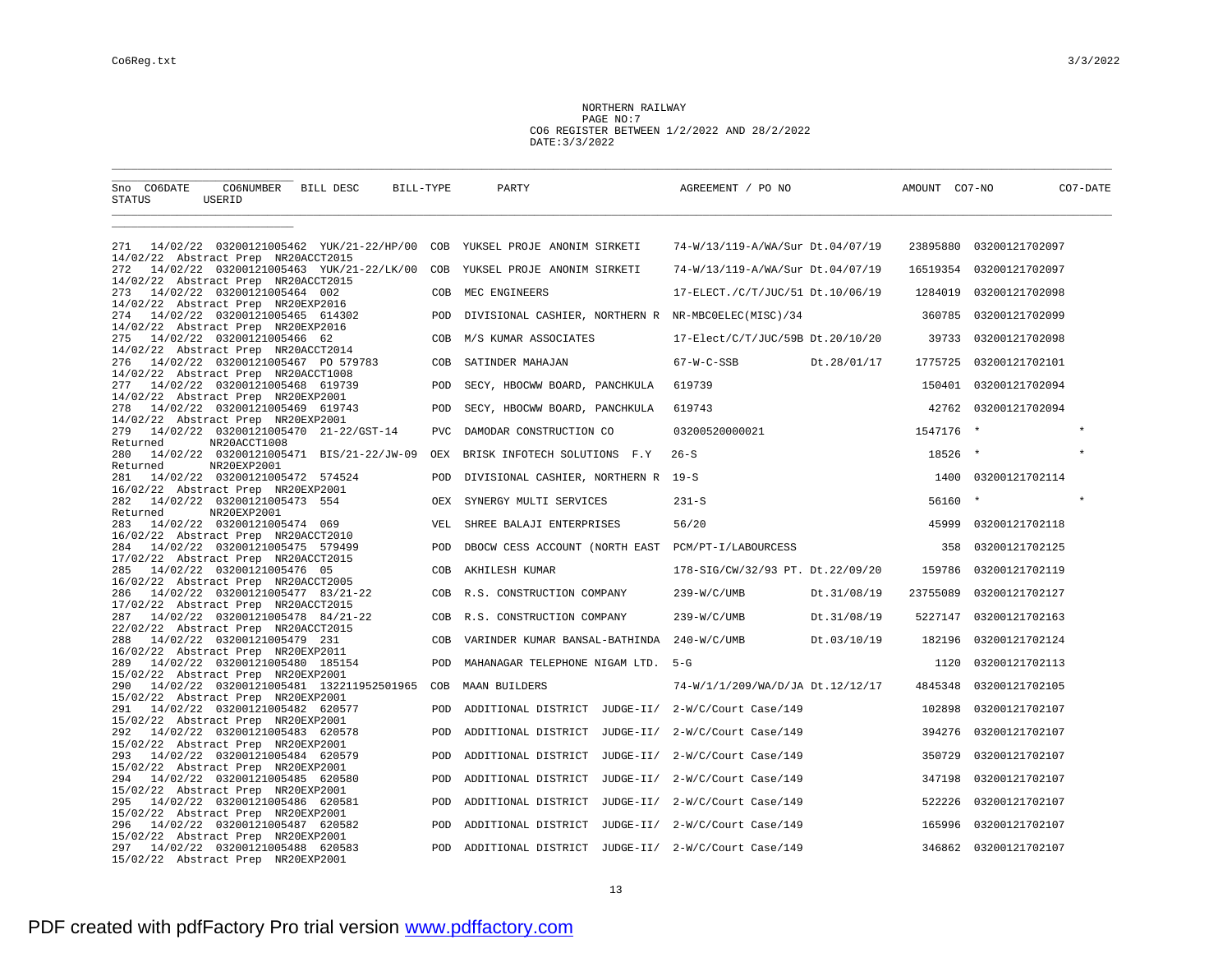NORTHERN RAILWAY
PAGE NO:7
CO6 REGISTER BETWEEN 1/2/2022 AND 28/2/2022
DATE:3/3/2022

| Sno | CO6DATE | CO6NUMBER | BILL DESC | BILL-TYPE | PARTY | AGREEMENT / PO NO | | AMOUNT | CO7-NO | CO7-DATE |
|---|---|---|---|---|---|---|---|---|---|---|
| STATUS | | USERID | | | | | | | | |
| 271 | 14/02/22 | 03200121005462 | YUK/21-22/HP/00 | COB | YUKSEL PROJE ANONIM SIRKETI | 74-W/13/119-A/WA/Sur | Dt.04/07/19 | 23895880 | 03200121702097 | |
| 14/02/22 Abstract Prep | | NR20ACCT2015 | | | | | | | | |
| 272 | 14/02/22 | 03200121005463 | YUK/21-22/LK/00 | COB | YUKSEL PROJE ANONIM SIRKETI | 74-W/13/119-A/WA/Sur | Dt.04/07/19 | 16519354 | 03200121702097 | |
| 14/02/22 Abstract Prep | | NR20ACCT2015 | | | | | | | | |
| 273 | 14/02/22 | 03200121005464 | 002 | COB | MEC ENGINEERS | 17-ELECT./C/T/JUC/51 | Dt.10/06/19 | 1284019 | 03200121702098 | |
| 14/02/22 Abstract Prep | | NR20EXP2016 | | | | | | | | |
| 274 | 14/02/22 | 03200121005465 | 614302 | POD | DIVISIONAL CASHIER, NORTHERN R | NR-MBC0ELEC(MISC)/34 | | 360785 | 03200121702099 | |
| 14/02/22 Abstract Prep | | NR20EXP2016 | | | | | | | | |
| 275 | 14/02/22 | 03200121005466 | 62 | COB | M/S KUMAR ASSOCIATES | 17-Elect/C/T/JUC/59B | Dt.20/10/20 | 39733 | 03200121702098 | |
| 14/02/22 Abstract Prep | | NR20ACCT2014 | | | | | | | | |
| 276 | 14/02/22 | 03200121005467 | PO 579783 | COB | SATINDER MAHAJAN | 67-W-C-SSB | Dt.28/01/17 | 1775725 | 03200121702101 | |
| 14/02/22 Abstract Prep | | NR20ACCT1008 | | | | | | | | |
| 277 | 14/02/22 | 03200121005468 | 619739 | POD | SECY, HBOCWW BOARD, PANCHKULA | 619739 | | 150401 | 03200121702094 | |
| 14/02/22 Abstract Prep | | NR20EXP2001 | | | | | | | | |
| 278 | 14/02/22 | 03200121005469 | 619743 | POD | SECY, HBOCWW BOARD, PANCHKULA | 619743 | | 42762 | 03200121702094 | |
| 14/02/22 Abstract Prep | | NR20EXP2001 | | | | | | | | |
| 279 | 14/02/22 | 03200121005470 | 21-22/GST-14 | PVC | DAMODAR CONSTRUCTION CO | 03200520000021 | | 1547176 | * | * |
| Returned | | NR20ACCT1008 | | | | | | | | |
| 280 | 14/02/22 | 03200121005471 | BIS/21-22/JW-09 | OEX | BRISK INFOTECH SOLUTIONS F.Y | 26-S | | 18526 | * | * |
| Returned | | NR20EXP2001 | | | | | | | | |
| 281 | 14/02/22 | 03200121005472 | 574524 | POD | DIVISIONAL CASHIER, NORTHERN R | 19-S | | 1400 | 03200121702114 | |
| 16/02/22 Abstract Prep | | NR20EXP2001 | | | | | | | | |
| 282 | 14/02/22 | 03200121005473 | 554 | OEX | SYNERGY MULTI SERVICES | 231-S | | 56160 | * | * |
| Returned | | NR20EXP2001 | | | | | | | | |
| 283 | 14/02/22 | 03200121005474 | 069 | VEL | SHREE BALAJI ENTERPRISES | 56/20 | | 45999 | 03200121702118 | |
| 16/02/22 Abstract Prep | | NR20ACCT2010 | | | | | | | | |
| 284 | 14/02/22 | 03200121005475 | 579499 | POD | DBOCW CESS ACCOUNT (NORTH EAST | PCM/PT-I/LABOURCESS | | 358 | 03200121702125 | |
| 17/02/22 Abstract Prep | | NR20ACCT2015 | | | | | | | | |
| 285 | 14/02/22 | 03200121005476 | 05 | COB | AKHILESH KUMAR | 178-SIG/CW/32/93 PT. | Dt.22/09/20 | 159786 | 03200121702119 | |
| 16/02/22 Abstract Prep | | NR20ACCT2005 | | | | | | | | |
| 286 | 14/02/22 | 03200121005477 | 83/21-22 | COB | R.S. CONSTRUCTION COMPANY | 239-W/C/UMB | Dt.31/08/19 | 23755089 | 03200121702127 | |
| 17/02/22 Abstract Prep | | NR20ACCT2015 | | | | | | | | |
| 287 | 14/02/22 | 03200121005478 | 84/21-22 | COB | R.S. CONSTRUCTION COMPANY | 239-W/C/UMB | Dt.31/08/19 | 5227147 | 03200121702163 | |
| 22/02/22 Abstract Prep | | NR20ACCT2015 | | | | | | | | |
| 288 | 14/02/22 | 03200121005479 | 231 | COB | VARINDER KUMAR BANSAL-BATHINDA | 240-W/C/UMB | Dt.03/10/19 | 182196 | 03200121702124 | |
| 16/02/22 Abstract Prep | | NR20EXP2011 | | | | | | | | |
| 289 | 14/02/22 | 03200121005480 | 185154 | POD | MAHANAGAR TELEPHONE NIGAM LTD. | 5-G | | 1120 | 03200121702113 | |
| 15/02/22 Abstract Prep | | NR20EXP2001 | | | | | | | | |
| 290 | 14/02/22 | 03200121005481 | 132211952501965 | COB | MAAN BUILDERS | 74-W/1/1/209/WA/D/JA | Dt.12/12/17 | 4845348 | 03200121702105 | |
| 15/02/22 Abstract Prep | | NR20EXP2001 | | | | | | | | |
| 291 | 14/02/22 | 03200121005482 | 620577 | POD | ADDITIONAL DISTRICT JUDGE-II/ | 2-W/C/Court Case/149 | | 102898 | 03200121702107 | |
| 15/02/22 Abstract Prep | | NR20EXP2001 | | | | | | | | |
| 292 | 14/02/22 | 03200121005483 | 620578 | POD | ADDITIONAL DISTRICT JUDGE-II/ | 2-W/C/Court Case/149 | | 394276 | 03200121702107 | |
| 15/02/22 Abstract Prep | | NR20EXP2001 | | | | | | | | |
| 293 | 14/02/22 | 03200121005484 | 620579 | POD | ADDITIONAL DISTRICT JUDGE-II/ | 2-W/C/Court Case/149 | | 350729 | 03200121702107 | |
| 15/02/22 Abstract Prep | | NR20EXP2001 | | | | | | | | |
| 294 | 14/02/22 | 03200121005485 | 620580 | POD | ADDITIONAL DISTRICT JUDGE-II/ | 2-W/C/Court Case/149 | | 347198 | 03200121702107 | |
| 15/02/22 Abstract Prep | | NR20EXP2001 | | | | | | | | |
| 295 | 14/02/22 | 03200121005486 | 620581 | POD | ADDITIONAL DISTRICT JUDGE-II/ | 2-W/C/Court Case/149 | | 522226 | 03200121702107 | |
| 15/02/22 Abstract Prep | | NR20EXP2001 | | | | | | | | |
| 296 | 14/02/22 | 03200121005487 | 620582 | POD | ADDITIONAL DISTRICT JUDGE-II/ | 2-W/C/Court Case/149 | | 165996 | 03200121702107 | |
| 15/02/22 Abstract Prep | | NR20EXP2001 | | | | | | | | |
| 297 | 14/02/22 | 03200121005488 | 620583 | POD | ADDITIONAL DISTRICT JUDGE-II/ | 2-W/C/Court Case/149 | | 346862 | 03200121702107 | |
| 15/02/22 Abstract Prep | | NR20EXP2001 | | | | | | | | |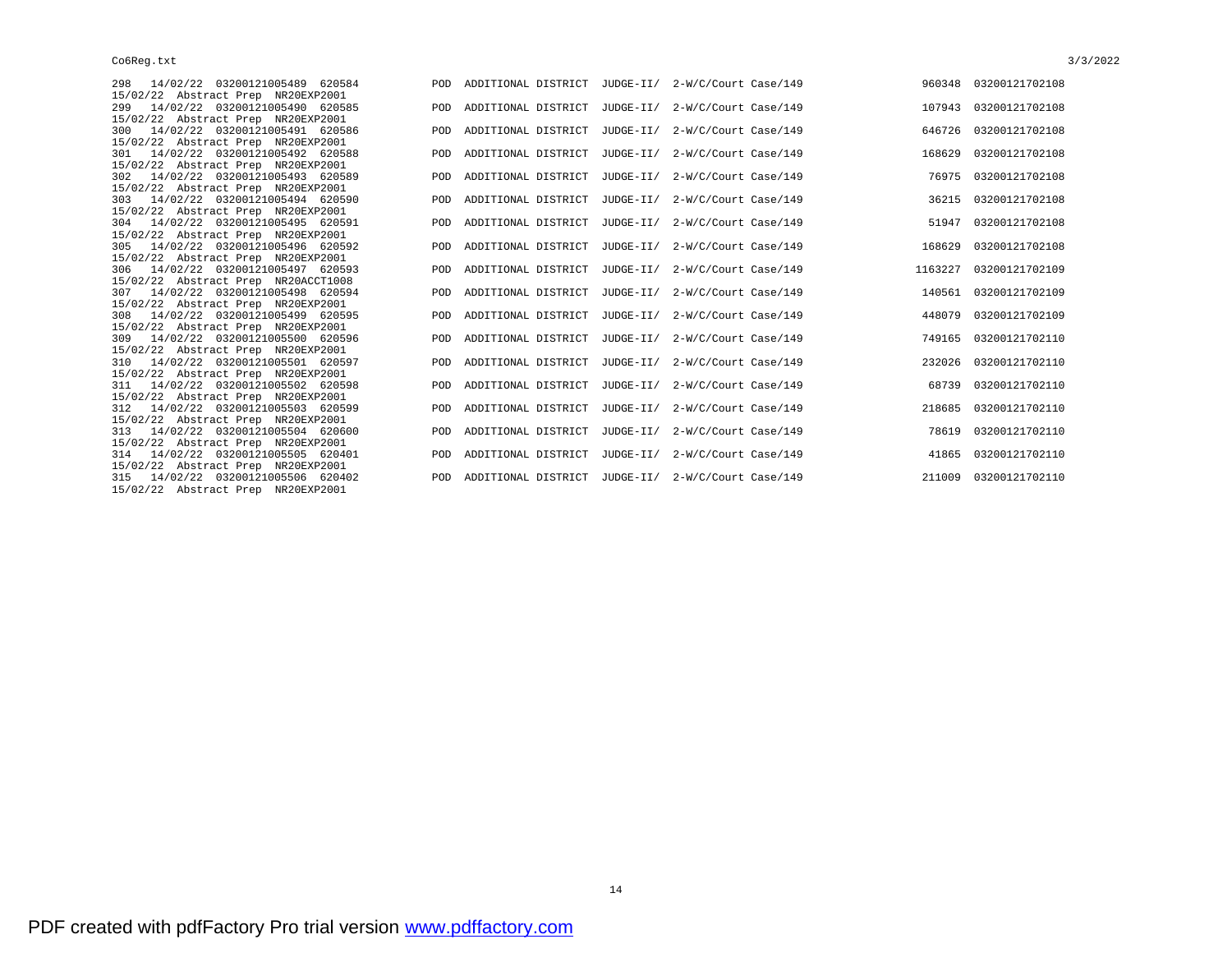| | | | | | | | | |
|---|---|---|---|---|---|---|---|---|
| 298 | 14/02/22 | 03200121005489 | 620584 | POD | ADDITIONAL DISTRICT JUDGE-II/ 2-W/C/Court Case/149 | | 960348 | 03200121702108 |
| 15/02/22 | Abstract Prep | NR20EXP2001 | | | | | | |
| 299 | 14/02/22 | 03200121005490 | 620585 | POD | ADDITIONAL DISTRICT JUDGE-II/ 2-W/C/Court Case/149 | | 107943 | 03200121702108 |
| 15/02/22 | Abstract Prep | NR20EXP2001 | | | | | | |
| 300 | 14/02/22 | 03200121005491 | 620586 | POD | ADDITIONAL DISTRICT JUDGE-II/ 2-W/C/Court Case/149 | | 646726 | 03200121702108 |
| 15/02/22 | Abstract Prep | NR20EXP2001 | | | | | | |
| 301 | 14/02/22 | 03200121005492 | 620588 | POD | ADDITIONAL DISTRICT JUDGE-II/ 2-W/C/Court Case/149 | | 168629 | 03200121702108 |
| 15/02/22 | Abstract Prep | NR20EXP2001 | | | | | | |
| 302 | 14/02/22 | 03200121005493 | 620589 | POD | ADDITIONAL DISTRICT JUDGE-II/ 2-W/C/Court Case/149 | | 76975 | 03200121702108 |
| 15/02/22 | Abstract Prep | NR20EXP2001 | | | | | | |
| 303 | 14/02/22 | 03200121005494 | 620590 | POD | ADDITIONAL DISTRICT JUDGE-II/ 2-W/C/Court Case/149 | | 36215 | 03200121702108 |
| 15/02/22 | Abstract Prep | NR20EXP2001 | | | | | | |
| 304 | 14/02/22 | 03200121005495 | 620591 | POD | ADDITIONAL DISTRICT JUDGE-II/ 2-W/C/Court Case/149 | | 51947 | 03200121702108 |
| 15/02/22 | Abstract Prep | NR20EXP2001 | | | | | | |
| 305 | 14/02/22 | 03200121005496 | 620592 | POD | ADDITIONAL DISTRICT JUDGE-II/ 2-W/C/Court Case/149 | | 168629 | 03200121702108 |
| 15/02/22 | Abstract Prep | NR20EXP2001 | | | | | | |
| 306 | 14/02/22 | 03200121005497 | 620593 | POD | ADDITIONAL DISTRICT JUDGE-II/ 2-W/C/Court Case/149 | | 1163227 | 03200121702109 |
| 15/02/22 | Abstract Prep | NR20ACCT1008 | | | | | | |
| 307 | 14/02/22 | 03200121005498 | 620594 | POD | ADDITIONAL DISTRICT JUDGE-II/ 2-W/C/Court Case/149 | | 140561 | 03200121702109 |
| 15/02/22 | Abstract Prep | NR20EXP2001 | | | | | | |
| 308 | 14/02/22 | 03200121005499 | 620595 | POD | ADDITIONAL DISTRICT JUDGE-II/ 2-W/C/Court Case/149 | | 448079 | 03200121702109 |
| 15/02/22 | Abstract Prep | NR20EXP2001 | | | | | | |
| 309 | 14/02/22 | 03200121005500 | 620596 | POD | ADDITIONAL DISTRICT JUDGE-II/ 2-W/C/Court Case/149 | | 749165 | 03200121702110 |
| 15/02/22 | Abstract Prep | NR20EXP2001 | | | | | | |
| 310 | 14/02/22 | 03200121005501 | 620597 | POD | ADDITIONAL DISTRICT JUDGE-II/ 2-W/C/Court Case/149 | | 232026 | 03200121702110 |
| 15/02/22 | Abstract Prep | NR20EXP2001 | | | | | | |
| 311 | 14/02/22 | 03200121005502 | 620598 | POD | ADDITIONAL DISTRICT JUDGE-II/ 2-W/C/Court Case/149 | | 68739 | 03200121702110 |
| 15/02/22 | Abstract Prep | NR20EXP2001 | | | | | | |
| 312 | 14/02/22 | 03200121005503 | 620599 | POD | ADDITIONAL DISTRICT JUDGE-II/ 2-W/C/Court Case/149 | | 218685 | 03200121702110 |
| 15/02/22 | Abstract Prep | NR20EXP2001 | | | | | | |
| 313 | 14/02/22 | 03200121005504 | 620600 | POD | ADDITIONAL DISTRICT JUDGE-II/ 2-W/C/Court Case/149 | | 78619 | 03200121702110 |
| 15/02/22 | Abstract Prep | NR20EXP2001 | | | | | | |
| 314 | 14/02/22 | 03200121005505 | 620401 | POD | ADDITIONAL DISTRICT JUDGE-II/ 2-W/C/Court Case/149 | | 41865 | 03200121702110 |
| 15/02/22 | Abstract Prep | NR20EXP2001 | | | | | | |
| 315 | 14/02/22 | 03200121005506 | 620402 | POD | ADDITIONAL DISTRICT JUDGE-II/ 2-W/C/Court Case/149 | | 211009 | 03200121702110 |
| 15/02/22 | Abstract Prep | NR20EXP2001 | | | | | | |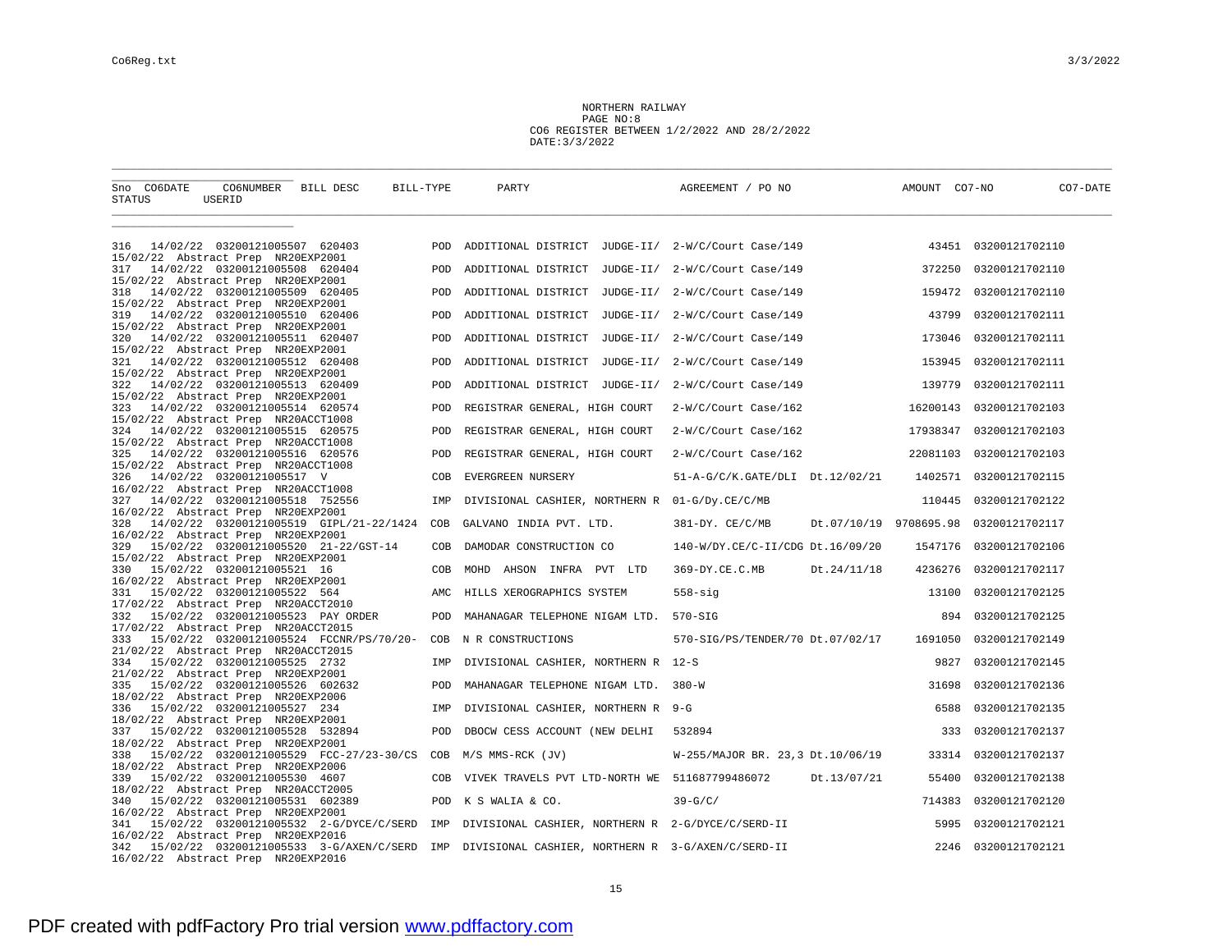NORTHERN RAILWAY
PAGE NO:8
CO6 REGISTER BETWEEN 1/2/2022 AND 28/2/2022
DATE:3/3/2022

| Sno | CO6DATE | CO6NUMBER | BILL DESC | BILL-TYPE | PARTY | AGREEMENT / PO NO | | AMOUNT | CO7-NO | CO7-DATE |
|---|---|---|---|---|---|---|---|---|---|---|
| STATUS | | USERID | | | | | | | | |
| 316 | 14/02/22 | 03200121005507 | 620403 | POD | ADDITIONAL DISTRICT JUDGE-II/ | 2-W/C/Court Case/149 | | 43451 | 03200121702110 | |
| 15/02/22 Abstract Prep | | NR20EXP2001 | | | | | | | | |
| 317 | 14/02/22 | 03200121005508 | 620404 | POD | ADDITIONAL DISTRICT JUDGE-II/ | 2-W/C/Court Case/149 | | 372250 | 03200121702110 | |
| 15/02/22 Abstract Prep | | NR20EXP2001 | | | | | | | | |
| 318 | 14/02/22 | 03200121005509 | 620405 | POD | ADDITIONAL DISTRICT JUDGE-II/ | 2-W/C/Court Case/149 | | 159472 | 03200121702110 | |
| 15/02/22 Abstract Prep | | NR20EXP2001 | | | | | | | | |
| 319 | 14/02/22 | 03200121005510 | 620406 | POD | ADDITIONAL DISTRICT JUDGE-II/ | 2-W/C/Court Case/149 | | 43799 | 03200121702111 | |
| 15/02/22 Abstract Prep | | NR20EXP2001 | | | | | | | | |
| 320 | 14/02/22 | 03200121005511 | 620407 | POD | ADDITIONAL DISTRICT JUDGE-II/ | 2-W/C/Court Case/149 | | 173046 | 03200121702111 | |
| 15/02/22 Abstract Prep | | NR20EXP2001 | | | | | | | | |
| 321 | 14/02/22 | 03200121005512 | 620408 | POD | ADDITIONAL DISTRICT JUDGE-II/ | 2-W/C/Court Case/149 | | 153945 | 03200121702111 | |
| 15/02/22 Abstract Prep | | NR20EXP2001 | | | | | | | | |
| 322 | 14/02/22 | 03200121005513 | 620409 | POD | ADDITIONAL DISTRICT JUDGE-II/ | 2-W/C/Court Case/149 | | 139779 | 03200121702111 | |
| 15/02/22 Abstract Prep | | NR20EXP2001 | | | | | | | | |
| 323 | 14/02/22 | 03200121005514 | 620574 | POD | REGISTRAR GENERAL, HIGH COURT | 2-W/C/Court Case/162 | | 16200143 | 03200121702103 | |
| 15/02/22 Abstract Prep | | NR20ACCT1008 | | | | | | | | |
| 324 | 14/02/22 | 03200121005515 | 620575 | POD | REGISTRAR GENERAL, HIGH COURT | 2-W/C/Court Case/162 | | 17938347 | 03200121702103 | |
| 15/02/22 Abstract Prep | | NR20ACCT1008 | | | | | | | | |
| 325 | 14/02/22 | 03200121005516 | 620576 | POD | REGISTRAR GENERAL, HIGH COURT | 2-W/C/Court Case/162 | | 22081103 | 03200121702103 | |
| 15/02/22 Abstract Prep | | NR20ACCT1008 | | | | | | | | |
| 326 | 14/02/22 | 03200121005517 | V | COB | EVERGREEN NURSERY | 51-A-G/C/K.GATE/DLI | Dt.12/02/21 | 1402571 | 03200121702115 | |
| 16/02/22 Abstract Prep | | NR20ACCT1008 | | | | | | | | |
| 327 | 14/02/22 | 03200121005518 | 752556 | IMP | DIVISIONAL CASHIER, NORTHERN R | 01-G/Dy.CE/C/MB | | 110445 | 03200121702122 | |
| 16/02/22 Abstract Prep | | NR20EXP2001 | | | | | | | | |
| 328 | 14/02/22 | 03200121005519 | GIPL/21-22/1424 | COB | GALVANO INDIA PVT. LTD. | 381-DY. CE/C/MB | Dt.07/10/19 | 9708695.98 | 03200121702117 | |
| 16/02/22 Abstract Prep | | NR20EXP2001 | | | | | | | | |
| 329 | 15/02/22 | 03200121005520 | 21-22/GST-14 | COB | DAMODAR CONSTRUCTION CO | 140-W/DY.CE/C-II/CDG | Dt.16/09/20 | 1547176 | 03200121702106 | |
| 15/02/22 Abstract Prep | | NR20EXP2001 | | | | | | | | |
| 330 | 15/02/22 | 03200121005521 | 16 | COB | MOHD AHSON INFRA PVT LTD | 369-DY.CE.C.MB | Dt.24/11/18 | 4236276 | 03200121702117 | |
| 16/02/22 Abstract Prep | | NR20EXP2001 | | | | | | | | |
| 331 | 15/02/22 | 03200121005522 | 564 | AMC | HILLS XEROGRAPHICS SYSTEM | 558-sig | | 13100 | 03200121702125 | |
| 17/02/22 Abstract Prep | | NR20ACCT2010 | | | | | | | | |
| 332 | 15/02/22 | 03200121005523 | PAY ORDER | POD | MAHANAGAR TELEPHONE NIGAM LTD. | 570-SIG | | 894 | 03200121702125 | |
| 17/02/22 Abstract Prep | | NR20ACCT2015 | | | | | | | | |
| 333 | 15/02/22 | 03200121005524 | FCCNR/PS/70/20- | COB | N R CONSTRUCTIONS | 570-SIG/PS/TENDER/70 | Dt.07/02/17 | 1691050 | 03200121702149 | |
| 21/02/22 Abstract Prep | | NR20ACCT2015 | | | | | | | | |
| 334 | 15/02/22 | 03200121005525 | 2732 | IMP | DIVISIONAL CASHIER, NORTHERN R | 12-S | | 9827 | 03200121702145 | |
| 21/02/22 Abstract Prep | | NR20EXP2001 | | | | | | | | |
| 335 | 15/02/22 | 03200121005526 | 602632 | POD | MAHANAGAR TELEPHONE NIGAM LTD. | 380-W | | 31698 | 03200121702136 | |
| 18/02/22 Abstract Prep | | NR20EXP2006 | | | | | | | | |
| 336 | 15/02/22 | 03200121005527 | 234 | IMP | DIVISIONAL CASHIER, NORTHERN R | 9-G | | 6588 | 03200121702135 | |
| 18/02/22 Abstract Prep | | NR20EXP2001 | | | | | | | | |
| 337 | 15/02/22 | 03200121005528 | 532894 | POD | DBOCW CESS ACCOUNT (NEW DELHI | 532894 | | 333 | 03200121702137 | |
| 18/02/22 Abstract Prep | | NR20EXP2001 | | | | | | | | |
| 338 | 15/02/22 | 03200121005529 | FCC-27/23-30/CS | COB | M/S MMS-RCK (JV) | W-255/MAJOR BR. 23,3 | Dt.10/06/19 | 33314 | 03200121702137 | |
| 18/02/22 Abstract Prep | | NR20EXP2006 | | | | | | | | |
| 339 | 15/02/22 | 03200121005530 | 4607 | COB | VIVEK TRAVELS PVT LTD-NORTH WE | 511687799486072 | Dt.13/07/21 | 55400 | 03200121702138 | |
| 18/02/22 Abstract Prep | | NR20ACCT2005 | | | | | | | | |
| 340 | 15/02/22 | 03200121005531 | 602389 | POD | K S WALIA & CO. | 39-G/C/ | | 714383 | 03200121702120 | |
| 16/02/22 Abstract Prep | | NR20EXP2001 | | | | | | | | |
| 341 | 15/02/22 | 03200121005532 | 2-G/DYCE/C/SERD | IMP | DIVISIONAL CASHIER, NORTHERN R | 2-G/DYCE/C/SERD-II | | 5995 | 03200121702121 | |
| 16/02/22 Abstract Prep | | NR20EXP2016 | | | | | | | | |
| 342 | 15/02/22 | 03200121005533 | 3-G/AXEN/C/SERD | IMP | DIVISIONAL CASHIER, NORTHERN R | 3-G/AXEN/C/SERD-II | | 2246 | 03200121702121 | |
| 16/02/22 Abstract Prep | | NR20EXP2016 | | | | | | | | |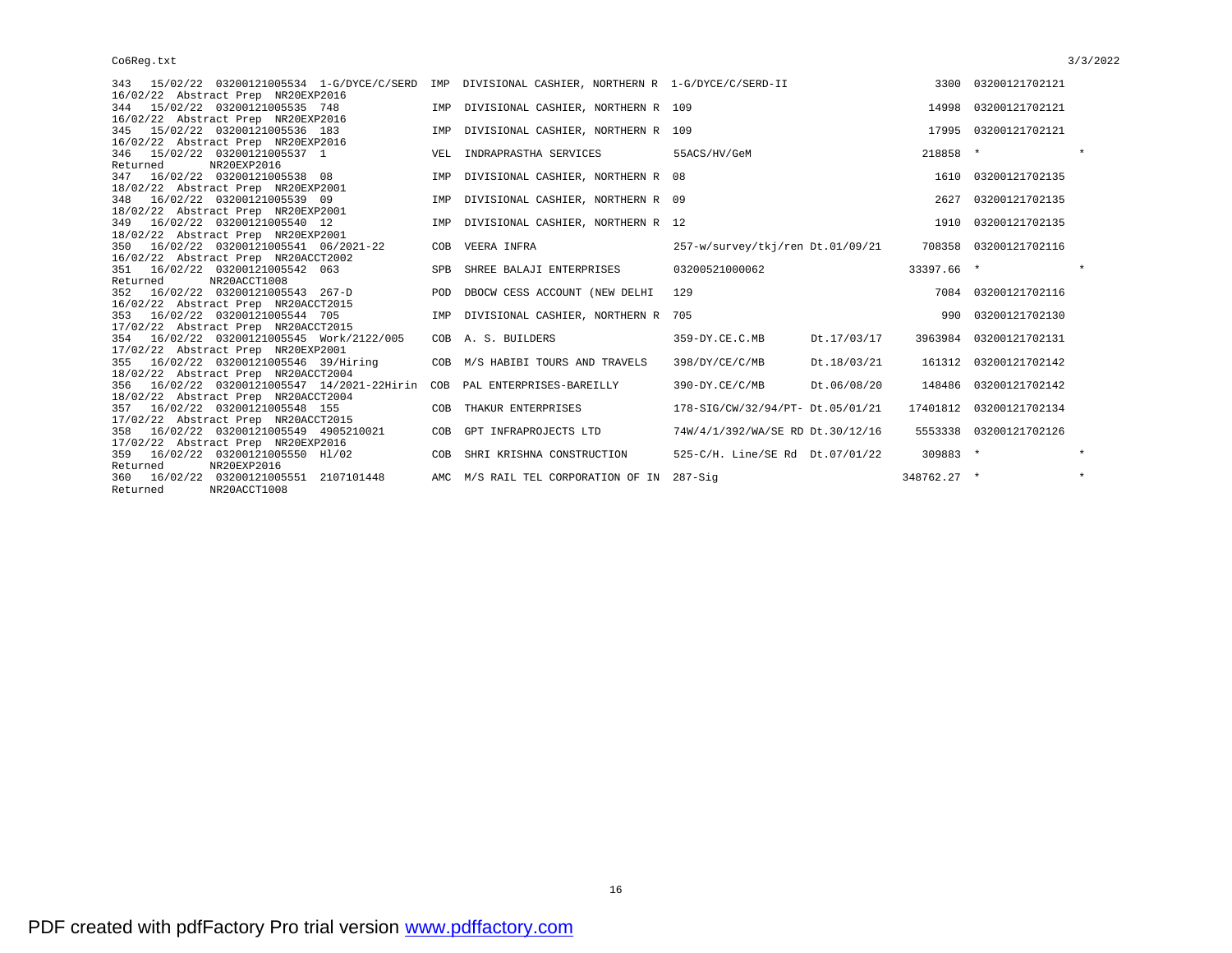```
343   15/02/22  03200121005534  1-G/DYCE/C/SERD  IMP  DIVISIONAL CASHIER, NORTHERN R  1-G/DYCE/C/SERD-II                          3300  03200121702121
16/02/22  Abstract Prep  NR20EXP2016
344   15/02/22  03200121005535  748              IMP  DIVISIONAL CASHIER, NORTHERN R  109                                        14998  03200121702121
16/02/22  Abstract Prep  NR20EXP2016
345   15/02/22  03200121005536  183              IMP  DIVISIONAL CASHIER, NORTHERN R  109                                        17995  03200121702121
16/02/22  Abstract Prep  NR20EXP2016
346   15/02/22  03200121005537  1                VEL  INDRAPRASTHA SERVICES           55ACS/HV/GeM                              218858  *                *
Returned        NR20EXP2016
347   16/02/22  03200121005538  08               IMP  DIVISIONAL CASHIER, NORTHERN R  08                                          1610  03200121702135
18/02/22  Abstract Prep  NR20EXP2001
348   16/02/22  03200121005539  09               IMP  DIVISIONAL CASHIER, NORTHERN R  09                                          2627  03200121702135
18/02/22  Abstract Prep  NR20EXP2001
349   16/02/22  03200121005540  12               IMP  DIVISIONAL CASHIER, NORTHERN R  12                                          1910  03200121702135
18/02/22  Abstract Prep  NR20EXP2001
350   16/02/22  03200121005541  06/2021-22       COB  VEERA INFRA                     257-w/survey/tkj/ren Dt.01/09/21          708358  03200121702116
16/02/22  Abstract Prep  NR20ACCT2002
351   16/02/22  03200121005542  063              SPB  SHREE BALAJI ENTERPRISES        03200521000062                          33397.66  *                *
Returned        NR20ACCT1008
352   16/02/22  03200121005543  267-D            POD  DBOCW CESS ACCOUNT (NEW DELHI   129                                         7084  03200121702116
16/02/22  Abstract Prep  NR20ACCT2015
353   16/02/22  03200121005544  705              IMP  DIVISIONAL CASHIER, NORTHERN R  705                                          990  03200121702130
17/02/22  Abstract Prep  NR20ACCT2015
354   16/02/22  03200121005545  Work/2122/005    COB  A. S. BUILDERS                  359-DY.CE.C.MB       Dt.17/03/17         3963984  03200121702131
17/02/22  Abstract Prep  NR20EXP2001
355   16/02/22  03200121005546  39/Hiring        COB  M/S HABIBI TOURS AND TRAVELS    398/DY/CE/C/MB       Dt.18/03/21          161312  03200121702142
18/02/22  Abstract Prep  NR20ACCT2004
356   16/02/22  03200121005547  14/2021-22Hirin  COB  PAL ENTERPRISES-BAREILLY        390-DY.CE/C/MB       Dt.06/08/20          148486  03200121702142
18/02/22  Abstract Prep  NR20ACCT2004
357   16/02/22  03200121005548  155              COB  THAKUR ENTERPRISES              178-SIG/CW/32/94/PT- Dt.05/01/21        17401812  03200121702134
17/02/22  Abstract Prep  NR20ACCT2015
358   16/02/22  03200121005549  4905210021       COB  GPT INFRAPROJECTS LTD           74W/4/1/392/WA/SE RD Dt.30/12/16         5553338  03200121702126
17/02/22  Abstract Prep  NR20EXP2016
359   16/02/22  03200121005550  Hl/02            COB  SHRI KRISHNA CONSTRUCTION       525-C/H. Line/SE Rd  Dt.07/01/22          309883  *                *
Returned        NR20EXP2016
360   16/02/22  03200121005551  2107101448       AMC  M/S RAIL TEL CORPORATION OF IN  287-Sig                                348762.27  *                *
Returned        NR20ACCT1008
```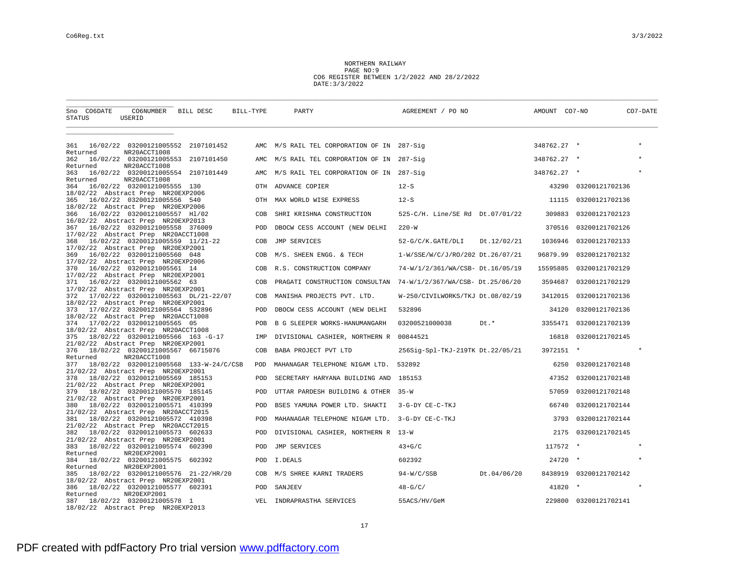NORTHERN RAILWAY
PAGE NO:9
CO6 REGISTER BETWEEN 1/2/2022 AND 28/2/2022
DATE:3/3/2022

| Sno | CO6DATE | CO6NUMBER | BILL DESC | BILL-TYPE | PARTY | AGREEMENT / PO NO | | AMOUNT | CO7-NO | CO7-DATE |
|---|---|---|---|---|---|---|---|---|---|---|
| STATUS | | USERID | | | | | | | | |
| 361 | 16/02/22 | 03200121005552 | 2107101452 | AMC | M/S RAIL TEL CORPORATION OF IN | 287-Sig | | 348762.27 | * | * |
| Returned | | NR20ACCT1008 | | | | | | | | |
| 362 | 16/02/22 | 03200121005553 | 2107101450 | AMC | M/S RAIL TEL CORPORATION OF IN | 287-Sig | | 348762.27 | * | * |
| Returned | | NR20ACCT1008 | | | | | | | | |
| 363 | 16/02/22 | 03200121005554 | 2107101449 | AMC | M/S RAIL TEL CORPORATION OF IN | 287-Sig | | 348762.27 | * | * |
| Returned | | NR20ACCT1008 | | | | | | | | |
| 364 | 16/02/22 | 03200121005555 | 130 | OTH | ADVANCE COPIER | 12-S | | 43290 | 03200121702136 | |
| 18/02/22 | Abstract Prep | NR20EXP2006 | | | | | | | | |
| 365 | 16/02/22 | 03200121005556 | 540 | OTH | MAX WORLD WISE EXPRESS | 12-S | | 11115 | 03200121702136 | |
| 18/02/22 | Abstract Prep | NR20EXP2006 | | | | | | | | |
| 366 | 16/02/22 | 03200121005557 | Hl/02 | COB | SHRI KRISHNA CONSTRUCTION | 525-C/H. Line/SE Rd | Dt.07/01/22 | 309883 | 03200121702123 | |
| 16/02/22 | Abstract Prep | NR20EXP2013 | | | | | | | | |
| 367 | 16/02/22 | 03200121005558 | 376009 | POD | DBOCW CESS ACCOUNT (NEW DELHI | 220-W | | 370516 | 03200121702126 | |
| 17/02/22 | Abstract Prep | NR20ACCT1008 | | | | | | | | |
| 368 | 16/02/22 | 03200121005559 | 11/21-22 | COB | JMP SERVICES | 52-G/C/K.GATE/DLI | Dt.12/02/21 | 1036946 | 03200121702133 | |
| 17/02/22 | Abstract Prep | NR20EXP2001 | | | | | | | | |
| 369 | 16/02/22 | 03200121005560 | 048 | COB | M/S. SHEEN ENGG. & TECH | 1-W/SSE/W/C/J/RO/202 | Dt.26/07/21 | 96879.99 | 03200121702132 | |
| 17/02/22 | Abstract Prep | NR20EXP2006 | | | | | | | | |
| 370 | 16/02/22 | 03200121005561 | 14 | COB | R.S. CONSTRUCTION COMPANY | 74-W/1/2/361/WA/CSB- | Dt.16/05/19 | 15595885 | 03200121702129 | |
| 17/02/22 | Abstract Prep | NR20EXP2001 | | | | | | | | |
| 371 | 16/02/22 | 03200121005562 | 63 | COB | PRAGATI CONSTRUCTION CONSULTAN | 74-W/1/2/367/WA/CSB- | Dt.25/06/20 | 3594687 | 03200121702129 | |
| 17/02/22 | Abstract Prep | NR20EXP2001 | | | | | | | | |
| 372 | 17/02/22 | 03200121005563 | DL/21-22/07 | COB | MANISHA PROJECTS PVT. LTD. | W-250/CIVILWORKS/TKJ | Dt.08/02/19 | 3412015 | 03200121702136 | |
| 18/02/22 | Abstract Prep | NR20EXP2001 | | | | | | | | |
| 373 | 17/02/22 | 03200121005564 | 532896 | POD | DBOCW CESS ACCOUNT (NEW DELHI | 532896 | | 34120 | 03200121702136 | |
| 18/02/22 | Abstract Prep | NR20ACCT1008 | | | | | | | | |
| 374 | 17/02/22 | 03200121005565 | 05 | POB | B G SLEEPER WORKS-HANUMANGARH | 03200521000038 | Dt.* | 3355471 | 03200121702139 | |
| 18/02/22 | Abstract Prep | NR20ACCT1008 | | | | | | | | |
| 375 | 18/02/22 | 03200121005566 | 163 -G-17 | IMP | DIVISIONAL CASHIER, NORTHERN R | 00844521 | | 16818 | 03200121702145 | |
| 21/02/22 | Abstract Prep | NR20EXP2001 | | | | | | | | |
| 376 | 18/02/22 | 03200121005567 | 66715076 | COB | BABA PROJECT PVT LTD | 256Sig-Spl-TKJ-219TK | Dt.22/05/21 | 3972151 | * | * |
| Returned | | NR20ACCT1008 | | | | | | | | |
| 377 | 18/02/22 | 03200121005568 | 133-W-24/C/CSB | POD | MAHANAGAR TELEPHONE NIGAM LTD. | 532892 | | 6250 | 03200121702148 | |
| 21/02/22 | Abstract Prep | NR20EXP2001 | | | | | | | | |
| 378 | 18/02/22 | 03200121005569 | 185153 | POD | SECRETARY HARYANA BUILDING AND | 185153 | | 47352 | 03200121702148 | |
| 21/02/22 | Abstract Prep | NR20EXP2001 | | | | | | | | |
| 379 | 18/02/22 | 03200121005570 | 185145 | POD | UTTAR PARDESH BUILDING & OTHER | 35-W | | 57059 | 03200121702148 | |
| 21/02/22 | Abstract Prep | NR20EXP2001 | | | | | | | | |
| 380 | 18/02/22 | 03200121005571 | 410399 | POD | BSES YAMUNA POWER LTD. SHAKTI | 3-G-DY CE-C-TKJ | | 66740 | 03200121702144 | |
| 21/02/22 | Abstract Prep | NR20ACCT2015 | | | | | | | | |
| 381 | 18/02/22 | 03200121005572 | 410398 | POD | MAHANAGAR TELEPHONE NIGAM LTD. | 3-G-DY CE-C-TKJ | | 3793 | 03200121702144 | |
| 21/02/22 | Abstract Prep | NR20ACCT2015 | | | | | | | | |
| 382 | 18/02/22 | 03200121005573 | 602633 | POD | DIVISIONAL CASHIER, NORTHERN R | 13-W | | 2175 | 03200121702145 | |
| 21/02/22 | Abstract Prep | NR20EXP2001 | | | | | | | | |
| 383 | 18/02/22 | 03200121005574 | 602390 | POD | JMP SERVICES | 43+G/C | | 117572 | * | * |
| Returned | | NR20EXP2001 | | | | | | | | |
| 384 | 18/02/22 | 03200121005575 | 602392 | POD | I.DEALS | 602392 | | 24720 | * | * |
| Returned | | NR20EXP2001 | | | | | | | | |
| 385 | 18/02/22 | 03200121005576 | 21-22/HR/20 | COB | M/S SHREE KARNI TRADERS | 94-W/C/SSB | Dt.04/06/20 | 8438919 | 03200121702142 | |
| 18/02/22 | Abstract Prep | NR20EXP2001 | | | | | | | | |
| 386 | 18/02/22 | 03200121005577 | 602391 | POD | SANJEEV | 48-G/C/ | | 41820 | * | * |
| Returned | | NR20EXP2001 | | | | | | | | |
| 387 | 18/02/22 | 03200121005578 | 1 | VEL | INDRAPRASTHA SERVICES | 55ACS/HV/GeM | | 229800 | 03200121702141 | |
| 18/02/22 | Abstract Prep | NR20EXP2013 | | | | | | | | |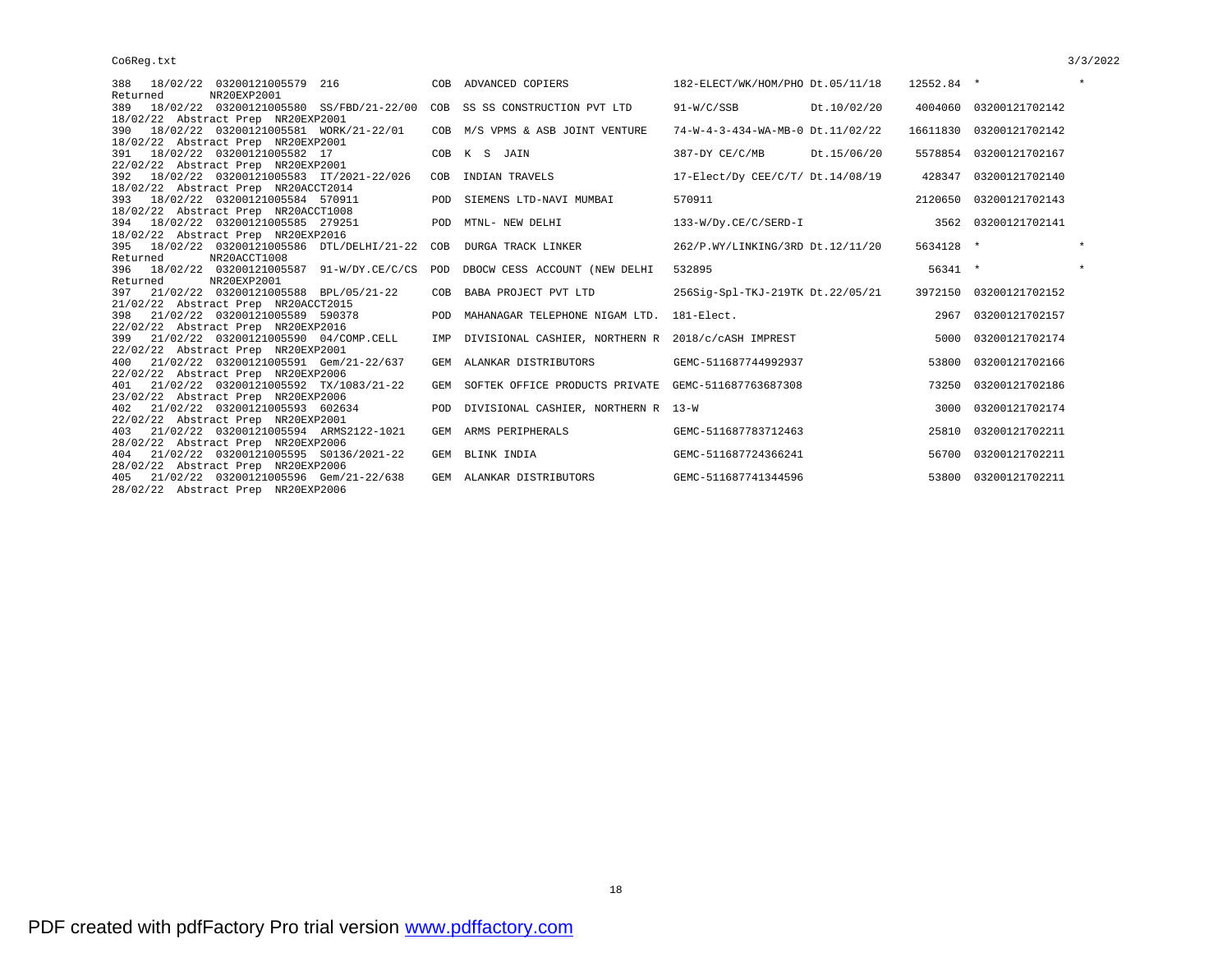```
388  18/02/22 03200121005579  216                COB  ADVANCED COPIERS               182-ELECT/WK/HOM/PHO Dt.05/11/18    12552.84  *                *
Returned        NR20EXP2001
389  18/02/22 03200121005580  SS/FBD/21-22/00  COB  SS SS CONSTRUCTION PVT LTD     91-W/C/SSB          Dt.10/02/20    4004060  03200121702142
18/02/22  Abstract Prep  NR20EXP2001
390  18/02/22 03200121005581  WORK/21-22/01    COB  M/S VPMS & ASB JOINT VENTURE   74-W-4-3-434-WA-MB-0 Dt.11/02/22  16611830  03200121702142
18/02/22  Abstract Prep  NR20EXP2001
391  18/02/22 03200121005582  17               COB  K  S  JAIN                     387-DY CE/C/MB      Dt.15/06/20    5578854  03200121702167
22/02/22  Abstract Prep  NR20EXP2001
392  18/02/22 03200121005583  IT/2021-22/026   COB  INDIAN TRAVELS                 17-Elect/Dy CEE/C/T/ Dt.14/08/19    428347  03200121702140
18/02/22  Abstract Prep  NR20ACCT2014
393  18/02/22 03200121005584  570911           POD  SIEMENS LTD-NAVI MUMBAI        570911                             2120650  03200121702143
18/02/22  Abstract Prep  NR20ACCT1008
394  18/02/22 03200121005585  279251           POD  MTNL- NEW DELHI                133-W/Dy.CE/C/SERD-I                  3562  03200121702141
18/02/22  Abstract Prep  NR20EXP2016
395  18/02/22 03200121005586  DTL/DELHI/21-22  COB  DURGA TRACK LINKER             262/P.WY/LINKING/3RD Dt.12/11/20   5634128  *                *
Returned        NR20ACCT1008
396  18/02/22 03200121005587  91-W/DY.CE/C/CS  POD  DBOCW CESS ACCOUNT (NEW DELHI  532895                               56341  *                *
Returned        NR20EXP2001
397  21/02/22 03200121005588  BPL/05/21-22     COB  BABA PROJECT PVT LTD           256Sig-Spl-TKJ-219TK Dt.22/05/21   3972150  03200121702152
21/02/22  Abstract Prep  NR20ACCT2015
398  21/02/22 03200121005589  590378           POD  MAHANAGAR TELEPHONE NIGAM LTD.  181-Elect.                            2967  03200121702157
22/02/22  Abstract Prep  NR20EXP2016
399  21/02/22 03200121005590  04/COMP.CELL     IMP  DIVISIONAL CASHIER, NORTHERN R  2018/c/cASH IMPREST                   5000  03200121702174
22/02/22  Abstract Prep  NR20EXP2001
400  21/02/22 03200121005591  Gem/21-22/637    GEM  ALANKAR DISTRIBUTORS           GEMC-511687744992937                 53800  03200121702166
22/02/22  Abstract Prep  NR20EXP2006
401  21/02/22 03200121005592  TX/1083/21-22    GEM  SOFTEK OFFICE PRODUCTS PRIVATE  GEMC-511687763687308                73250  03200121702186
23/02/22  Abstract Prep  NR20EXP2006
402  21/02/22 03200121005593  602634           POD  DIVISIONAL CASHIER, NORTHERN R  13-W                                  3000  03200121702174
22/02/22  Abstract Prep  NR20EXP2001
403  21/02/22 03200121005594  ARMS2122-1021    GEM  ARMS PERIPHERALS               GEMC-511687783712463                 25810  03200121702211
28/02/22  Abstract Prep  NR20EXP2006
404  21/02/22 03200121005595  S0136/2021-22    GEM  BLINK INDIA                    GEMC-511687724366241                 56700  03200121702211
28/02/22  Abstract Prep  NR20EXP2006
405  21/02/22 03200121005596  Gem/21-22/638    GEM  ALANKAR DISTRIBUTORS           GEMC-511687741344596                 53800  03200121702211
28/02/22  Abstract Prep  NR20EXP2006
```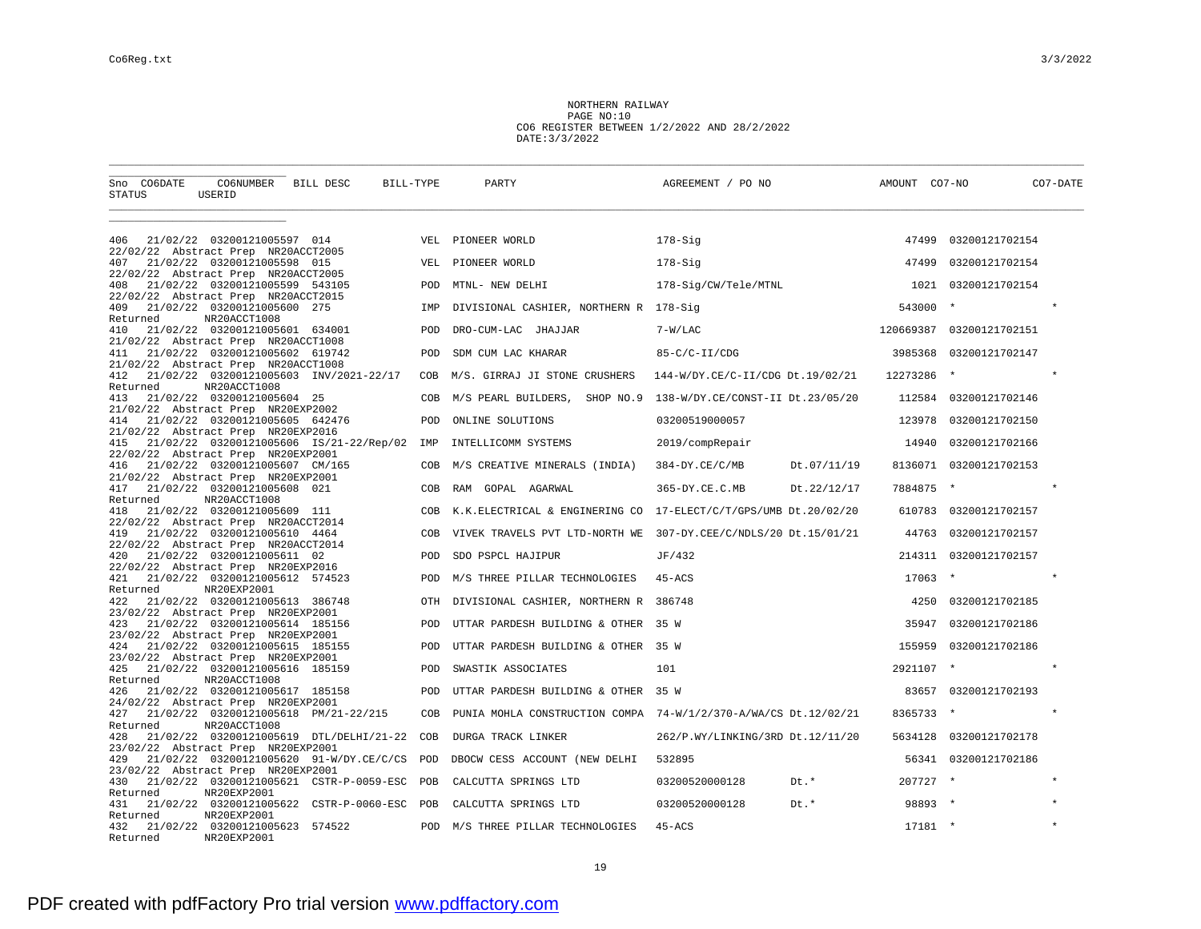NORTHERN RAILWAY
PAGE NO:10
CO6 REGISTER BETWEEN 1/2/2022 AND 28/2/2022
DATE:3/3/2022

| Sno | CO6DATE | CO6NUMBER | BILL DESC | BILL-TYPE | PARTY | AGREEMENT / PO NO | | AMOUNT | CO7-NO | CO7-DATE |
|---|---|---|---|---|---|---|---|---|---|---|
| STATUS | | USERID | | | | | | | | |
| 406 | 21/02/22 | 03200121005597 | 014 | VEL | PIONEER WORLD | 178-Sig | | 47499 | 03200121702154 | |
| 22/02/22 Abstract Prep | | NR20ACCT2005 | | | | | | | | |
| 407 | 21/02/22 | 03200121005598 | 015 | VEL | PIONEER WORLD | 178-Sig | | 47499 | 03200121702154 | |
| 22/02/22 Abstract Prep | | NR20ACCT2005 | | | | | | | | |
| 408 | 21/02/22 | 03200121005599 | 543105 | POD | MTNL- NEW DELHI | 178-Sig/CW/Tele/MTNL | | 1021 | 03200121702154 | |
| 22/02/22 Abstract Prep | | NR20ACCT2015 | | | | | | | | |
| 409 | 21/02/22 | 03200121005600 | 275 | IMP | DIVISIONAL CASHIER, NORTHERN R | 178-Sig | | 543000 | * | * |
| Returned | | NR20ACCT1008 | | | | | | | | |
| 410 | 21/02/22 | 03200121005601 | 634001 | POD | DRO-CUM-LAC JHAJJAR | 7-W/LAC | | 120669387 | 03200121702151 | |
| 21/02/22 Abstract Prep | | NR20ACCT1008 | | | | | | | | |
| 411 | 21/02/22 | 03200121005602 | 619742 | POD | SDM CUM LAC KHARAR | 85-C/C-II/CDG | | 3985368 | 03200121702147 | |
| 21/02/22 Abstract Prep | | NR20ACCT1008 | | | | | | | | |
| 412 | 21/02/22 | 03200121005603 | INV/2021-22/17 | COB | M/S. GIRRAJ JI STONE CRUSHERS | 144-W/DY.CE/C-II/CDG Dt.19/02/21 | | 12273286 | * | * |
| Returned | | NR20ACCT1008 | | | | | | | | |
| 413 | 21/02/22 | 03200121005604 | 25 | COB | M/S PEARL BUILDERS, SHOP NO.9 | 138-W/DY.CE/CONST-II Dt.23/05/20 | | 112584 | 03200121702146 | |
| 21/02/22 Abstract Prep | | NR20EXP2002 | | | | | | | | |
| 414 | 21/02/22 | 03200121005605 | 642476 | POD | ONLINE SOLUTIONS | 03200519000057 | | 123978 | 03200121702150 | |
| 21/02/22 Abstract Prep | | NR20EXP2016 | | | | | | | | |
| 415 | 21/02/22 | 03200121005606 | IS/21-22/Rep/02 | IMP | INTELLICOMM SYSTEMS | 2019/compRepair | | 14940 | 03200121702166 | |
| 22/02/22 Abstract Prep | | NR20EXP2001 | | | | | | | | |
| 416 | 21/02/22 | 03200121005607 | CM/165 | COB | M/S CREATIVE MINERALS (INDIA) | 384-DY.CE/C/MB | Dt.07/11/19 | 8136071 | 03200121702153 | |
| 21/02/22 Abstract Prep | | NR20EXP2001 | | | | | | | | |
| 417 | 21/02/22 | 03200121005608 | 021 | COB | RAM GOPAL AGARWAL | 365-DY.CE.C.MB | Dt.22/12/17 | 7884875 | * | * |
| Returned | | NR20ACCT1008 | | | | | | | | |
| 418 | 21/02/22 | 03200121005609 | 111 | COB | K.K.ELECTRICAL & ENGINERING CO | 17-ELECT/C/T/GPS/UMB Dt.20/02/20 | | 610783 | 03200121702157 | |
| 22/02/22 Abstract Prep | | NR20ACCT2014 | | | | | | | | |
| 419 | 21/02/22 | 03200121005610 | 4464 | COB | VIVEK TRAVELS PVT LTD-NORTH WE | 307-DY.CEE/C/NDLS/20 Dt.15/01/21 | | 44763 | 03200121702157 | |
| 22/02/22 Abstract Prep | | NR20ACCT2014 | | | | | | | | |
| 420 | 21/02/22 | 03200121005611 | 02 | POD | SDO PSPCL HAJIPUR | JF/432 | | 214311 | 03200121702157 | |
| 22/02/22 Abstract Prep | | NR20EXP2016 | | | | | | | | |
| 421 | 21/02/22 | 03200121005612 | 574523 | POD | M/S THREE PILLAR TECHNOLOGIES | 45-ACS | | 17063 | * | * |
| Returned | | NR20EXP2001 | | | | | | | | |
| 422 | 21/02/22 | 03200121005613 | 386748 | OTH | DIVISIONAL CASHIER, NORTHERN R | 386748 | | 4250 | 03200121702185 | |
| 23/02/22 Abstract Prep | | NR20EXP2001 | | | | | | | | |
| 423 | 21/02/22 | 03200121005614 | 185156 | POD | UTTAR PARDESH BUILDING & OTHER | 35 W | | 35947 | 03200121702186 | |
| 23/02/22 Abstract Prep | | NR20EXP2001 | | | | | | | | |
| 424 | 21/02/22 | 03200121005615 | 185155 | POD | UTTAR PARDESH BUILDING & OTHER | 35 W | | 155959 | 03200121702186 | |
| 23/02/22 Abstract Prep | | NR20EXP2001 | | | | | | | | |
| 425 | 21/02/22 | 03200121005616 | 185159 | POD | SWASTIK ASSOCIATES | 101 | | 2921107 | * | * |
| Returned | | NR20ACCT1008 | | | | | | | | |
| 426 | 21/02/22 | 03200121005617 | 185158 | POD | UTTAR PARDESH BUILDING & OTHER | 35 W | | 83657 | 03200121702193 | |
| 24/02/22 Abstract Prep | | NR20EXP2001 | | | | | | | | |
| 427 | 21/02/22 | 03200121005618 | PM/21-22/215 | COB | PUNIA MOHLA CONSTRUCTION COMPA | 74-W/1/2/370-A/WA/CS Dt.12/02/21 | | 8365733 | * | * |
| Returned | | NR20ACCT1008 | | | | | | | | |
| 428 | 21/02/22 | 03200121005619 | DTL/DELHI/21-22 | COB | DURGA TRACK LINKER | 262/P.WY/LINKING/3RD Dt.12/11/20 | | 5634128 | 03200121702178 | |
| 23/02/22 Abstract Prep | | NR20EXP2001 | | | | | | | | |
| 429 | 21/02/22 | 03200121005620 | 91-W/DY.CE/C/CS | POD | DBOCW CESS ACCOUNT (NEW DELHI | 532895 | | 56341 | 03200121702186 | |
| 23/02/22 Abstract Prep | | NR20EXP2001 | | | | | | | | |
| 430 | 21/02/22 | 03200121005621 | CSTR-P-0059-ESC | POB | CALCUTTA SPRINGS LTD | 03200520000128 | Dt.* | 207727 | * | * |
| Returned | | NR20EXP2001 | | | | | | | | |
| 431 | 21/02/22 | 03200121005622 | CSTR-P-0060-ESC | POB | CALCUTTA SPRINGS LTD | 03200520000128 | Dt.* | 98893 | * | * |
| Returned | | NR20EXP2001 | | | | | | | | |
| 432 | 21/02/22 | 03200121005623 | 574522 | POD | M/S THREE PILLAR TECHNOLOGIES | 45-ACS | | 17181 | * | * |
| Returned | | NR20EXP2001 | | | | | | | | |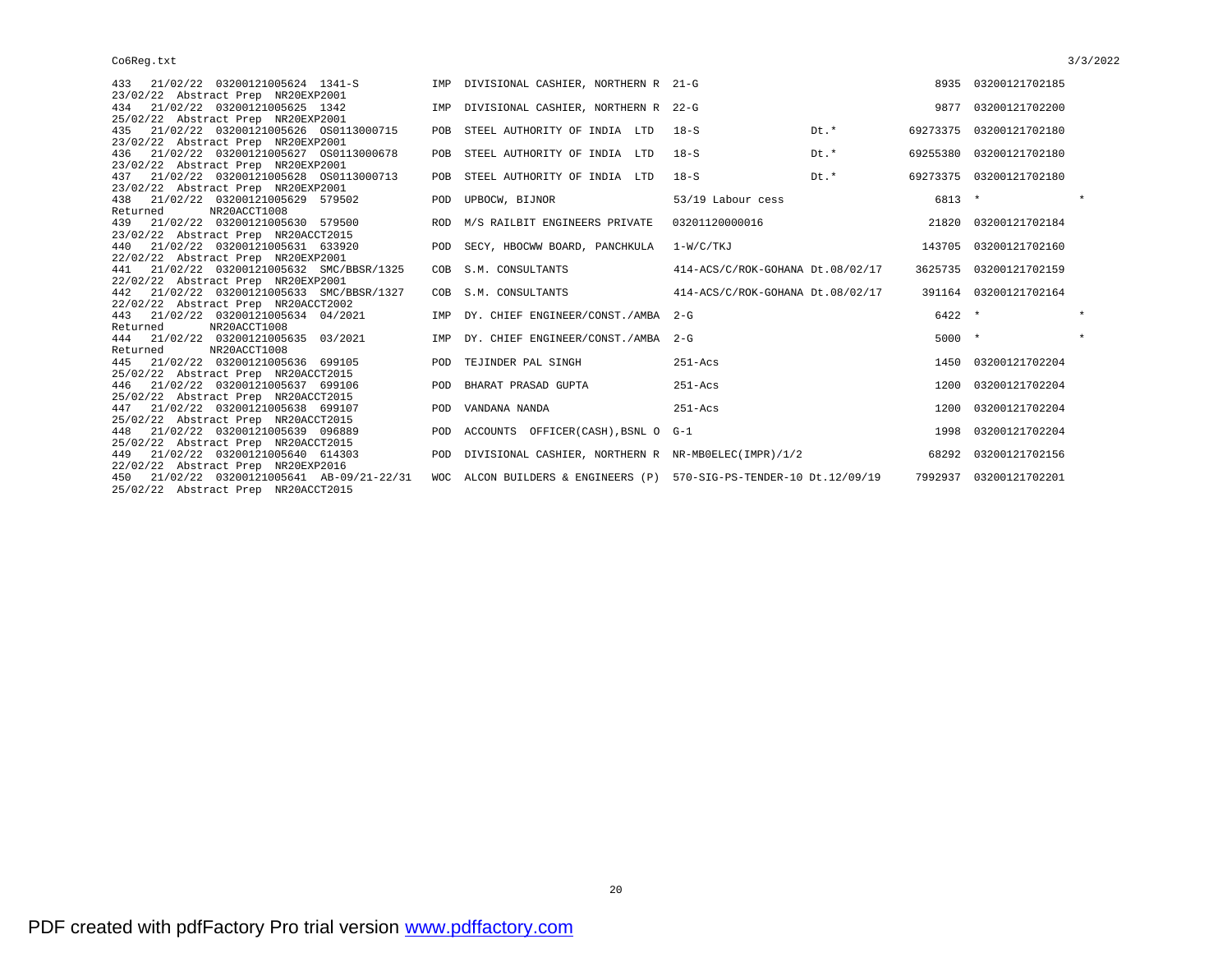| | | | | | | | | | | |
|---|---|---|---|---|---|---|---|---|---|---|
| 433 | 21/02/22 | 03200121005624 | 1341-S | IMP | DIVISIONAL CASHIER, NORTHERN R | 21-G | | 8935 | 03200121702185 | |
| 23/02/22 Abstract Prep NR20EXP2001 | | | | | | | | | | |
| 434 | 21/02/22 | 03200121005625 | 1342 | IMP | DIVISIONAL CASHIER, NORTHERN R | 22-G | | 9877 | 03200121702200 | |
| 25/02/22 Abstract Prep NR20EXP2001 | | | | | | | | | | |
| 435 | 21/02/22 | 03200121005626 | OS0113000715 | POB | STEEL AUTHORITY OF INDIA LTD | 18-S | Dt.* | 69273375 | 03200121702180 | |
| 23/02/22 Abstract Prep NR20EXP2001 | | | | | | | | | | |
| 436 | 21/02/22 | 03200121005627 | OS0113000678 | POB | STEEL AUTHORITY OF INDIA LTD | 18-S | Dt.* | 69255380 | 03200121702180 | |
| 23/02/22 Abstract Prep NR20EXP2001 | | | | | | | | | | |
| 437 | 21/02/22 | 03200121005628 | OS0113000713 | POB | STEEL AUTHORITY OF INDIA LTD | 18-S | Dt.* | 69273375 | 03200121702180 | |
| 23/02/22 Abstract Prep NR20EXP2001 | | | | | | | | | | |
| 438 | 21/02/22 | 03200121005629 | 579502 | POD | UPBOCW, BIJNOR | 53/19 Labour cess | | 6813 | * | * |
| Returned NR20ACCT1008 | | | | | | | | | | |
| 439 | 21/02/22 | 03200121005630 | 579500 | ROD | M/S RAILBIT ENGINEERS PRIVATE | 03201120000016 | | 21820 | 03200121702184 | |
| 23/02/22 Abstract Prep NR20ACCT2015 | | | | | | | | | | |
| 440 | 21/02/22 | 03200121005631 | 633920 | POD | SECY, HBOCWW BOARD, PANCHKULA | 1-W/C/TKJ | | 143705 | 03200121702160 | |
| 22/02/22 Abstract Prep NR20EXP2001 | | | | | | | | | | |
| 441 | 21/02/22 | 03200121005632 | SMC/BBSR/1325 | COB | S.M. CONSULTANTS | 414-ACS/C/ROK-GOHANA Dt.08/02/17 | | 3625735 | 03200121702159 | |
| 22/02/22 Abstract Prep NR20EXP2001 | | | | | | | | | | |
| 442 | 21/02/22 | 03200121005633 | SMC/BBSR/1327 | COB | S.M. CONSULTANTS | 414-ACS/C/ROK-GOHANA Dt.08/02/17 | | 391164 | 03200121702164 | |
| 22/02/22 Abstract Prep NR20ACCT2002 | | | | | | | | | | |
| 443 | 21/02/22 | 03200121005634 | 04/2021 | IMP | DY. CHIEF ENGINEER/CONST./AMBA | 2-G | | 6422 | * | * |
| Returned NR20ACCT1008 | | | | | | | | | | |
| 444 | 21/02/22 | 03200121005635 | 03/2021 | IMP | DY. CHIEF ENGINEER/CONST./AMBA | 2-G | | 5000 | * | * |
| Returned NR20ACCT1008 | | | | | | | | | | |
| 445 | 21/02/22 | 03200121005636 | 699105 | POD | TEJINDER PAL SINGH | 251-Acs | | 1450 | 03200121702204 | |
| 25/02/22 Abstract Prep NR20ACCT2015 | | | | | | | | | | |
| 446 | 21/02/22 | 03200121005637 | 699106 | POD | BHARAT PRASAD GUPTA | 251-Acs | | 1200 | 03200121702204 | |
| 25/02/22 Abstract Prep NR20ACCT2015 | | | | | | | | | | |
| 447 | 21/02/22 | 03200121005638 | 699107 | POD | VANDANA NANDA | 251-Acs | | 1200 | 03200121702204 | |
| 25/02/22 Abstract Prep NR20ACCT2015 | | | | | | | | | | |
| 448 | 21/02/22 | 03200121005639 | 096889 | POD | ACCOUNTS OFFICER(CASH),BSNL O | G-1 | | 1998 | 03200121702204 | |
| 25/02/22 Abstract Prep NR20ACCT2015 | | | | | | | | | | |
| 449 | 21/02/22 | 03200121005640 | 614303 | POD | DIVISIONAL CASHIER, NORTHERN R | NR-MB0ELEC(IMPR)/1/2 | | 68292 | 03200121702156 | |
| 22/02/22 Abstract Prep NR20EXP2016 | | | | | | | | | | |
| 450 | 21/02/22 | 03200121005641 | AB-09/21-22/31 | WOC | ALCON BUILDERS & ENGINEERS (P) | 570-SIG-PS-TENDER-10 Dt.12/09/19 | | 7992937 | 03200121702201 | |
| 25/02/22 Abstract Prep NR20ACCT2015 | | | | | | | | | | |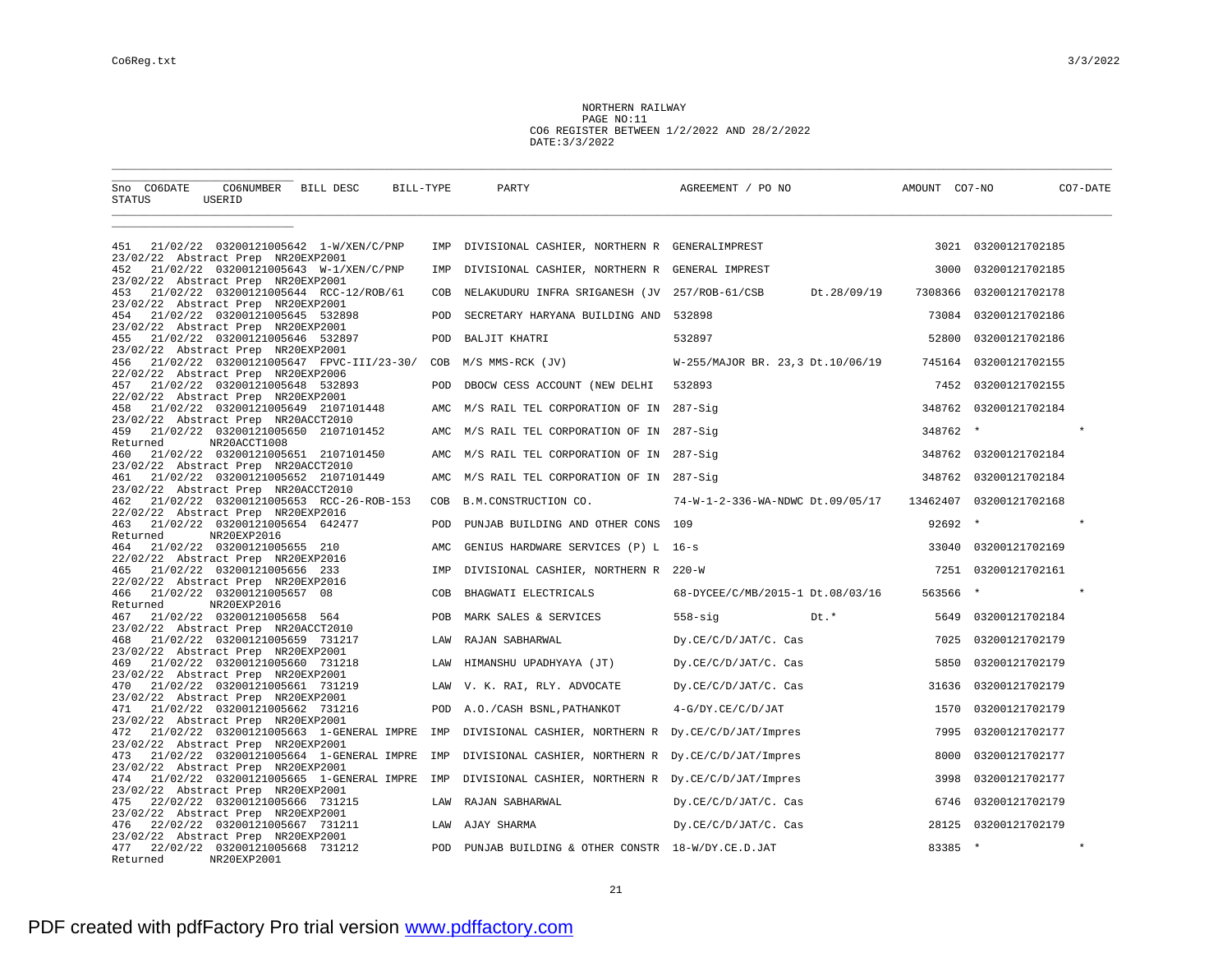NORTHERN RAILWAY
PAGE NO:11
CO6 REGISTER BETWEEN 1/2/2022 AND 28/2/2022
DATE:3/3/2022

| Sno | CO6DATE | CO6NUMBER | BILL DESC | BILL-TYPE | PARTY | AGREEMENT / PO NO | | AMOUNT | CO7-NO | CO7-DATE |
|---|---|---|---|---|---|---|---|---|---|---|
| STATUS | | USERID | | | | | | | | |
| 451 | 21/02/22 | 03200121005642 | 1-W/XEN/C/PNP | IMP | DIVISIONAL CASHIER, NORTHERN R | GENERALIMPREST | | 3021 | 03200121702185 | |
| 23/02/22 Abstract Prep | | NR20EXP2001 | | | | | | | | |
| 452 | 21/02/22 | 03200121005643 | W-1/XEN/C/PNP | IMP | DIVISIONAL CASHIER, NORTHERN R | GENERAL IMPREST | | 3000 | 03200121702185 | |
| 23/02/22 Abstract Prep | | NR20EXP2001 | | | | | | | | |
| 453 | 21/02/22 | 03200121005644 | RCC-12/ROB/61 | COB | NELAKUDURU INFRA SRIGANESH (JV | 257/ROB-61/CSB | Dt.28/09/19 | 7308366 | 03200121702178 | |
| 23/02/22 Abstract Prep | | NR20EXP2001 | | | | | | | | |
| 454 | 21/02/22 | 03200121005645 | 532898 | POD | SECRETARY HARYANA BUILDING AND | 532898 | | 73084 | 03200121702186 | |
| 23/02/22 Abstract Prep | | NR20EXP2001 | | | | | | | | |
| 455 | 21/02/22 | 03200121005646 | 532897 | POD | BALJIT KHATRI | 532897 | | 52800 | 03200121702186 | |
| 23/02/22 Abstract Prep | | NR20EXP2001 | | | | | | | | |
| 456 | 21/02/22 | 03200121005647 | FPVC-III/23-30/ | COB | M/S MMS-RCK (JV) | W-255/MAJOR BR. 23,3 | Dt.10/06/19 | 745164 | 03200121702155 | |
| 22/02/22 Abstract Prep | | NR20EXP2006 | | | | | | | | |
| 457 | 21/02/22 | 03200121005648 | 532893 | POD | DBOCW CESS ACCOUNT (NEW DELHI | 532893 | | 7452 | 03200121702155 | |
| 22/02/22 Abstract Prep | | NR20EXP2001 | | | | | | | | |
| 458 | 21/02/22 | 03200121005649 | 2107101448 | AMC | M/S RAIL TEL CORPORATION OF IN | 287-Sig | | 348762 | 03200121702184 | |
| 23/02/22 Abstract Prep | | NR20ACCT2010 | | | | | | | | |
| 459 | 21/02/22 | 03200121005650 | 2107101452 | AMC | M/S RAIL TEL CORPORATION OF IN | 287-Sig | | 348762 | * | * |
| Returned | | NR20ACCT1008 | | | | | | | | |
| 460 | 21/02/22 | 03200121005651 | 2107101450 | AMC | M/S RAIL TEL CORPORATION OF IN | 287-Sig | | 348762 | 03200121702184 | |
| 23/02/22 Abstract Prep | | NR20ACCT2010 | | | | | | | | |
| 461 | 21/02/22 | 03200121005652 | 2107101449 | AMC | M/S RAIL TEL CORPORATION OF IN | 287-Sig | | 348762 | 03200121702184 | |
| 23/02/22 Abstract Prep | | NR20ACCT2010 | | | | | | | | |
| 462 | 21/02/22 | 03200121005653 | RCC-26-ROB-153 | COB | B.M.CONSTRUCTION CO. | 74-W-1-2-336-WA-NDWC | Dt.09/05/17 | 13462407 | 03200121702168 | |
| 22/02/22 Abstract Prep | | NR20EXP2016 | | | | | | | | |
| 463 | 21/02/22 | 03200121005654 | 642477 | POD | PUNJAB BUILDING AND OTHER CONS | 109 | | 92692 | * | * |
| Returned | | NR20EXP2016 | | | | | | | | |
| 464 | 21/02/22 | 03200121005655 | 210 | AMC | GENIUS HARDWARE SERVICES (P) L | 16-s | | 33040 | 03200121702169 | |
| 22/02/22 Abstract Prep | | NR20EXP2016 | | | | | | | | |
| 465 | 21/02/22 | 03200121005656 | 233 | IMP | DIVISIONAL CASHIER, NORTHERN R | 220-W | | 7251 | 03200121702161 | |
| 22/02/22 Abstract Prep | | NR20EXP2016 | | | | | | | | |
| 466 | 21/02/22 | 03200121005657 | 08 | COB | BHAGWATI ELECTRICALS | 68-DYCEE/C/MB/2015-1 | Dt.08/03/16 | 563566 | * | * |
| Returned | | NR20EXP2016 | | | | | | | | |
| 467 | 21/02/22 | 03200121005658 | 564 | POB | MARK SALES & SERVICES | 558-sig | Dt.* | 5649 | 03200121702184 | |
| 23/02/22 Abstract Prep | | NR20ACCT2010 | | | | | | | | |
| 468 | 21/02/22 | 03200121005659 | 731217 | LAW | RAJAN SABHARWAL | Dy.CE/C/D/JAT/C. Cas | | 7025 | 03200121702179 | |
| 23/02/22 Abstract Prep | | NR20EXP2001 | | | | | | | | |
| 469 | 21/02/22 | 03200121005660 | 731218 | LAW | HIMANSHU UPADHYAYA (JT) | Dy.CE/C/D/JAT/C. Cas | | 5850 | 03200121702179 | |
| 23/02/22 Abstract Prep | | NR20EXP2001 | | | | | | | | |
| 470 | 21/02/22 | 03200121005661 | 731219 | LAW | V. K. RAI, RLY. ADVOCATE | Dy.CE/C/D/JAT/C. Cas | | 31636 | 03200121702179 | |
| 23/02/22 Abstract Prep | | NR20EXP2001 | | | | | | | | |
| 471 | 21/02/22 | 03200121005662 | 731216 | POD | A.O./CASH BSNL,PATHANKOT | 4-G/DY.CE/C/D/JAT | | 1570 | 03200121702179 | |
| 23/02/22 Abstract Prep | | NR20EXP2001 | | | | | | | | |
| 472 | 21/02/22 | 03200121005663 | 1-GENERAL IMPRE | IMP | DIVISIONAL CASHIER, NORTHERN R | Dy.CE/C/D/JAT/Impres | | 7995 | 03200121702177 | |
| 23/02/22 Abstract Prep | | NR20EXP2001 | | | | | | | | |
| 473 | 21/02/22 | 03200121005664 | 1-GENERAL IMPRE | IMP | DIVISIONAL CASHIER, NORTHERN R | Dy.CE/C/D/JAT/Impres | | 8000 | 03200121702177 | |
| 23/02/22 Abstract Prep | | NR20EXP2001 | | | | | | | | |
| 474 | 21/02/22 | 03200121005665 | 1-GENERAL IMPRE | IMP | DIVISIONAL CASHIER, NORTHERN R | Dy.CE/C/D/JAT/Impres | | 3998 | 03200121702177 | |
| 23/02/22 Abstract Prep | | NR20EXP2001 | | | | | | | | |
| 475 | 22/02/22 | 03200121005666 | 731215 | LAW | RAJAN SABHARWAL | Dy.CE/C/D/JAT/C. Cas | | 6746 | 03200121702179 | |
| 23/02/22 Abstract Prep | | NR20EXP2001 | | | | | | | | |
| 476 | 22/02/22 | 03200121005667 | 731211 | LAW | AJAY SHARMA | Dy.CE/C/D/JAT/C. Cas | | 28125 | 03200121702179 | |
| 23/02/22 Abstract Prep | | NR20EXP2001 | | | | | | | | |
| 477 | 22/02/22 | 03200121005668 | 731212 | POD | PUNJAB BUILDING & OTHER CONSTR | 18-W/DY.CE.D.JAT | | 83385 | * | * |
| Returned | | NR20EXP2001 | | | | | | | | |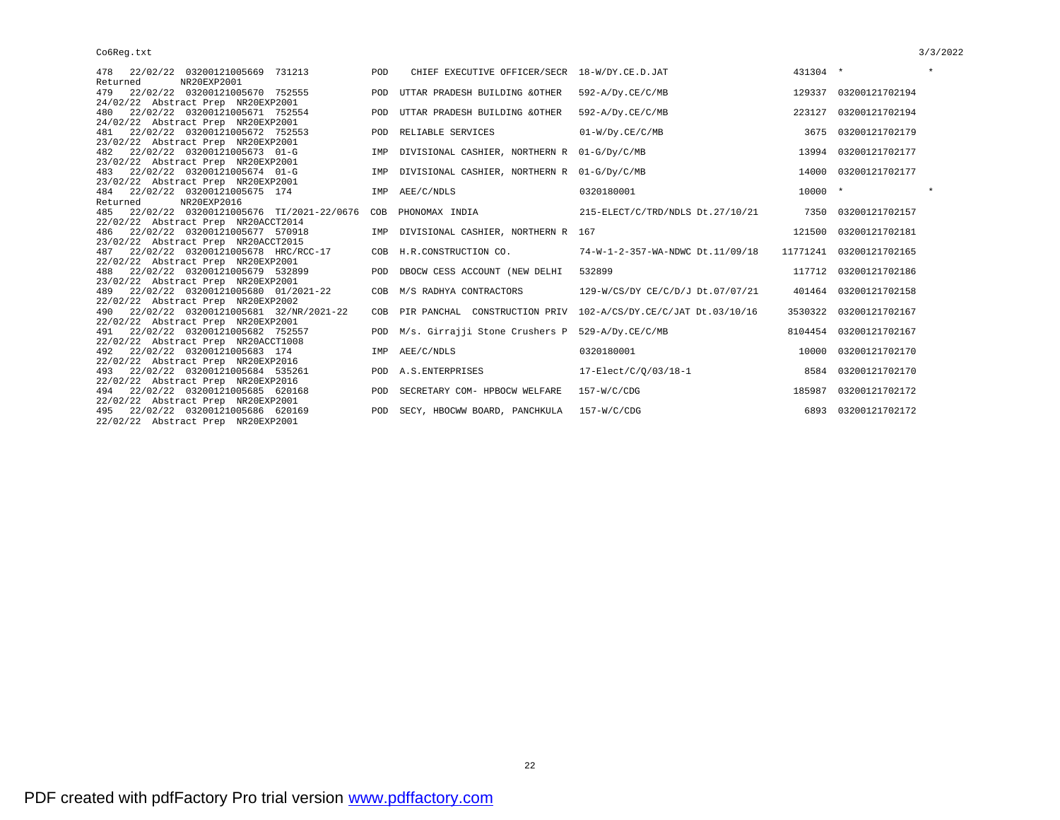```
478   22/02/22  03200121005669  731213            POD    CHIEF EXECUTIVE OFFICER/SECR  18-W/DY.CE.D.JAT                     431304  *                 *
Returned        NR20EXP2001
479   22/02/22  03200121005670  752555            POD  UTTAR PRADESH BUILDING &OTHER   592-A/Dy.CE/C/MB                     129337  03200121702194
24/02/22  Abstract Prep  NR20EXP2001
480   22/02/22  03200121005671  752554            POD  UTTAR PRADESH BUILDING &OTHER   592-A/Dy.CE/C/MB                     223127  03200121702194
24/02/22  Abstract Prep  NR20EXP2001
481   22/02/22  03200121005672  752553            POD  RELIABLE SERVICES               01-W/Dy.CE/C/MB                        3675  03200121702179
23/02/22  Abstract Prep  NR20EXP2001
482   22/02/22  03200121005673  01-G              IMP  DIVISIONAL CASHIER, NORTHERN R  01-G/Dy/C/MB                          13994  03200121702177
23/02/22  Abstract Prep  NR20EXP2001
483   22/02/22  03200121005674  01-G              IMP  DIVISIONAL CASHIER, NORTHERN R  01-G/Dy/C/MB                          14000  03200121702177
23/02/22  Abstract Prep  NR20EXP2001
484   22/02/22  03200121005675  174               IMP  AEE/C/NDLS                      0320180001                            10000  *                 *
Returned        NR20EXP2016
485   22/02/22  03200121005676  TI/2021-22/0676  COB  PHONOMAX INDIA                  215-ELECT/C/TRD/NDLS Dt.27/10/21       7350  03200121702157
22/02/22  Abstract Prep  NR20ACCT2014
486   22/02/22  03200121005677  570918            IMP  DIVISIONAL CASHIER, NORTHERN R  167                                  121500  03200121702181
23/02/22  Abstract Prep  NR20ACCT2015
487   22/02/22  03200121005678  HRC/RCC-17        COB  H.R.CONSTRUCTION CO.            74-W-1-2-357-WA-NDWC Dt.11/09/18   11771241  03200121702165
22/02/22  Abstract Prep  NR20EXP2001
488   22/02/22  03200121005679  532899            POD  DBOCW CESS ACCOUNT (NEW DELHI   532899                               117712  03200121702186
23/02/22  Abstract Prep  NR20EXP2001
489   22/02/22  03200121005680  01/2021-22        COB  M/S RADHYA CONTRACTORS          129-W/CS/DY CE/C/D/J Dt.07/07/21     401464  03200121702158
22/02/22  Abstract Prep  NR20EXP2002
490   22/02/22  03200121005681  32/NR/2021-22     COB  PIR PANCHAL  CONSTRUCTION PRIV  102-A/CS/DY.CE/C/JAT Dt.03/10/16    3530322  03200121702167
22/02/22  Abstract Prep  NR20EXP2001
491   22/02/22  03200121005682  752557            POD  M/s. Girrajji Stone Crushers P  529-A/Dy.CE/C/MB                    8104454  03200121702167
22/02/22  Abstract Prep  NR20ACCT1008
492   22/02/22  03200121005683  174               IMP  AEE/C/NDLS                      0320180001                            10000  03200121702170
22/02/22  Abstract Prep  NR20EXP2016
493   22/02/22  03200121005684  535261            POD  A.S.ENTERPRISES                 17-Elect/C/Q/03/18-1                   8584  03200121702170
22/02/22  Abstract Prep  NR20EXP2016
494   22/02/22  03200121005685  620168            POD  SECRETARY COM- HPBOCW WELFARE   157-W/C/CDG                          185987  03200121702172
22/02/22  Abstract Prep  NR20EXP2001
495   22/02/22  03200121005686  620169            POD  SECY, HBOCWW BOARD, PANCHKULA   157-W/C/CDG                            6893  03200121702172
22/02/22  Abstract Prep  NR20EXP2001
```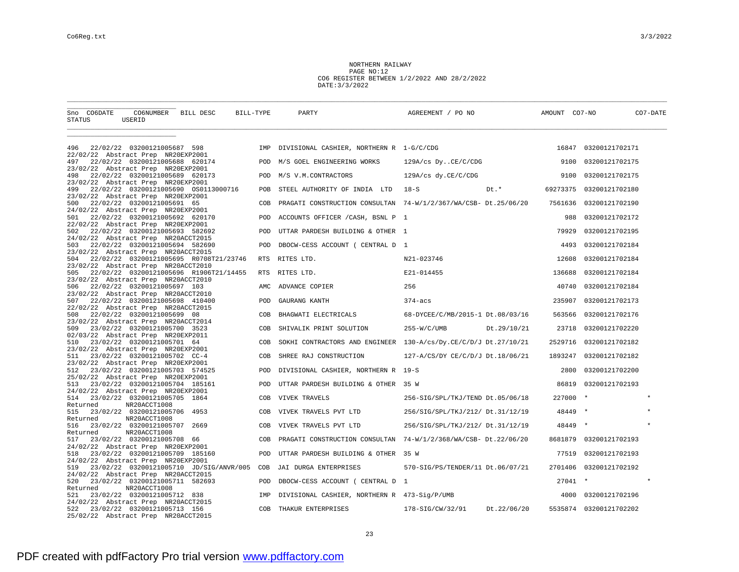NORTHERN RAILWAY
PAGE NO:12
CO6 REGISTER BETWEEN 1/2/2022 AND 28/2/2022
DATE:3/3/2022

| Sno | CO6DATE | CO6NUMBER | BILL DESC | BILL-TYPE | PARTY | AGREEMENT / PO NO | | AMOUNT | CO7-NO | CO7-DATE |
|---|---|---|---|---|---|---|---|---|---|---|
| STATUS | | USERID | | | | | | | | |
| 496 | 22/02/22 | 03200121005687 | 598 | IMP | DIVISIONAL CASHIER, NORTHERN R | 1-G/C/CDG | | 16847 | 03200121702171 | |
| 22/02/22 Abstract Prep | | NR20EXP2001 | | | | | | | | |
| 497 | 22/02/22 | 03200121005688 | 620174 | POD | M/S GOEL ENGINEERING WORKS | 129A/cs Dy..CE/C/CDG | | 9100 | 03200121702175 | |
| 23/02/22 Abstract Prep | | NR20EXP2001 | | | | | | | | |
| 498 | 22/02/22 | 03200121005689 | 620173 | POD | M/S V.M.CONTRACTORS | 129A/cs dy.CE/C/CDG | | 9100 | 03200121702175 | |
| 23/02/22 Abstract Prep | | NR20EXP2001 | | | | | | | | |
| 499 | 22/02/22 | 03200121005690 | OS0113000716 | POB | STEEL AUTHORITY OF INDIA LTD | 18-S | Dt.* | 69273375 | 03200121702180 | |
| 23/02/22 Abstract Prep | | NR20EXP2001 | | | | | | | | |
| 500 | 22/02/22 | 03200121005691 | 65 | COB | PRAGATI CONSTRUCTION CONSULTAN | 74-W/1/2/367/WA/CSB- | Dt.25/06/20 | 7561636 | 03200121702190 | |
| 24/02/22 Abstract Prep | | NR20EXP2001 | | | | | | | | |
| 501 | 22/02/22 | 03200121005692 | 620170 | POD | ACCOUNTS OFFICER /CASH, BSNL P | 1 | | 988 | 03200121702172 | |
| 22/02/22 Abstract Prep | | NR20EXP2001 | | | | | | | | |
| 502 | 22/02/22 | 03200121005693 | 582692 | POD | UTTAR PARDESH BUILDING & OTHER | 1 | | 79929 | 03200121702195 | |
| 24/02/22 Abstract Prep | | NR20ACCT2015 | | | | | | | | |
| 503 | 22/02/22 | 03200121005694 | 582690 | POD | DBOCW-CESS ACCOUNT ( CENTRAL D | 1 | | 4493 | 03200121702184 | |
| 23/02/22 Abstract Prep | | NR20ACCT2015 | | | | | | | | |
| 504 | 22/02/22 | 03200121005695 | R0708T21/23746 | RTS | RITES LTD. | N21-023746 | | 12608 | 03200121702184 | |
| 23/02/22 Abstract Prep | | NR20ACCT2010 | | | | | | | | |
| 505 | 22/02/22 | 03200121005696 | R1906T21/14455 | RTS | RITES LTD. | E21-014455 | | 136688 | 03200121702184 | |
| 23/02/22 Abstract Prep | | NR20ACCT2010 | | | | | | | | |
| 506 | 22/02/22 | 03200121005697 | 103 | AMC | ADVANCE COPIER | 256 | | 40740 | 03200121702184 | |
| 23/02/22 Abstract Prep | | NR20ACCT2010 | | | | | | | | |
| 507 | 22/02/22 | 03200121005698 | 410400 | POD | GAURANG KANTH | 374-acs | | 235907 | 03200121702173 | |
| 22/02/22 Abstract Prep | | NR20ACCT2015 | | | | | | | | |
| 508 | 22/02/22 | 03200121005699 | 08 | COB | BHAGWATI ELECTRICALS | 68-DYCEE/C/MB/2015-1 | Dt.08/03/16 | 563566 | 03200121702176 | |
| 23/02/22 Abstract Prep | | NR20ACCT2014 | | | | | | | | |
| 509 | 23/02/22 | 03200121005700 | 3523 | COB | SHIVALIK PRINT SOLUTION | 255-W/C/UMB | Dt.29/10/21 | 23718 | 03200121702220 | |
| 02/03/22 Abstract Prep | | NR20EXP2011 | | | | | | | | |
| 510 | 23/02/22 | 03200121005701 | 64 | COB | SOKHI CONTRACTORS AND ENGINEER | 130-A/cs/Dy.CE/C/D/J | Dt.27/10/21 | 2529716 | 03200121702182 | |
| 23/02/22 Abstract Prep | | NR20EXP2001 | | | | | | | | |
| 511 | 23/02/22 | 03200121005702 | CC-4 | COB | SHREE RAJ CONSTRUCTION | 127-A/CS/DY CE/C/D/J | Dt.18/06/21 | 1893247 | 03200121702182 | |
| 23/02/22 Abstract Prep | | NR20EXP2001 | | | | | | | | |
| 512 | 23/02/22 | 03200121005703 | 574525 | POD | DIVISIONAL CASHIER, NORTHERN R | 19-S | | 2800 | 03200121702200 | |
| 25/02/22 Abstract Prep | | NR20EXP2001 | | | | | | | | |
| 513 | 23/02/22 | 03200121005704 | 185161 | POD | UTTAR PARDESH BUILDING & OTHER | 35 W | | 86819 | 03200121702193 | |
| 24/02/22 Abstract Prep | | NR20EXP2001 | | | | | | | | |
| 514 | 23/02/22 | 03200121005705 | 1864 | COB | VIVEK TRAVELS | 256-SIG/SPL/TKJ/TEND | Dt.05/06/18 | 227000 | * | * |
| Returned | | NR20ACCT1008 | | | | | | | | |
| 515 | 23/02/22 | 03200121005706 | 4953 | COB | VIVEK TRAVELS PVT LTD | 256/SIG/SPL/TKJ/212/ | Dt.31/12/19 | 48449 | * | * |
| Returned | | NR20ACCT1008 | | | | | | | | |
| 516 | 23/02/22 | 03200121005707 | 2669 | COB | VIVEK TRAVELS PVT LTD | 256/SIG/SPL/TKJ/212/ | Dt.31/12/19 | 48449 | * | * |
| Returned | | NR20ACCT1008 | | | | | | | | |
| 517 | 23/02/22 | 03200121005708 | 66 | COB | PRAGATI CONSTRUCTION CONSULTAN | 74-W/1/2/368/WA/CSB- | Dt.22/06/20 | 8681879 | 03200121702193 | |
| 24/02/22 Abstract Prep | | NR20EXP2001 | | | | | | | | |
| 518 | 23/02/22 | 03200121005709 | 185160 | POD | UTTAR PARDESH BUILDING & OTHER | 35 W | | 77519 | 03200121702193 | |
| 24/02/22 Abstract Prep | | NR20EXP2001 | | | | | | | | |
| 519 | 23/02/22 | 03200121005710 | JD/SIG/ANVR/005 | COB | JAI DURGA ENTERPRISES | 570-SIG/PS/TENDER/11 | Dt.06/07/21 | 2701406 | 03200121702192 | |
| 24/02/22 Abstract Prep | | NR20ACCT2015 | | | | | | | | |
| 520 | 23/02/22 | 03200121005711 | 582693 | POD | DBOCW-CESS ACCOUNT ( CENTRAL D | 1 | | 27041 | * | * |
| Returned | | NR20ACCT1008 | | | | | | | | |
| 521 | 23/02/22 | 03200121005712 | 838 | IMP | DIVISIONAL CASHIER, NORTHERN R | 473-Sig/P/UMB | | 4000 | 03200121702196 | |
| 24/02/22 Abstract Prep | | NR20ACCT2015 | | | | | | | | |
| 522 | 23/02/22 | 03200121005713 | 156 | COB | THAKUR ENTERPRISES | 178-SIG/CW/32/91 | Dt.22/06/20 | 5535874 | 03200121702202 | |
| 25/02/22 Abstract Prep | | NR20ACCT2015 | | | | | | | | |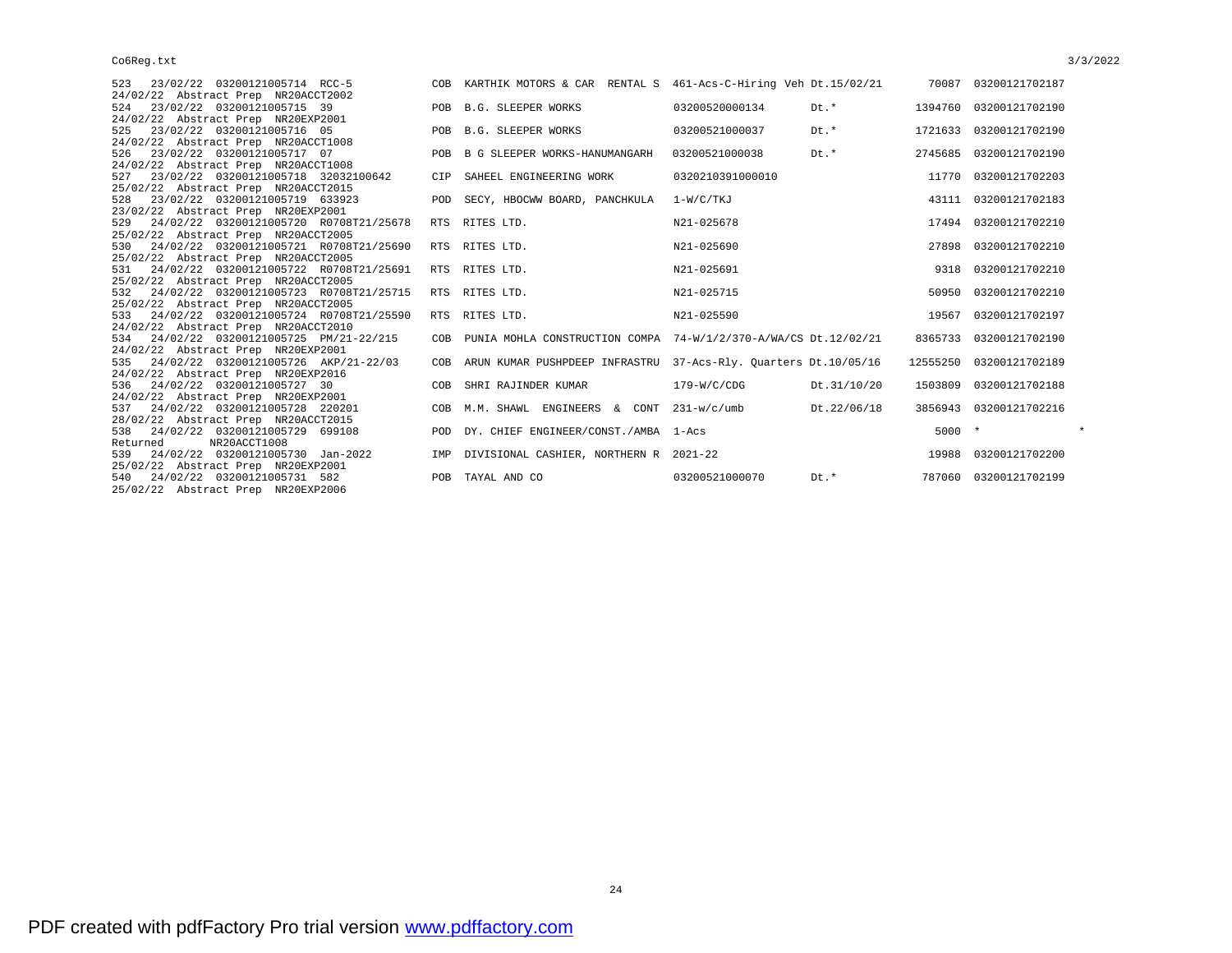| | | | | | | | | |
|---|---|---|---|---|---|---|---|---|
| 523 23/02/22 03200121005714 RCC-5 | COB | KARTHIK MOTORS & CAR RENTAL S | 461-Acs-C-Hiring Veh | Dt.15/02/21 | 70087 | 03200121702187 | | |
| 24/02/22 Abstract Prep NR20ACCT2002 | | | | | | | | |
| 524 23/02/22 03200121005715 39 | POB | B.G. SLEEPER WORKS | 03200520000134 | Dt.* | 1394760 | 03200121702190 | | |
| 24/02/22 Abstract Prep NR20EXP2001 | | | | | | | | |
| 525 23/02/22 03200121005716 05 | POB | B.G. SLEEPER WORKS | 03200521000037 | Dt.* | 1721633 | 03200121702190 | | |
| 24/02/22 Abstract Prep NR20ACCT1008 | | | | | | | | |
| 526 23/02/22 03200121005717 07 | POB | B G SLEEPER WORKS-HANUMANGARH | 03200521000038 | Dt.* | 2745685 | 03200121702190 | | |
| 24/02/22 Abstract Prep NR20ACCT1008 | | | | | | | | |
| 527 23/02/22 03200121005718 32032100642 | CIP | SAHEEL ENGINEERING WORK | 0320210391000010 | | 11770 | 03200121702203 | | |
| 25/02/22 Abstract Prep NR20ACCT2015 | | | | | | | | |
| 528 23/02/22 03200121005719 633923 | POD | SECY, HBOCWW BOARD, PANCHKULA | 1-W/C/TKJ | | 43111 | 03200121702183 | | |
| 23/02/22 Abstract Prep NR20EXP2001 | | | | | | | | |
| 529 24/02/22 03200121005720 R0708T21/25678 | RTS | RITES LTD. | N21-025678 | | 17494 | 03200121702210 | | |
| 25/02/22 Abstract Prep NR20ACCT2005 | | | | | | | | |
| 530 24/02/22 03200121005721 R0708T21/25690 | RTS | RITES LTD. | N21-025690 | | 27898 | 03200121702210 | | |
| 25/02/22 Abstract Prep NR20ACCT2005 | | | | | | | | |
| 531 24/02/22 03200121005722 R0708T21/25691 | RTS | RITES LTD. | N21-025691 | | 9318 | 03200121702210 | | |
| 25/02/22 Abstract Prep NR20ACCT2005 | | | | | | | | |
| 532 24/02/22 03200121005723 R0708T21/25715 | RTS | RITES LTD. | N21-025715 | | 50950 | 03200121702210 | | |
| 25/02/22 Abstract Prep NR20ACCT2005 | | | | | | | | |
| 533 24/02/22 03200121005724 R0708T21/25590 | RTS | RITES LTD. | N21-025590 | | 19567 | 03200121702197 | | |
| 24/02/22 Abstract Prep NR20ACCT2010 | | | | | | | | |
| 534 24/02/22 03200121005725 PM/21-22/215 | COB | PUNIA MOHLA CONSTRUCTION COMPA | 74-W/1/2/370-A/WA/CS | Dt.12/02/21 | 8365733 | 03200121702190 | | |
| 24/02/22 Abstract Prep NR20EXP2001 | | | | | | | | |
| 535 24/02/22 03200121005726 AKP/21-22/03 | COB | ARUN KUMAR PUSHPDEEP INFRASTRU | 37-Acs-Rly. Quarters | Dt.10/05/16 | 12555250 | 03200121702189 | | |
| 24/02/22 Abstract Prep NR20EXP2016 | | | | | | | | |
| 536 24/02/22 03200121005727 30 | COB | SHRI RAJINDER KUMAR | 179-W/C/CDG | Dt.31/10/20 | 1503809 | 03200121702188 | | |
| 24/02/22 Abstract Prep NR20EXP2001 | | | | | | | | |
| 537 24/02/22 03200121005728 220201 | COB | M.M. SHAWL ENGINEERS & CONT | 231-w/c/umb | Dt.22/06/18 | 3856943 | 03200121702216 | | |
| 28/02/22 Abstract Prep NR20ACCT2015 | | | | | | | | |
| 538 24/02/22 03200121005729 699108 | POD | DY. CHIEF ENGINEER/CONST./AMBA | 1-Acs | | 5000 | * | | * |
| Returned NR20ACCT1008 | | | | | | | | |
| 539 24/02/22 03200121005730 Jan-2022 | IMP | DIVISIONAL CASHIER, NORTHERN R | 2021-22 | | 19988 | 03200121702200 | | |
| 25/02/22 Abstract Prep NR20EXP2001 | | | | | | | | |
| 540 24/02/22 03200121005731 582 | POB | TAYAL AND CO | 03200521000070 | Dt.* | 787060 | 03200121702199 | | |
| 25/02/22 Abstract Prep NR20EXP2006 | | | | | | | | |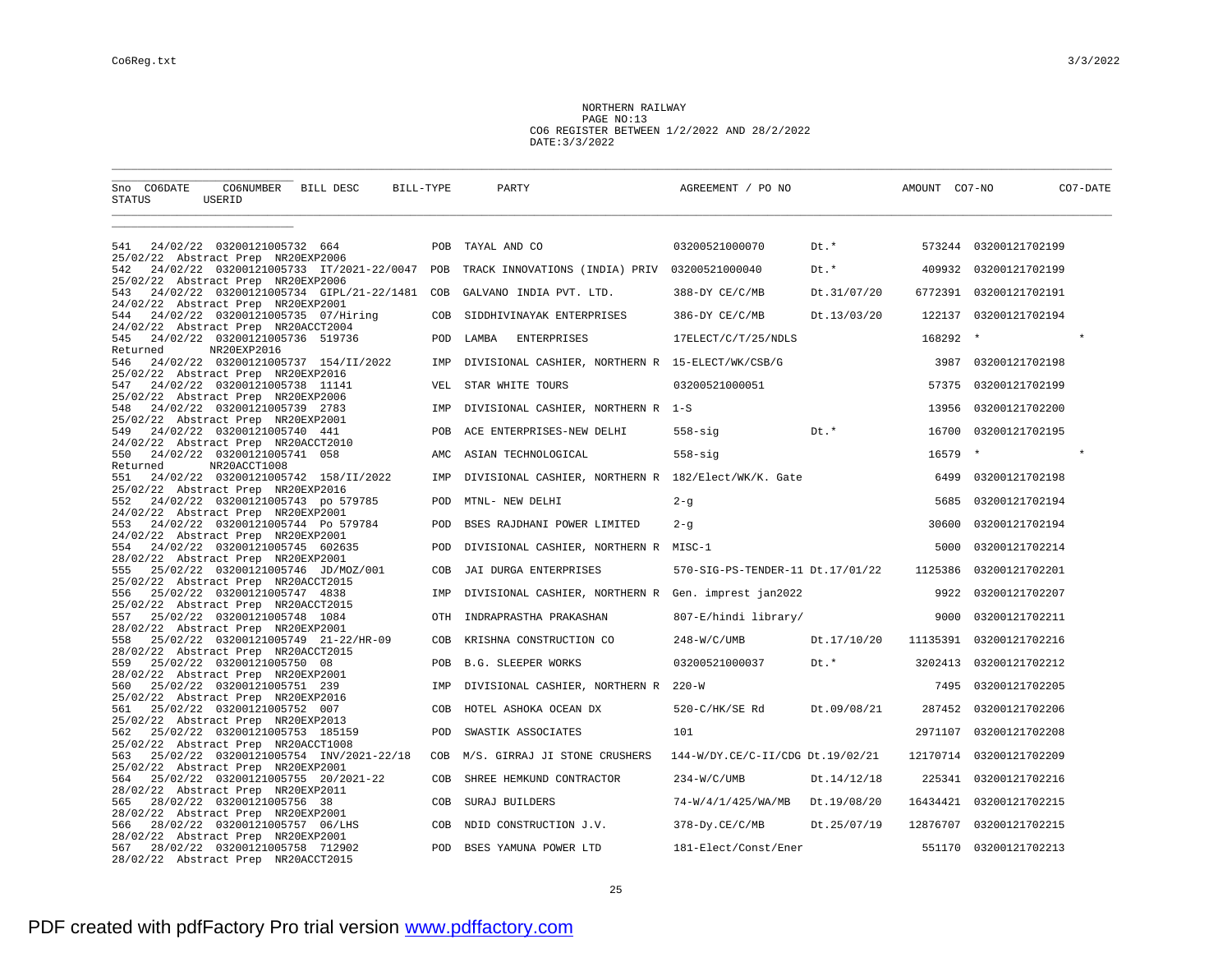NORTHERN RAILWAY
PAGE NO:13
CO6 REGISTER BETWEEN 1/2/2022 AND 28/2/2022
DATE:3/3/2022

| Sno | CO6DATE | CO6NUMBER | BILL DESC | BILL-TYPE | PARTY | AGREEMENT / PO NO | | AMOUNT | CO7-NO | CO7-DATE |
|---|---|---|---|---|---|---|---|---|---|---|
| STATUS | USERID | | | | | | | | | |
| 541 | 24/02/22 | 03200121005732 | 664 | POB | TAYAL AND CO | 03200521000070 | Dt.* | 573244 | 03200121702199 | |
| 25/02/22 Abstract Prep | NR20EXP2006 | | | | | | | | | |
| 542 | 24/02/22 | 03200121005733 | IT/2021-22/0047 | POB | TRACK INNOVATIONS (INDIA) PRIV | 03200521000040 | Dt.* | 409932 | 03200121702199 | |
| 25/02/22 Abstract Prep | NR20EXP2006 | | | | | | | | | |
| 543 | 24/02/22 | 03200121005734 | GIPL/21-22/1481 | COB | GALVANO INDIA PVT. LTD. | 388-DY CE/C/MB | Dt.31/07/20 | 6772391 | 03200121702191 | |
| 24/02/22 Abstract Prep | NR20EXP2001 | | | | | | | | | |
| 544 | 24/02/22 | 03200121005735 | 07/Hiring | COB | SIDDHIVINAYAK ENTERPRISES | 386-DY CE/C/MB | Dt.13/03/20 | 122137 | 03200121702194 | |
| 24/02/22 Abstract Prep | NR20ACCT2004 | | | | | | | | | |
| 545 | 24/02/22 | 03200121005736 | 519736 | POD | LAMBA ENTERPRISES | 17ELECT/C/T/25/NDLS | | 168292 | * | * |
| Returned | NR20EXP2016 | | | | | | | | | |
| 546 | 24/02/22 | 03200121005737 | 154/II/2022 | IMP | DIVISIONAL CASHIER, NORTHERN R | 15-ELECT/WK/CSB/G | | 3987 | 03200121702198 | |
| 25/02/22 Abstract Prep | NR20EXP2016 | | | | | | | | | |
| 547 | 24/02/22 | 03200121005738 | 11141 | VEL | STAR WHITE TOURS | 03200521000051 | | 57375 | 03200121702199 | |
| 25/02/22 Abstract Prep | NR20EXP2006 | | | | | | | | | |
| 548 | 24/02/22 | 03200121005739 | 2783 | IMP | DIVISIONAL CASHIER, NORTHERN R | 1-S | | 13956 | 03200121702200 | |
| 25/02/22 Abstract Prep | NR20EXP2001 | | | | | | | | | |
| 549 | 24/02/22 | 03200121005740 | 441 | POB | ACE ENTERPRISES-NEW DELHI | 558-sig | Dt.* | 16700 | 03200121702195 | |
| 24/02/22 Abstract Prep | NR20ACCT2010 | | | | | | | | | |
| 550 | 24/02/22 | 03200121005741 | 058 | AMC | ASIAN TECHNOLOGICAL | 558-sig | | 16579 | * | * |
| Returned | NR20ACCT1008 | | | | | | | | | |
| 551 | 24/02/22 | 03200121005742 | 158/II/2022 | IMP | DIVISIONAL CASHIER, NORTHERN R | 182/Elect/WK/K. Gate | | 6499 | 03200121702198 | |
| 25/02/22 Abstract Prep | NR20EXP2016 | | | | | | | | | |
| 552 | 24/02/22 | 03200121005743 | po 579785 | POD | MTNL- NEW DELHI | 2-g | | 5685 | 03200121702194 | |
| 24/02/22 Abstract Prep | NR20EXP2001 | | | | | | | | | |
| 553 | 24/02/22 | 03200121005744 | Po 579784 | POD | BSES RAJDHANI POWER LIMITED | 2-g | | 30600 | 03200121702194 | |
| 24/02/22 Abstract Prep | NR20EXP2001 | | | | | | | | | |
| 554 | 24/02/22 | 03200121005745 | 602635 | POD | DIVISIONAL CASHIER, NORTHERN R | MISC-1 | | 5000 | 03200121702214 | |
| 28/02/22 Abstract Prep | NR20EXP2001 | | | | | | | | | |
| 555 | 25/02/22 | 03200121005746 | JD/MOZ/001 | COB | JAI DURGA ENTERPRISES | 570-SIG-PS-TENDER-11 | Dt.17/01/22 | 1125386 | 03200121702201 | |
| 25/02/22 Abstract Prep | NR20ACCT2015 | | | | | | | | | |
| 556 | 25/02/22 | 03200121005747 | 4838 | IMP | DIVISIONAL CASHIER, NORTHERN R | Gen. imprest jan2022 | | 9922 | 03200121702207 | |
| 25/02/22 Abstract Prep | NR20ACCT2015 | | | | | | | | | |
| 557 | 25/02/22 | 03200121005748 | 1084 | OTH | INDRAPRASTHA PRAKASHAN | 807-E/hindi library/ | | 9000 | 03200121702211 | |
| 28/02/22 Abstract Prep | NR20EXP2001 | | | | | | | | | |
| 558 | 25/02/22 | 03200121005749 | 21-22/HR-09 | COB | KRISHNA CONSTRUCTION CO | 248-W/C/UMB | Dt.17/10/20 | 11135391 | 03200121702216 | |
| 28/02/22 Abstract Prep | NR20ACCT2015 | | | | | | | | | |
| 559 | 25/02/22 | 03200121005750 | 08 | POB | B.G. SLEEPER WORKS | 03200521000037 | Dt.* | 3202413 | 03200121702212 | |
| 28/02/22 Abstract Prep | NR20EXP2001 | | | | | | | | | |
| 560 | 25/02/22 | 03200121005751 | 239 | IMP | DIVISIONAL CASHIER, NORTHERN R | 220-W | | 7495 | 03200121702205 | |
| 25/02/22 Abstract Prep | NR20EXP2016 | | | | | | | | | |
| 561 | 25/02/22 | 03200121005752 | 007 | COB | HOTEL ASHOKA OCEAN DX | 520-C/HK/SE Rd | Dt.09/08/21 | 287452 | 03200121702206 | |
| 25/02/22 Abstract Prep | NR20EXP2013 | | | | | | | | | |
| 562 | 25/02/22 | 03200121005753 | 185159 | POD | SWASTIK ASSOCIATES | 101 | | 2971107 | 03200121702208 | |
| 25/02/22 Abstract Prep | NR20ACCT1008 | | | | | | | | | |
| 563 | 25/02/22 | 03200121005754 | INV/2021-22/18 | COB | M/S. GIRRAJ JI STONE CRUSHERS | 144-W/DY.CE/C-II/CDG | Dt.19/02/21 | 12170714 | 03200121702209 | |
| 25/02/22 Abstract Prep | NR20EXP2001 | | | | | | | | | |
| 564 | 25/02/22 | 03200121005755 | 20/2021-22 | COB | SHREE HEMKUND CONTRACTOR | 234-W/C/UMB | Dt.14/12/18 | 225341 | 03200121702216 | |
| 28/02/22 Abstract Prep | NR20EXP2011 | | | | | | | | | |
| 565 | 28/02/22 | 03200121005756 | 38 | COB | SURAJ BUILDERS | 74-W/4/1/425/WA/MB | Dt.19/08/20 | 16434421 | 03200121702215 | |
| 28/02/22 Abstract Prep | NR20EXP2001 | | | | | | | | | |
| 566 | 28/02/22 | 03200121005757 | 06/LHS | COB | NDID CONSTRUCTION J.V. | 378-Dy.CE/C/MB | Dt.25/07/19 | 12876707 | 03200121702215 | |
| 28/02/22 Abstract Prep | NR20EXP2001 | | | | | | | | | |
| 567 | 28/02/22 | 03200121005758 | 712902 | POD | BSES YAMUNA POWER LTD | 181-Elect/Const/Ener | | 551170 | 03200121702213 | |
| 28/02/22 Abstract Prep | NR20ACCT2015 | | | | | | | | | |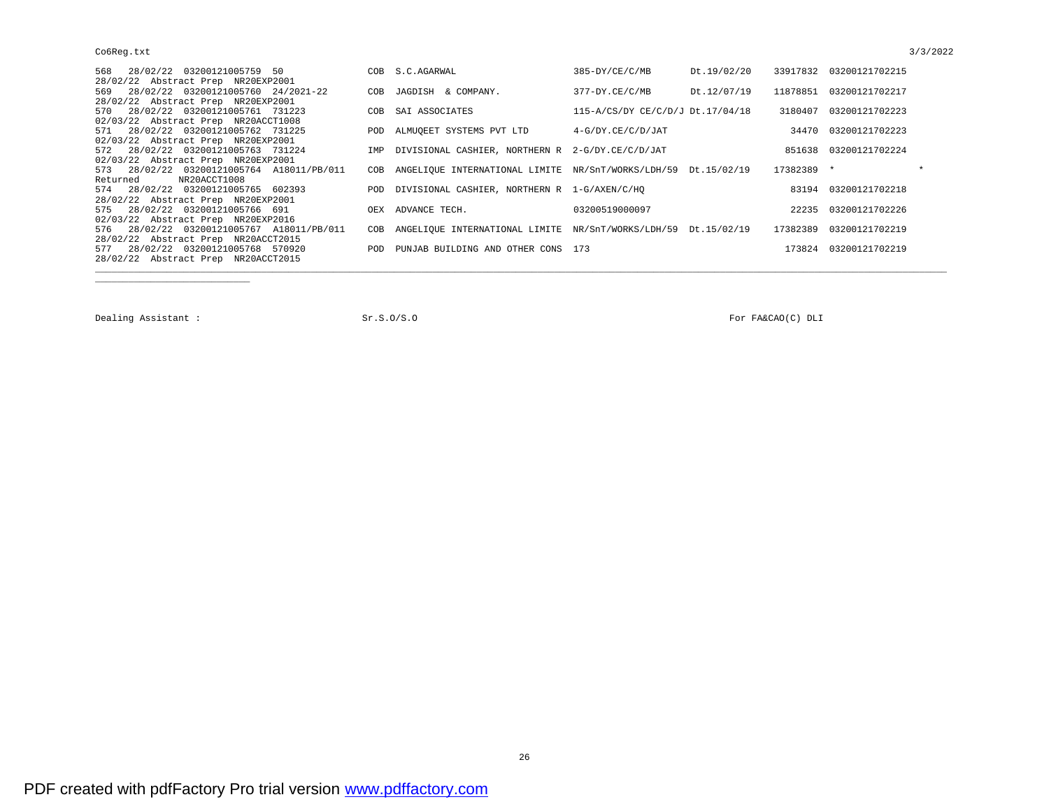| | | | | | | | | |
|---|---|---|---|---|---|---|---|---|
| 568 28/02/22 03200121005759 50<br>28/02/22 Abstract Prep NR20EXP2001 | COB | S.C.AGARWAL | 385-DY/CE/C/MB | Dt.19/02/20 | 33917832 | 03200121702215 | | |
| 569 28/02/22 03200121005760 24/2021-22<br>28/02/22 Abstract Prep NR20EXP2001 | COB | JAGDISH & COMPANY. | 377-DY.CE/C/MB | Dt.12/07/19 | 11878851 | 03200121702217 | | |
| 570 28/02/22 03200121005761 731223<br>02/03/22 Abstract Prep NR20ACCT1008 | COB | SAI ASSOCIATES | 115-A/CS/DY CE/C/D/J | Dt.17/04/18 | 3180407 | 03200121702223 | | |
| 571 28/02/22 03200121005762 731225<br>02/03/22 Abstract Prep NR20EXP2001 | POD | ALMUQEET SYSTEMS PVT LTD | 4-G/DY.CE/C/D/JAT | | 34470 | 03200121702223 | | |
| 572 28/02/22 03200121005763 731224<br>02/03/22 Abstract Prep NR20EXP2001 | IMP | DIVISIONAL CASHIER, NORTHERN R | 2-G/DY.CE/C/D/JAT | | 851638 | 03200121702224 | | |
| 573 28/02/22 03200121005764 A18011/PB/011<br>Returned NR20ACCT1008 | COB | ANGELIQUE INTERNATIONAL LIMITE | NR/SnT/WORKS/LDH/59 | Dt.15/02/19 | 17382389 | * | | * |
| 574 28/02/22 03200121005765 602393<br>28/02/22 Abstract Prep NR20EXP2001 | POD | DIVISIONAL CASHIER, NORTHERN R | 1-G/AXEN/C/HQ | | 83194 | 03200121702218 | | |
| 575 28/02/22 03200121005766 691<br>02/03/22 Abstract Prep NR20EXP2016 | OEX | ADVANCE TECH. | 03200519000097 | | 22235 | 03200121702226 | | |
| 576 28/02/22 03200121005767 A18011/PB/011<br>28/02/22 Abstract Prep NR20ACCT2015 | COB | ANGELIQUE INTERNATIONAL LIMITE | NR/SnT/WORKS/LDH/59 | Dt.15/02/19 | 17382389 | 03200121702219 | | |
| 577 28/02/22 03200121005768 570920<br>28/02/22 Abstract Prep NR20ACCT2015 | POD | PUNJAB BUILDING AND OTHER CONS | 173 | | 173824 | 03200121702219 | | |

Dealing Assistant :　　　　　　　　Sr.S.O/S.O　　　　　　　　For FA&CAO(C) DLI